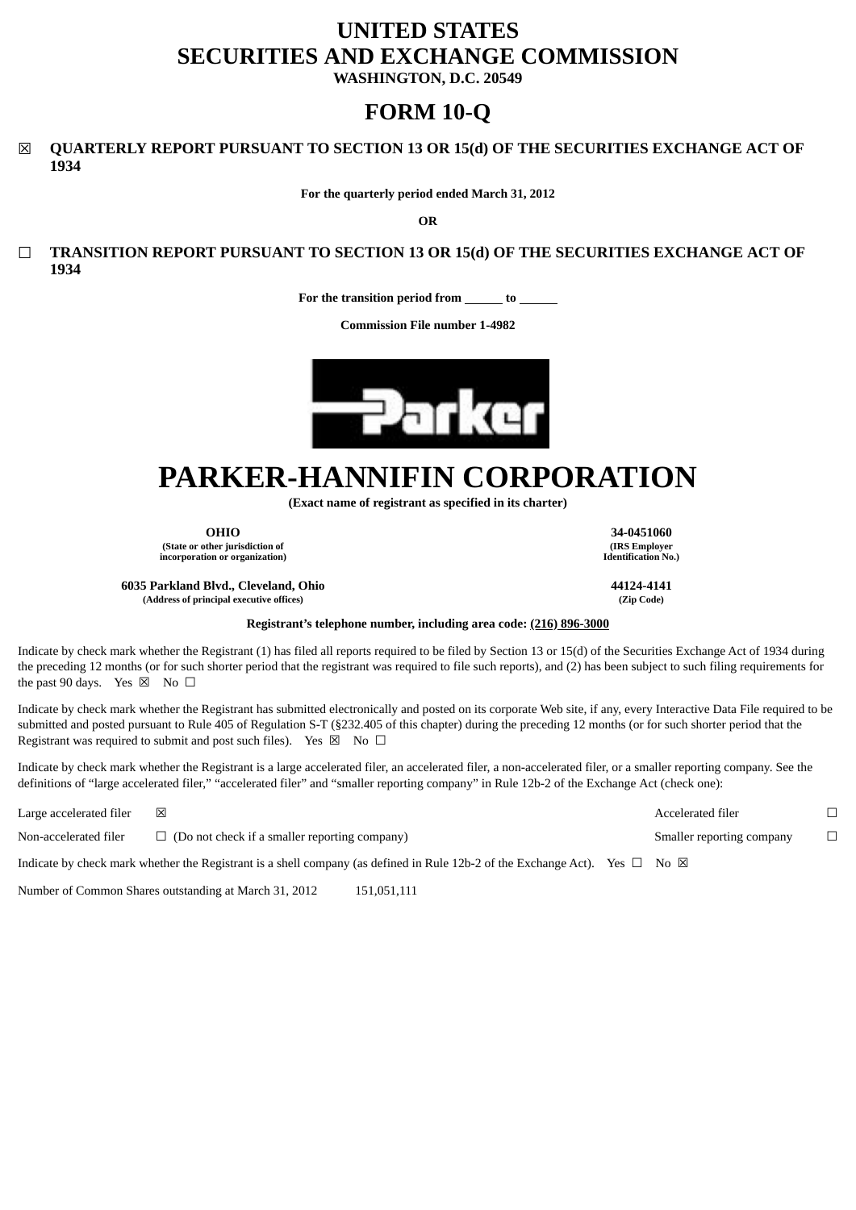# UNITED STATES
# SECURITIES AND EXCHANGE COMMISSION
**WASHINGTON, D.C. 20549**

# FORM 10-Q

☒ **QUARTERLY REPORT PURSUANT TO SECTION 13 OR 15(d) OF THE SECURITIES EXCHANGE ACT OF 1934**

**For the quarterly period ended March 31, 2012**

**OR**

☐ **TRANSITION REPORT PURSUANT TO SECTION 13 OR 15(d) OF THE SECURITIES EXCHANGE ACT OF 1934**

**For the transition period from ______ to ______**

**Commission File number 1-4982**

# PARKER-HANNIFIN CORPORATION
**(Exact name of registrant as specified in its charter)**

| **OHIO** | **34-0451060** |
|---|---|
| **(State or other jurisdiction of incorporation or organization)** | **(IRS Employer Identification No.)** |
| **6035 Parkland Blvd., Cleveland, Ohio** | **44124-4141** |
| **(Address of principal executive offices)** | **(Zip Code)** |

**Registrant's telephone number, including area code: (216) 896-3000**

Indicate by check mark whether the Registrant (1) has filed all reports required to be filed by Section 13 or 15(d) of the Securities Exchange Act of 1934 during the preceding 12 months (or for such shorter period that the registrant was required to file such reports), and (2) has been subject to such filing requirements for the past 90 days. Yes ☒ No ☐

Indicate by check mark whether the Registrant has submitted electronically and posted on its corporate Web site, if any, every Interactive Data File required to be submitted and posted pursuant to Rule 405 of Regulation S-T (§232.405 of this chapter) during the preceding 12 months (or for such shorter period that the Registrant was required to submit and post such files). Yes ☒ No ☐

Indicate by check mark whether the Registrant is a large accelerated filer, an accelerated filer, a non-accelerated filer, or a smaller reporting company. See the definitions of "large accelerated filer," "accelerated filer" and "smaller reporting company" in Rule 12b-2 of the Exchange Act (check one):

| | | | |
|---|---|---|---|
| Large accelerated filer | ☒ | Accelerated filer | ☐ |
| Non-accelerated filer | ☐ (Do not check if a smaller reporting company) | Smaller reporting company | ☐ |

Indicate by check mark whether the Registrant is a shell company (as defined in Rule 12b-2 of the Exchange Act). Yes ☐ No ☒

Number of Common Shares outstanding at March 31, 2012 151,051,111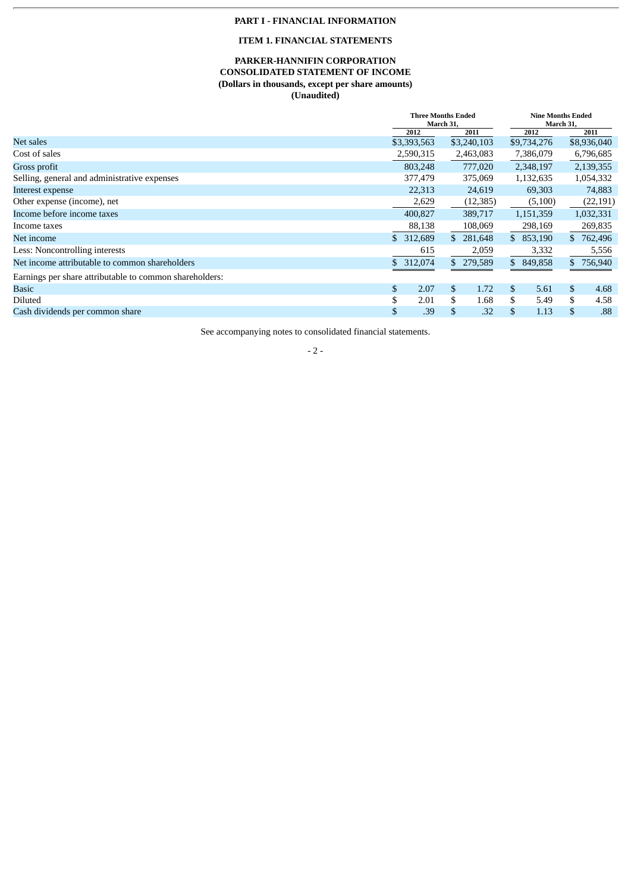# PART I - FINANCIAL INFORMATION

## ITEM 1. FINANCIAL STATEMENTS

### PARKER-HANNIFIN CORPORATION
### CONSOLIDATED STATEMENT OF INCOME
### (Dollars in thousands, except per share amounts)
### (Unaudited)

| | Three Months Ended March 31, | | Nine Months Ended March 31, | |
|---|---|---|---|---|
| | 2012 | 2011 | 2012 | 2011 |
| Net sales | $3,393,563 | $3,240,103 | $9,734,276 | $8,936,040 |
| Cost of sales | 2,590,315 | 2,463,083 | 7,386,079 | 6,796,685 |
| Gross profit | 803,248 | 777,020 | 2,348,197 | 2,139,355 |
| Selling, general and administrative expenses | 377,479 | 375,069 | 1,132,635 | 1,054,332 |
| Interest expense | 22,313 | 24,619 | 69,303 | 74,883 |
| Other expense (income), net | 2,629 | (12,385) | (5,100) | (22,191) |
| Income before income taxes | 400,827 | 389,717 | 1,151,359 | 1,032,331 |
| Income taxes | 88,138 | 108,069 | 298,169 | 269,835 |
| Net income | $ 312,689 | $ 281,648 | $ 853,190 | $ 762,496 |
| Less: Noncontrolling interests | 615 | 2,059 | 3,332 | 5,556 |
| Net income attributable to common shareholders | $ 312,074 | $ 279,589 | $ 849,858 | $ 756,940 |
| Earnings per share attributable to common shareholders: | | | | |
| Basic | $ 2.07 | $ 1.72 | $ 5.61 | $ 4.68 |
| Diluted | $ 2.01 | $ 1.68 | $ 5.49 | $ 4.58 |
| Cash dividends per common share | $ .39 | $ .32 | $ 1.13 | $ .88 |

See accompanying notes to consolidated financial statements.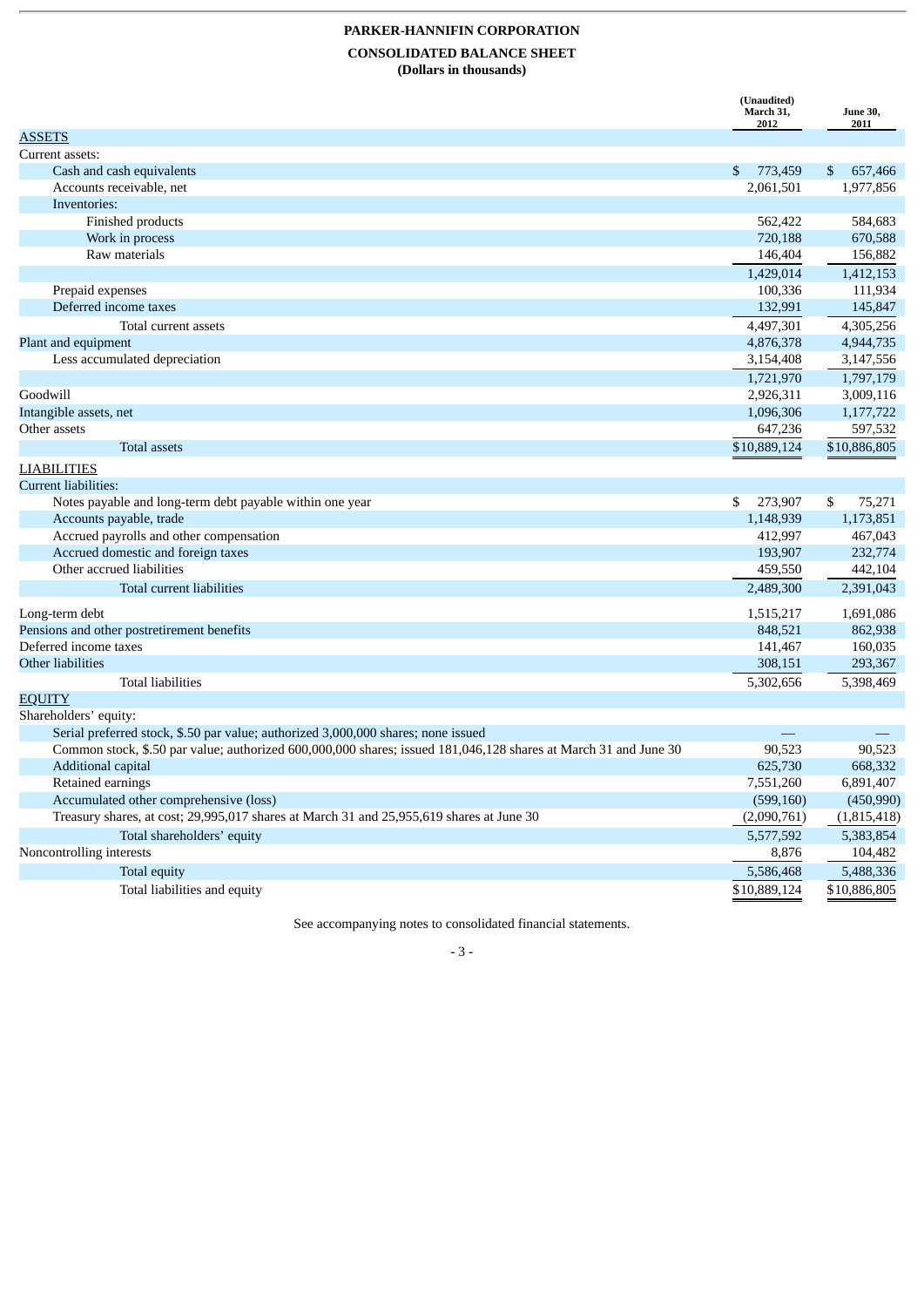**PARKER-HANNIFIN CORPORATION**

**CONSOLIDATED BALANCE SHEET**

**(Dollars in thousands)**

| | (Unaudited) March 31, 2012 | June 30, 2011 |
|---|---|---|
| ASSETS | | |
| Current assets: | | |
| Cash and cash equivalents | $ 773,459 | $ 657,466 |
| Accounts receivable, net | 2,061,501 | 1,977,856 |
| Inventories: | | |
| Finished products | 562,422 | 584,683 |
| Work in process | 720,188 | 670,588 |
| Raw materials | 146,404 | 156,882 |
| | 1,429,014 | 1,412,153 |
| Prepaid expenses | 100,336 | 111,934 |
| Deferred income taxes | 132,991 | 145,847 |
| Total current assets | 4,497,301 | 4,305,256 |
| Plant and equipment | 4,876,378 | 4,944,735 |
| Less accumulated depreciation | 3,154,408 | 3,147,556 |
| | 1,721,970 | 1,797,179 |
| Goodwill | 2,926,311 | 3,009,116 |
| Intangible assets, net | 1,096,306 | 1,177,722 |
| Other assets | 647,236 | 597,532 |
| Total assets | $10,889,124 | $10,886,805 |
| LIABILITIES | | |
| Current liabilities: | | |
| Notes payable and long-term debt payable within one year | $ 273,907 | $ 75,271 |
| Accounts payable, trade | 1,148,939 | 1,173,851 |
| Accrued payrolls and other compensation | 412,997 | 467,043 |
| Accrued domestic and foreign taxes | 193,907 | 232,774 |
| Other accrued liabilities | 459,550 | 442,104 |
| Total current liabilities | 2,489,300 | 2,391,043 |
| Long-term debt | 1,515,217 | 1,691,086 |
| Pensions and other postretirement benefits | 848,521 | 862,938 |
| Deferred income taxes | 141,467 | 160,035 |
| Other liabilities | 308,151 | 293,367 |
| Total liabilities | 5,302,656 | 5,398,469 |
| EQUITY | | |
| Shareholders' equity: | | |
| Serial preferred stock, $.50 par value; authorized 3,000,000 shares; none issued | — | — |
| Common stock, $.50 par value; authorized 600,000,000 shares; issued 181,046,128 shares at March 31 and June 30 | 90,523 | 90,523 |
| Additional capital | 625,730 | 668,332 |
| Retained earnings | 7,551,260 | 6,891,407 |
| Accumulated other comprehensive (loss) | (599,160) | (450,990) |
| Treasury shares, at cost; 29,995,017 shares at March 31 and 25,955,619 shares at June 30 | (2,090,761) | (1,815,418) |
| Total shareholders' equity | 5,577,592 | 5,383,854 |
| Noncontrolling interests | 8,876 | 104,482 |
| Total equity | 5,586,468 | 5,488,336 |
| Total liabilities and equity | $10,889,124 | $10,886,805 |

See accompanying notes to consolidated financial statements.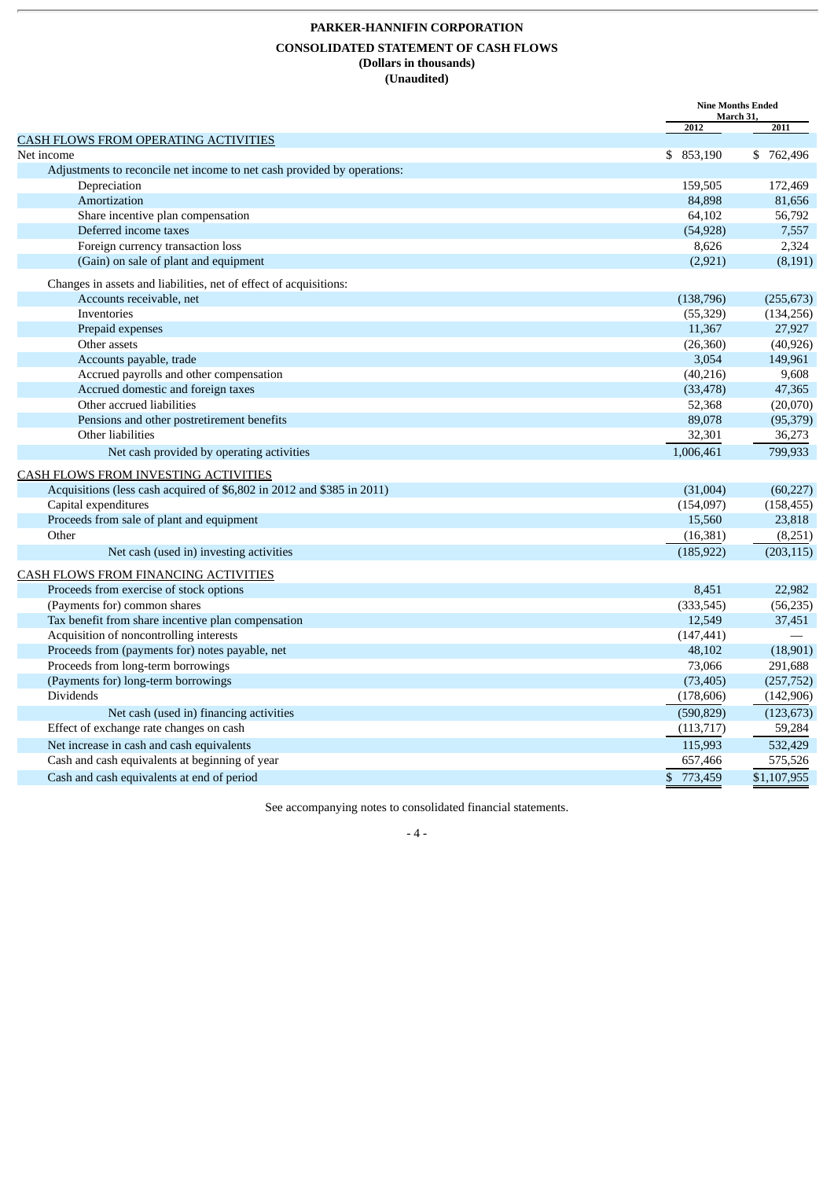# PARKER-HANNIFIN CORPORATION

## CONSOLIDATED STATEMENT OF CASH FLOWS

**(Dollars in thousands)**

**(Unaudited)**

| | Nine Months Ended March 31, | |
|---|---|---|
| | 2012 | 2011 |
| CASH FLOWS FROM OPERATING ACTIVITIES | | |
| Net income | $ 853,190 | $ 762,496 |
| Adjustments to reconcile net income to net cash provided by operations: | | |
| Depreciation | 159,505 | 172,469 |
| Amortization | 84,898 | 81,656 |
| Share incentive plan compensation | 64,102 | 56,792 |
| Deferred income taxes | (54,928) | 7,557 |
| Foreign currency transaction loss | 8,626 | 2,324 |
| (Gain) on sale of plant and equipment | (2,921) | (8,191) |
| Changes in assets and liabilities, net of effect of acquisitions: | | |
| Accounts receivable, net | (138,796) | (255,673) |
| Inventories | (55,329) | (134,256) |
| Prepaid expenses | 11,367 | 27,927 |
| Other assets | (26,360) | (40,926) |
| Accounts payable, trade | 3,054 | 149,961 |
| Accrued payrolls and other compensation | (40,216) | 9,608 |
| Accrued domestic and foreign taxes | (33,478) | 47,365 |
| Other accrued liabilities | 52,368 | (20,070) |
| Pensions and other postretirement benefits | 89,078 | (95,379) |
| Other liabilities | 32,301 | 36,273 |
| Net cash provided by operating activities | 1,006,461 | 799,933 |
| CASH FLOWS FROM INVESTING ACTIVITIES | | |
| Acquisitions (less cash acquired of $6,802 in 2012 and $385 in 2011) | (31,004) | (60,227) |
| Capital expenditures | (154,097) | (158,455) |
| Proceeds from sale of plant and equipment | 15,560 | 23,818 |
| Other | (16,381) | (8,251) |
| Net cash (used in) investing activities | (185,922) | (203,115) |
| CASH FLOWS FROM FINANCING ACTIVITIES | | |
| Proceeds from exercise of stock options | 8,451 | 22,982 |
| (Payments for) common shares | (333,545) | (56,235) |
| Tax benefit from share incentive plan compensation | 12,549 | 37,451 |
| Acquisition of noncontrolling interests | (147,441) | — |
| Proceeds from (payments for) notes payable, net | 48,102 | (18,901) |
| Proceeds from long-term borrowings | 73,066 | 291,688 |
| (Payments for) long-term borrowings | (73,405) | (257,752) |
| Dividends | (178,606) | (142,906) |
| Net cash (used in) financing activities | (590,829) | (123,673) |
| Effect of exchange rate changes on cash | (113,717) | 59,284 |
| Net increase in cash and cash equivalents | 115,993 | 532,429 |
| Cash and cash equivalents at beginning of year | 657,466 | 575,526 |
| Cash and cash equivalents at end of period | $ 773,459 | $1,107,955 |

See accompanying notes to consolidated financial statements.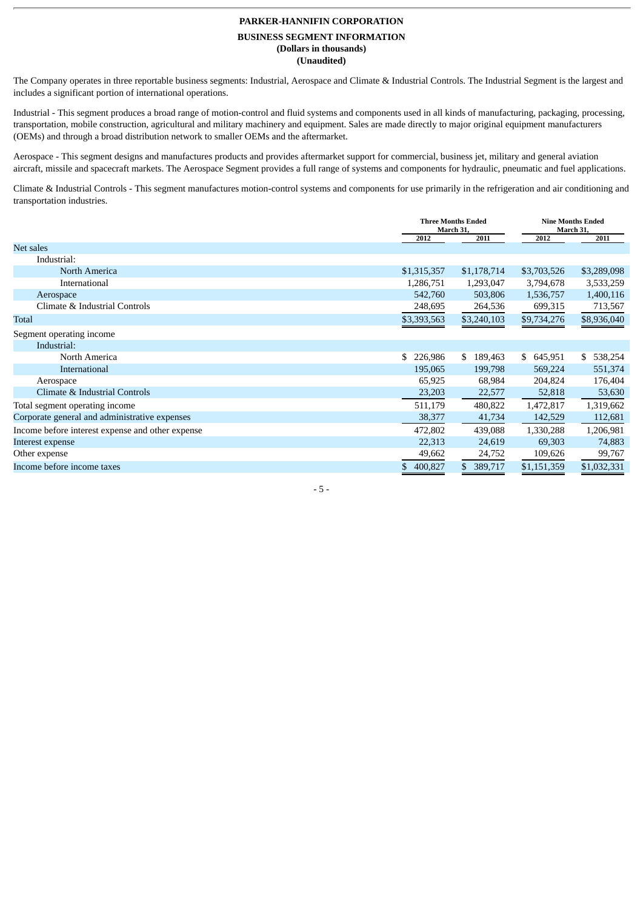**PARKER-HANNIFIN CORPORATION**

**BUSINESS SEGMENT INFORMATION**
**(Dollars in thousands)**
**(Unaudited)**

The Company operates in three reportable business segments: Industrial, Aerospace and Climate & Industrial Controls. The Industrial Segment is the largest and includes a significant portion of international operations.

Industrial - This segment produces a broad range of motion-control and fluid systems and components used in all kinds of manufacturing, packaging, processing, transportation, mobile construction, agricultural and military machinery and equipment. Sales are made directly to major original equipment manufacturers (OEMs) and through a broad distribution network to smaller OEMs and the aftermarket.

Aerospace - This segment designs and manufactures products and provides aftermarket support for commercial, business jet, military and general aviation aircraft, missile and spacecraft markets. The Aerospace Segment provides a full range of systems and components for hydraulic, pneumatic and fuel applications.

Climate & Industrial Controls - This segment manufactures motion-control systems and components for use primarily in the refrigeration and air conditioning and transportation industries.

| | Three Months Ended March 31, | | Nine Months Ended March 31, | |
|---|---|---|---|---|
| | 2012 | 2011 | 2012 | 2011 |
| Net sales | | | | |
| Industrial: | | | | |
| North America | $1,315,357 | $1,178,714 | $3,703,526 | $3,289,098 |
| International | 1,286,751 | 1,293,047 | 3,794,678 | 3,533,259 |
| Aerospace | 542,760 | 503,806 | 1,536,757 | 1,400,116 |
| Climate & Industrial Controls | 248,695 | 264,536 | 699,315 | 713,567 |
| Total | $3,393,563 | $3,240,103 | $9,734,276 | $8,936,040 |
| Segment operating income | | | | |
| Industrial: | | | | |
| North America | $ 226,986 | $ 189,463 | $ 645,951 | $ 538,254 |
| International | 195,065 | 199,798 | 569,224 | 551,374 |
| Aerospace | 65,925 | 68,984 | 204,824 | 176,404 |
| Climate & Industrial Controls | 23,203 | 22,577 | 52,818 | 53,630 |
| Total segment operating income | 511,179 | 480,822 | 1,472,817 | 1,319,662 |
| Corporate general and administrative expenses | 38,377 | 41,734 | 142,529 | 112,681 |
| Income before interest expense and other expense | 472,802 | 439,088 | 1,330,288 | 1,206,981 |
| Interest expense | 22,313 | 24,619 | 69,303 | 74,883 |
| Other expense | 49,662 | 24,752 | 109,626 | 99,767 |
| Income before income taxes | $ 400,827 | $ 389,717 | $1,151,359 | $1,032,331 |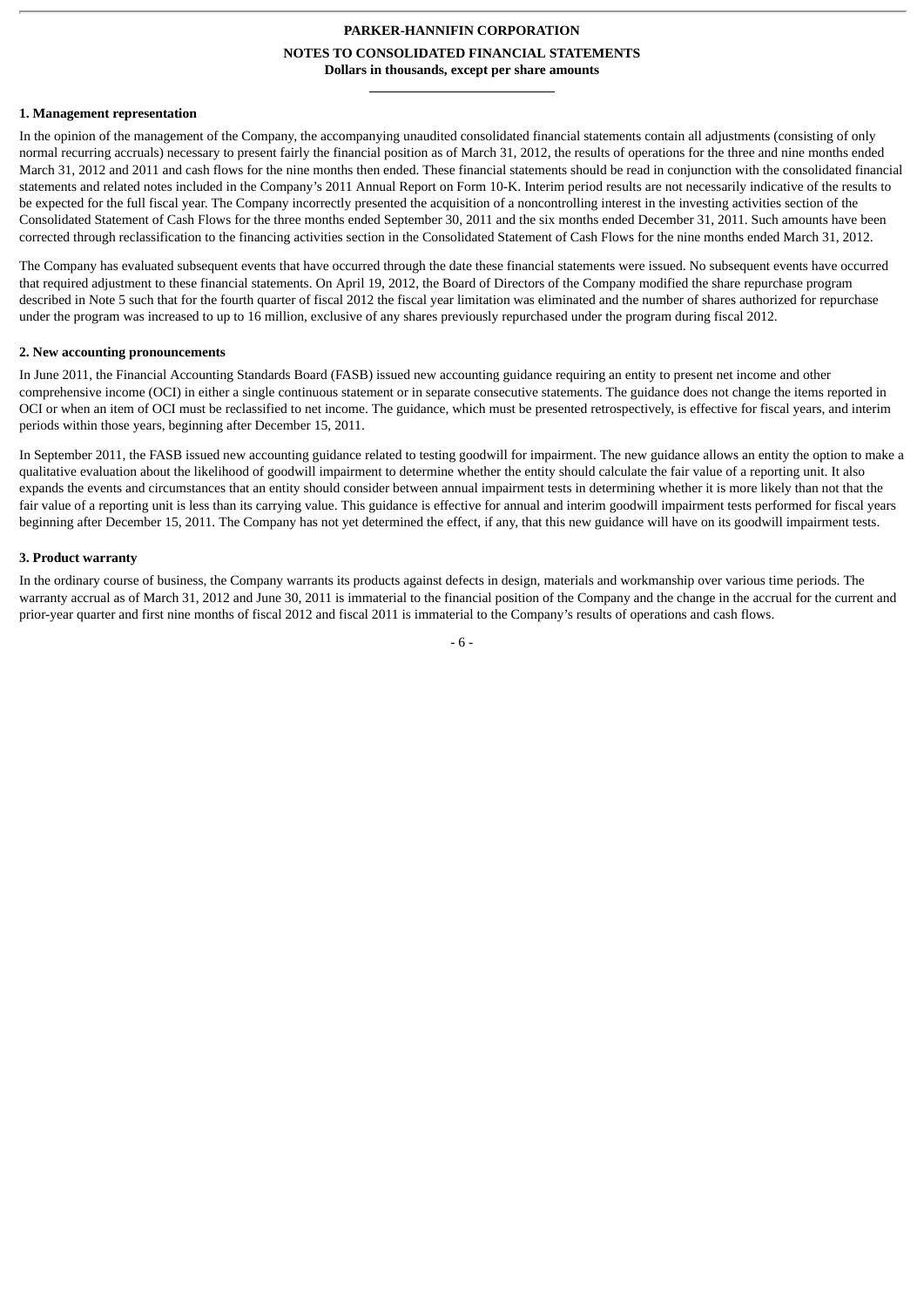**PARKER-HANNIFIN CORPORATION**

**NOTES TO CONSOLIDATED FINANCIAL STATEMENTS**

**Dollars in thousands, except per share amounts**

**1. Management representation**

In the opinion of the management of the Company, the accompanying unaudited consolidated financial statements contain all adjustments (consisting of only normal recurring accruals) necessary to present fairly the financial position as of March 31, 2012, the results of operations for the three and nine months ended March 31, 2012 and 2011 and cash flows for the nine months then ended. These financial statements should be read in conjunction with the consolidated financial statements and related notes included in the Company's 2011 Annual Report on Form 10-K. Interim period results are not necessarily indicative of the results to be expected for the full fiscal year. The Company incorrectly presented the acquisition of a noncontrolling interest in the investing activities section of the Consolidated Statement of Cash Flows for the three months ended September 30, 2011 and the six months ended December 31, 2011. Such amounts have been corrected through reclassification to the financing activities section in the Consolidated Statement of Cash Flows for the nine months ended March 31, 2012.

The Company has evaluated subsequent events that have occurred through the date these financial statements were issued. No subsequent events have occurred that required adjustment to these financial statements. On April 19, 2012, the Board of Directors of the Company modified the share repurchase program described in Note 5 such that for the fourth quarter of fiscal 2012 the fiscal year limitation was eliminated and the number of shares authorized for repurchase under the program was increased to up to 16 million, exclusive of any shares previously repurchased under the program during fiscal 2012.

**2. New accounting pronouncements**

In June 2011, the Financial Accounting Standards Board (FASB) issued new accounting guidance requiring an entity to present net income and other comprehensive income (OCI) in either a single continuous statement or in separate consecutive statements. The guidance does not change the items reported in OCI or when an item of OCI must be reclassified to net income. The guidance, which must be presented retrospectively, is effective for fiscal years, and interim periods within those years, beginning after December 15, 2011.

In September 2011, the FASB issued new accounting guidance related to testing goodwill for impairment. The new guidance allows an entity the option to make a qualitative evaluation about the likelihood of goodwill impairment to determine whether the entity should calculate the fair value of a reporting unit. It also expands the events and circumstances that an entity should consider between annual impairment tests in determining whether it is more likely than not that the fair value of a reporting unit is less than its carrying value. This guidance is effective for annual and interim goodwill impairment tests performed for fiscal years beginning after December 15, 2011. The Company has not yet determined the effect, if any, that this new guidance will have on its goodwill impairment tests.

**3. Product warranty**

In the ordinary course of business, the Company warrants its products against defects in design, materials and workmanship over various time periods. The warranty accrual as of March 31, 2012 and June 30, 2011 is immaterial to the financial position of the Company and the change in the accrual for the current and prior-year quarter and first nine months of fiscal 2012 and fiscal 2011 is immaterial to the Company's results of operations and cash flows.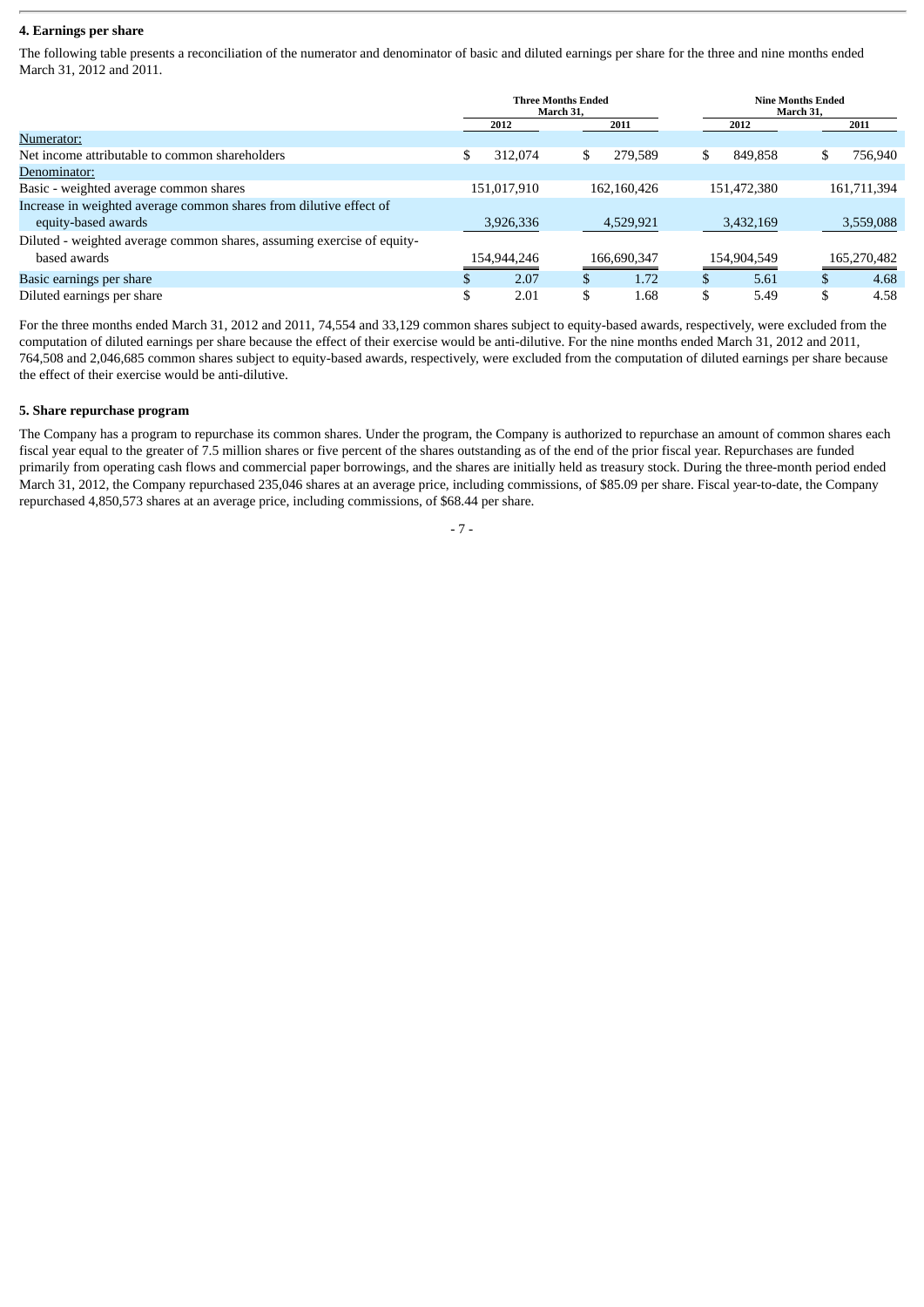## 4. Earnings per share

The following table presents a reconciliation of the numerator and denominator of basic and diluted earnings per share for the three and nine months ended March 31, 2012 and 2011.

| | Three Months Ended March 31, | | Nine Months Ended March 31, | |
|---|---|---|---|---|
| | 2012 | 2011 | 2012 | 2011 |
| Numerator: | | | | |
| Net income attributable to common shareholders | $ 312,074 | $ 279,589 | $ 849,858 | $ 756,940 |
| Denominator: | | | | |
| Basic - weighted average common shares | 151,017,910 | 162,160,426 | 151,472,380 | 161,711,394 |
| Increase in weighted average common shares from dilutive effect of equity-based awards | 3,926,336 | 4,529,921 | 3,432,169 | 3,559,088 |
| Diluted - weighted average common shares, assuming exercise of equity-based awards | 154,944,246 | 166,690,347 | 154,904,549 | 165,270,482 |
| Basic earnings per share | $ 2.07 | $ 1.72 | $ 5.61 | $ 4.68 |
| Diluted earnings per share | $ 2.01 | $ 1.68 | $ 5.49 | $ 4.58 |

For the three months ended March 31, 2012 and 2011, 74,554 and 33,129 common shares subject to equity-based awards, respectively, were excluded from the computation of diluted earnings per share because the effect of their exercise would be anti-dilutive. For the nine months ended March 31, 2012 and 2011, 764,508 and 2,046,685 common shares subject to equity-based awards, respectively, were excluded from the computation of diluted earnings per share because the effect of their exercise would be anti-dilutive.

## 5. Share repurchase program

The Company has a program to repurchase its common shares. Under the program, the Company is authorized to repurchase an amount of common shares each fiscal year equal to the greater of 7.5 million shares or five percent of the shares outstanding as of the end of the prior fiscal year. Repurchases are funded primarily from operating cash flows and commercial paper borrowings, and the shares are initially held as treasury stock. During the three-month period ended March 31, 2012, the Company repurchased 235,046 shares at an average price, including commissions, of $85.09 per share. Fiscal year-to-date, the Company repurchased 4,850,573 shares at an average price, including commissions, of $68.44 per share.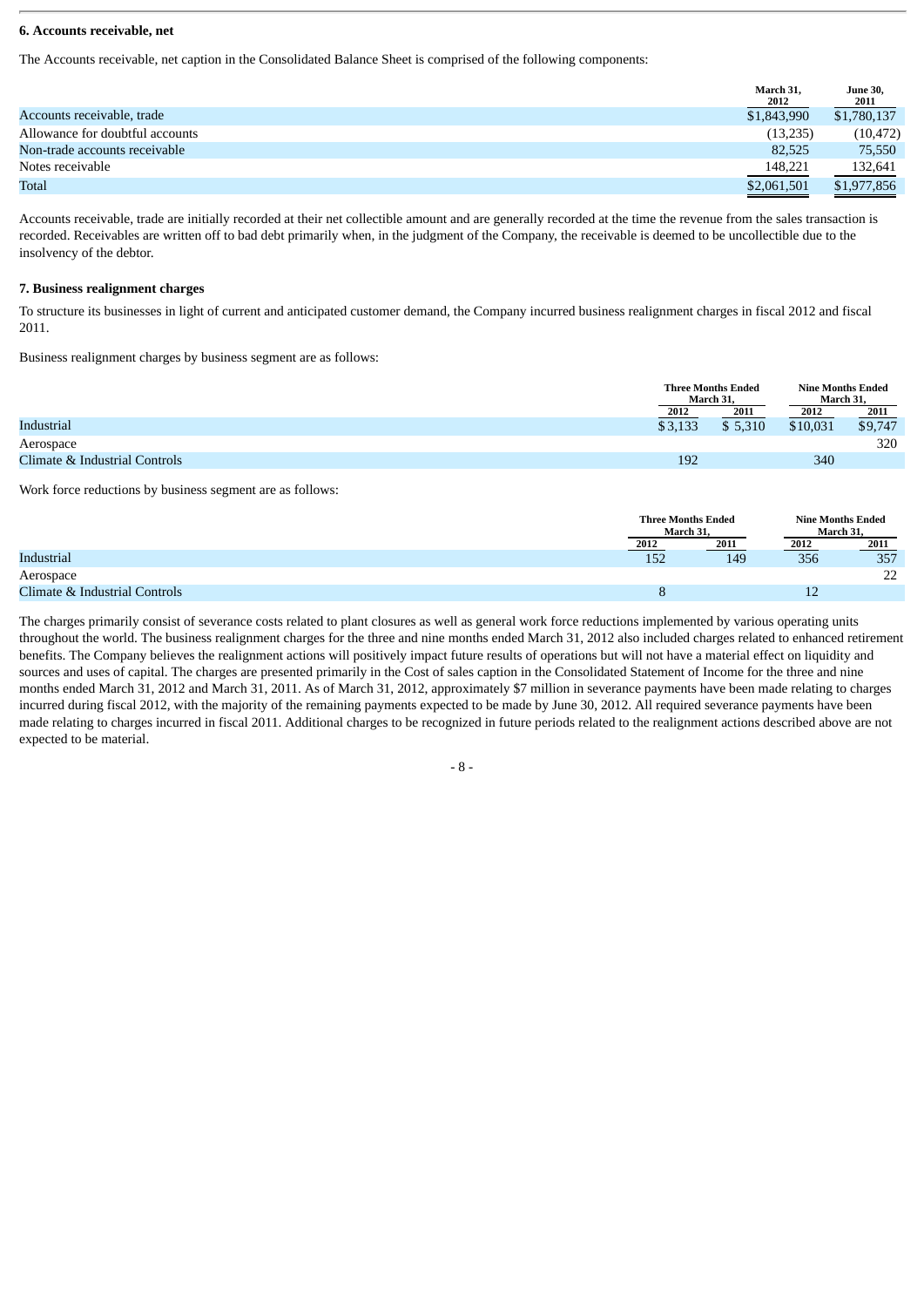**6. Accounts receivable, net**

The Accounts receivable, net caption in the Consolidated Balance Sheet is comprised of the following components:

| | March 31, 2012 | June 30, 2011 |
|---|---|---|
| Accounts receivable, trade | $1,843,990 | $1,780,137 |
| Allowance for doubtful accounts | (13,235) | (10,472) |
| Non-trade accounts receivable | 82,525 | 75,550 |
| Notes receivable | 148,221 | 132,641 |
| Total | $2,061,501 | $1,977,856 |

Accounts receivable, trade are initially recorded at their net collectible amount and are generally recorded at the time the revenue from the sales transaction is recorded. Receivables are written off to bad debt primarily when, in the judgment of the Company, the receivable is deemed to be uncollectible due to the insolvency of the debtor.

**7. Business realignment charges**

To structure its businesses in light of current and anticipated customer demand, the Company incurred business realignment charges in fiscal 2012 and fiscal 2011.

Business realignment charges by business segment are as follows:

| | Three Months Ended March 31, | | Nine Months Ended March 31, | |
|---|---|---|---|---|
| | 2012 | 2011 | 2012 | 2011 |
| Industrial | $3,133 | $ 5,310 | $10,031 | $9,747 |
| Aerospace | | | | 320 |
| Climate & Industrial Controls | 192 | | 340 | |

Work force reductions by business segment are as follows:

| | Three Months Ended March 31, | | Nine Months Ended March 31, | |
|---|---|---|---|---|
| | 2012 | 2011 | 2012 | 2011 |
| Industrial | 152 | 149 | 356 | 357 |
| Aerospace | | | | 22 |
| Climate & Industrial Controls | 8 | | 12 | |

The charges primarily consist of severance costs related to plant closures as well as general work force reductions implemented by various operating units throughout the world. The business realignment charges for the three and nine months ended March 31, 2012 also included charges related to enhanced retirement benefits. The Company believes the realignment actions will positively impact future results of operations but will not have a material effect on liquidity and sources and uses of capital. The charges are presented primarily in the Cost of sales caption in the Consolidated Statement of Income for the three and nine months ended March 31, 2012 and March 31, 2011. As of March 31, 2012, approximately $7 million in severance payments have been made relating to charges incurred during fiscal 2012, with the majority of the remaining payments expected to be made by June 30, 2012. All required severance payments have been made relating to charges incurred in fiscal 2011. Additional charges to be recognized in future periods related to the realignment actions described above are not expected to be material.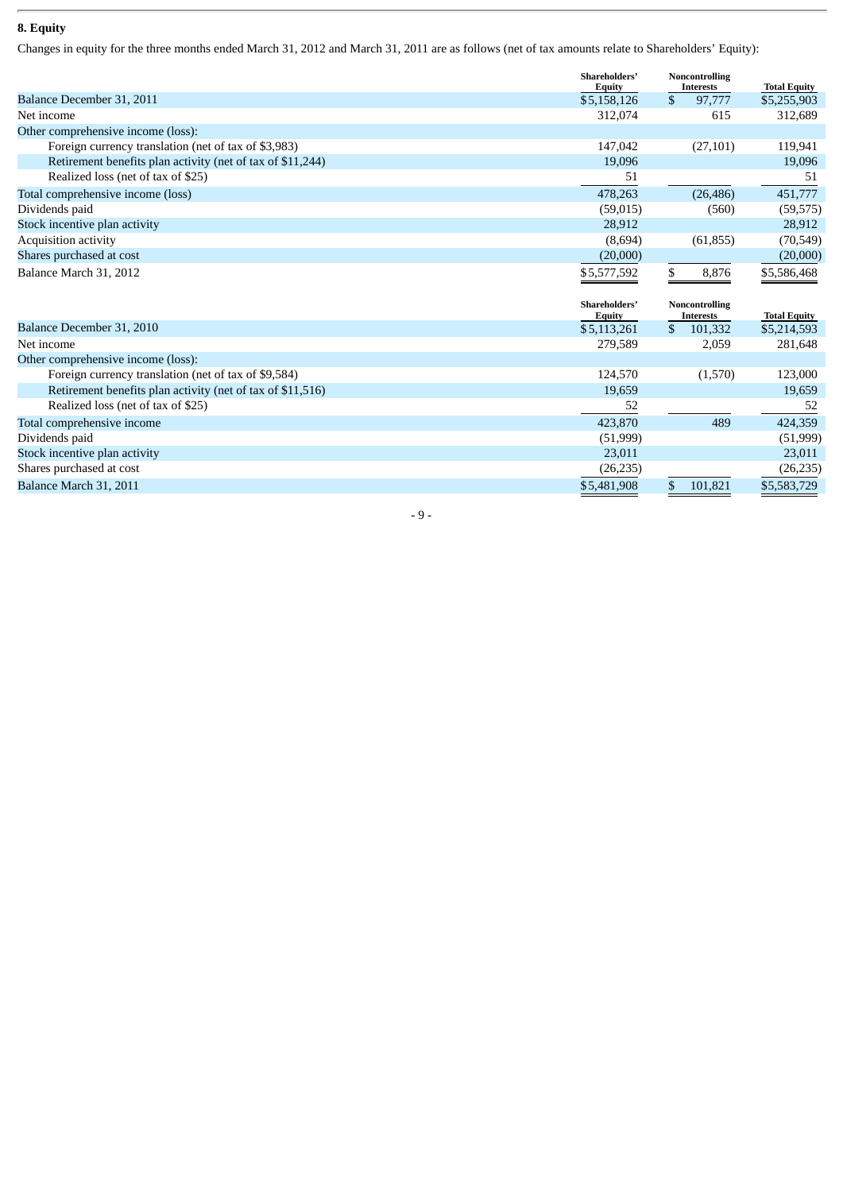### 8. Equity

Changes in equity for the three months ended March 31, 2012 and March 31, 2011 are as follows (net of tax amounts relate to Shareholders' Equity):

| | Shareholders' Equity | Noncontrolling Interests | Total Equity |
|---|---|---|---|
| Balance December 31, 2011 | $5,158,126 | $ 97,777 | $5,255,903 |
| Net income | 312,074 | 615 | 312,689 |
| Other comprehensive income (loss): | | | |
| Foreign currency translation (net of tax of $3,983) | 147,042 | (27,101) | 119,941 |
| Retirement benefits plan activity (net of tax of $11,244) | 19,096 | | 19,096 |
| Realized loss (net of tax of $25) | 51 | | 51 |
| Total comprehensive income (loss) | 478,263 | (26,486) | 451,777 |
| Dividends paid | (59,015) | (560) | (59,575) |
| Stock incentive plan activity | 28,912 | | 28,912 |
| Acquisition activity | (8,694) | (61,855) | (70,549) |
| Shares purchased at cost | (20,000) | | (20,000) |
| Balance March 31, 2012 | $5,577,592 | $ 8,876 | $5,586,468 |

| | Shareholders' Equity | Noncontrolling Interests | Total Equity |
|---|---|---|---|
| Balance December 31, 2010 | $5,113,261 | $ 101,332 | $5,214,593 |
| Net income | 279,589 | 2,059 | 281,648 |
| Other comprehensive income (loss): | | | |
| Foreign currency translation (net of tax of $9,584) | 124,570 | (1,570) | 123,000 |
| Retirement benefits plan activity (net of tax of $11,516) | 19,659 | | 19,659 |
| Realized loss (net of tax of $25) | 52 | | 52 |
| Total comprehensive income | 423,870 | 489 | 424,359 |
| Dividends paid | (51,999) | | (51,999) |
| Stock incentive plan activity | 23,011 | | 23,011 |
| Shares purchased at cost | (26,235) | | (26,235) |
| Balance March 31, 2011 | $5,481,908 | $ 101,821 | $5,583,729 |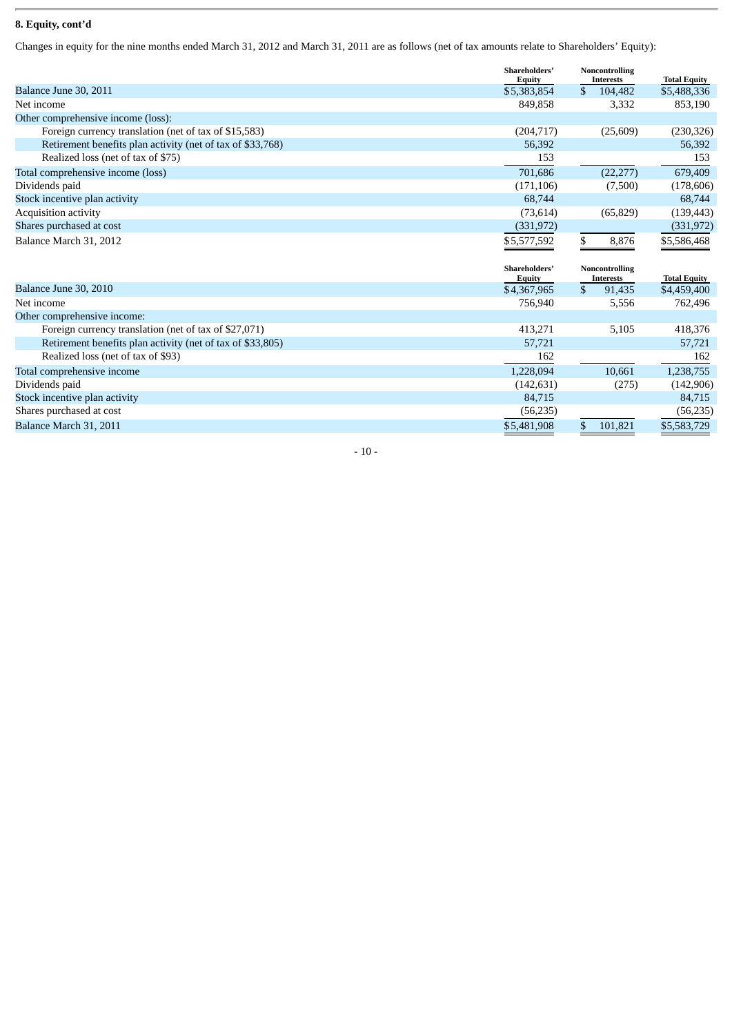**8. Equity, cont'd**

Changes in equity for the nine months ended March 31, 2012 and March 31, 2011 are as follows (net of tax amounts relate to Shareholders' Equity):

| | Shareholders' Equity | Noncontrolling Interests | Total Equity |
|---|---|---|---|
| Balance June 30, 2011 | $5,383,854 | $ 104,482 | $5,488,336 |
| Net income | 849,858 | 3,332 | 853,190 |
| Other comprehensive income (loss): | | | |
| Foreign currency translation (net of tax of $15,583) | (204,717) | (25,609) | (230,326) |
| Retirement benefits plan activity (net of tax of $33,768) | 56,392 | | 56,392 |
| Realized loss (net of tax of $75) | 153 | | 153 |
| Total comprehensive income (loss) | 701,686 | (22,277) | 679,409 |
| Dividends paid | (171,106) | (7,500) | (178,606) |
| Stock incentive plan activity | 68,744 | | 68,744 |
| Acquisition activity | (73,614) | (65,829) | (139,443) |
| Shares purchased at cost | (331,972) | | (331,972) |
| Balance March 31, 2012 | $5,577,592 | $ 8,876 | $5,586,468 |

| | Shareholders' Equity | Noncontrolling Interests | Total Equity |
|---|---|---|---|
| Balance June 30, 2010 | $4,367,965 | $ 91,435 | $4,459,400 |
| Net income | 756,940 | 5,556 | 762,496 |
| Other comprehensive income: | | | |
| Foreign currency translation (net of tax of $27,071) | 413,271 | 5,105 | 418,376 |
| Retirement benefits plan activity (net of tax of $33,805) | 57,721 | | 57,721 |
| Realized loss (net of tax of $93) | 162 | | 162 |
| Total comprehensive income | 1,228,094 | 10,661 | 1,238,755 |
| Dividends paid | (142,631) | (275) | (142,906) |
| Stock incentive plan activity | 84,715 | | 84,715 |
| Shares purchased at cost | (56,235) | | (56,235) |
| Balance March 31, 2011 | $5,481,908 | $ 101,821 | $5,583,729 |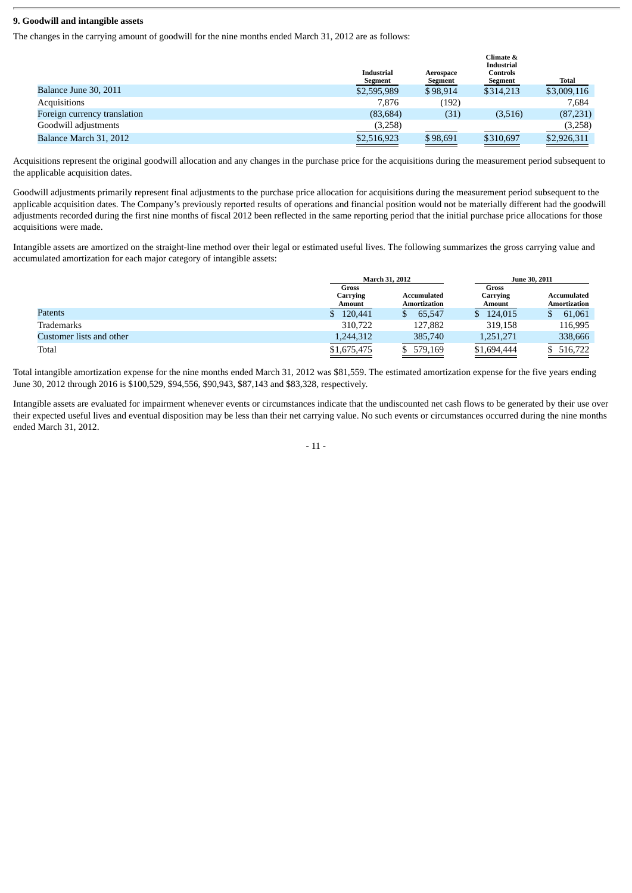**9. Goodwill and intangible assets**

The changes in the carrying amount of goodwill for the nine months ended March 31, 2012 are as follows:

| | Industrial Segment | Aerospace Segment | Climate & Industrial Controls Segment | Total |
|---|---|---|---|---|
| Balance June 30, 2011 | $2,595,989 | $98,914 | $314,213 | $3,009,116 |
| Acquisitions | 7,876 | (192) | | 7,684 |
| Foreign currency translation | (83,684) | (31) | (3,516) | (87,231) |
| Goodwill adjustments | (3,258) | | | (3,258) |
| Balance March 31, 2012 | $2,516,923 | $98,691 | $310,697 | $2,926,311 |

Acquisitions represent the original goodwill allocation and any changes in the purchase price for the acquisitions during the measurement period subsequent to the applicable acquisition dates.

Goodwill adjustments primarily represent final adjustments to the purchase price allocation for acquisitions during the measurement period subsequent to the applicable acquisition dates. The Company's previously reported results of operations and financial position would not be materially different had the goodwill adjustments recorded during the first nine months of fiscal 2012 been reflected in the same reporting period that the initial purchase price allocations for those acquisitions were made.

Intangible assets are amortized on the straight-line method over their legal or estimated useful lives. The following summarizes the gross carrying value and accumulated amortization for each major category of intangible assets:

| | March 31, 2012 | | June 30, 2011 | |
|---|---|---|---|---|
| | Gross Carrying Amount | Accumulated Amortization | Gross Carrying Amount | Accumulated Amortization |
| Patents | $ 120,441 | $ 65,547 | $ 124,015 | $ 61,061 |
| Trademarks | 310,722 | 127,882 | 319,158 | 116,995 |
| Customer lists and other | 1,244,312 | 385,740 | 1,251,271 | 338,666 |
| Total | $1,675,475 | $ 579,169 | $1,694,444 | $ 516,722 |

Total intangible amortization expense for the nine months ended March 31, 2012 was $81,559. The estimated amortization expense for the five years ending June 30, 2012 through 2016 is $100,529, $94,556, $90,943, $87,143 and $83,328, respectively.

Intangible assets are evaluated for impairment whenever events or circumstances indicate that the undiscounted net cash flows to be generated by their use over their expected useful lives and eventual disposition may be less than their net carrying value. No such events or circumstances occurred during the nine months ended March 31, 2012.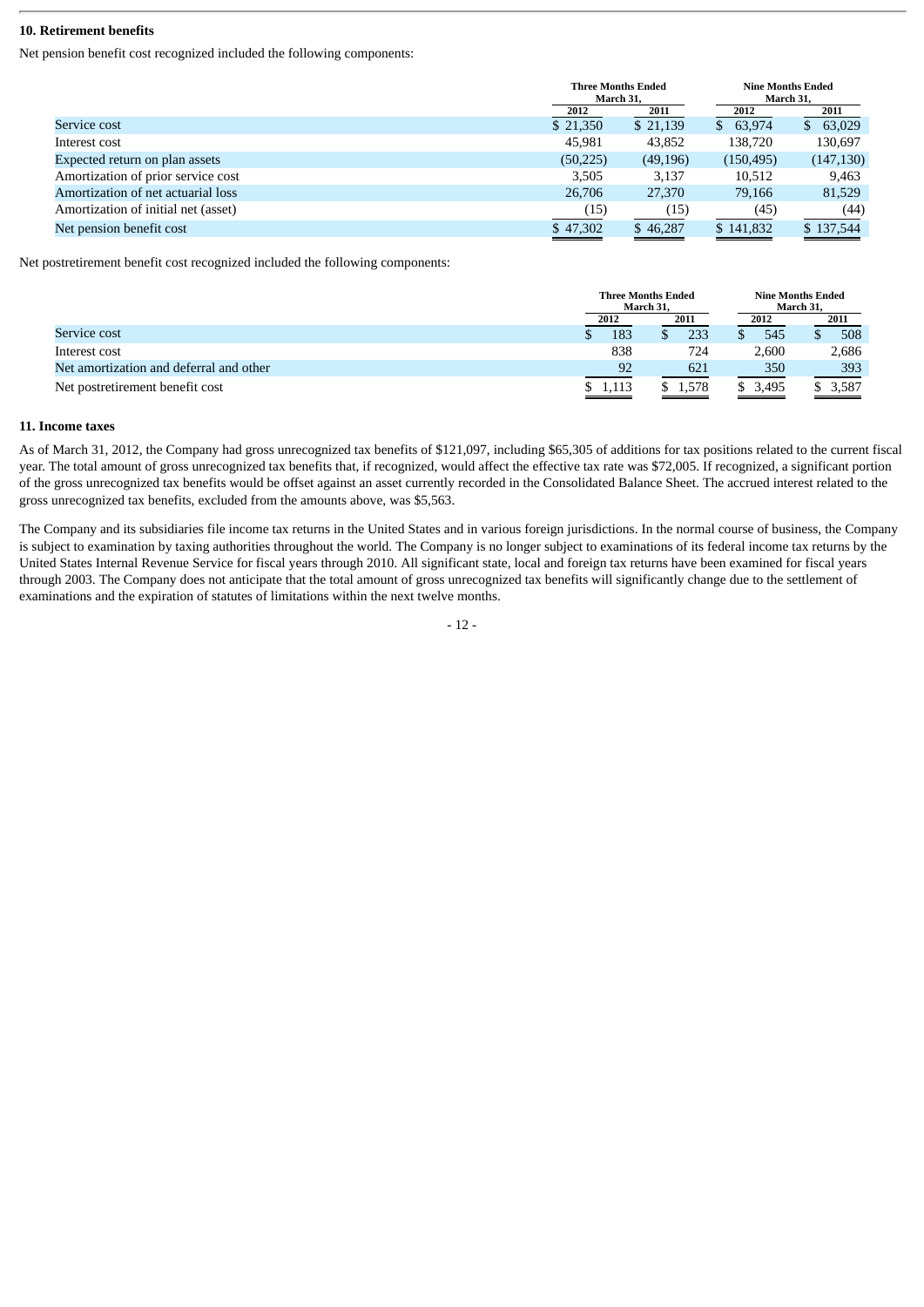### 10. Retirement benefits

Net pension benefit cost recognized included the following components:

| | Three Months Ended March 31, | | Nine Months Ended March 31, | |
|---|---|---|---|---|
| | 2012 | 2011 | 2012 | 2011 |
| Service cost | $ 21,350 | $ 21,139 | $ 63,974 | $ 63,029 |
| Interest cost | 45,981 | 43,852 | 138,720 | 130,697 |
| Expected return on plan assets | (50,225) | (49,196) | (150,495) | (147,130) |
| Amortization of prior service cost | 3,505 | 3,137 | 10,512 | 9,463 |
| Amortization of net actuarial loss | 26,706 | 27,370 | 79,166 | 81,529 |
| Amortization of initial net (asset) | (15) | (15) | (45) | (44) |
| Net pension benefit cost | $ 47,302 | $ 46,287 | $ 141,832 | $ 137,544 |

Net postretirement benefit cost recognized included the following components:

| | Three Months Ended March 31, | | Nine Months Ended March 31, | |
|---|---|---|---|---|
| | 2012 | 2011 | 2012 | 2011 |
| Service cost | $ 183 | $ 233 | $ 545 | $ 508 |
| Interest cost | 838 | 724 | 2,600 | 2,686 |
| Net amortization and deferral and other | 92 | 621 | 350 | 393 |
| Net postretirement benefit cost | $ 1,113 | $ 1,578 | $ 3,495 | $ 3,587 |

### 11. Income taxes

As of March 31, 2012, the Company had gross unrecognized tax benefits of $121,097, including $65,305 of additions for tax positions related to the current fiscal year. The total amount of gross unrecognized tax benefits that, if recognized, would affect the effective tax rate was $72,005. If recognized, a significant portion of the gross unrecognized tax benefits would be offset against an asset currently recorded in the Consolidated Balance Sheet. The accrued interest related to the gross unrecognized tax benefits, excluded from the amounts above, was $5,563.

The Company and its subsidiaries file income tax returns in the United States and in various foreign jurisdictions. In the normal course of business, the Company is subject to examination by taxing authorities throughout the world. The Company is no longer subject to examinations of its federal income tax returns by the United States Internal Revenue Service for fiscal years through 2010. All significant state, local and foreign tax returns have been examined for fiscal years through 2003. The Company does not anticipate that the total amount of gross unrecognized tax benefits will significantly change due to the settlement of examinations and the expiration of statutes of limitations within the next twelve months.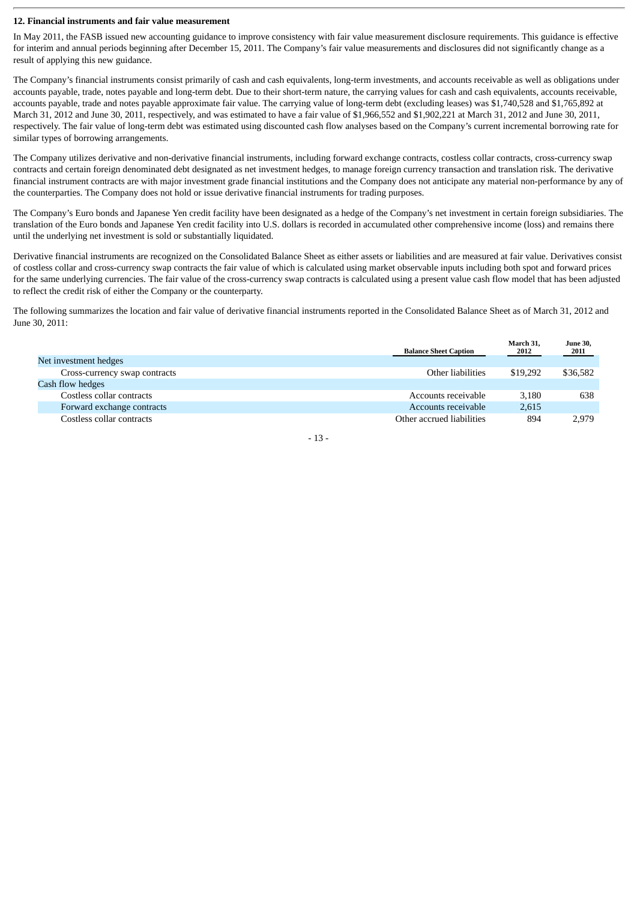### 12. Financial instruments and fair value measurement

In May 2011, the FASB issued new accounting guidance to improve consistency with fair value measurement disclosure requirements. This guidance is effective for interim and annual periods beginning after December 15, 2011. The Company's fair value measurements and disclosures did not significantly change as a result of applying this new guidance.

The Company's financial instruments consist primarily of cash and cash equivalents, long-term investments, and accounts receivable as well as obligations under accounts payable, trade, notes payable and long-term debt. Due to their short-term nature, the carrying values for cash and cash equivalents, accounts receivable, accounts payable, trade and notes payable approximate fair value. The carrying value of long-term debt (excluding leases) was $1,740,528 and $1,765,892 at March 31, 2012 and June 30, 2011, respectively, and was estimated to have a fair value of $1,966,552 and $1,902,221 at March 31, 2012 and June 30, 2011, respectively. The fair value of long-term debt was estimated using discounted cash flow analyses based on the Company's current incremental borrowing rate for similar types of borrowing arrangements.

The Company utilizes derivative and non-derivative financial instruments, including forward exchange contracts, costless collar contracts, cross-currency swap contracts and certain foreign denominated debt designated as net investment hedges, to manage foreign currency transaction and translation risk. The derivative financial instrument contracts are with major investment grade financial institutions and the Company does not anticipate any material non-performance by any of the counterparties. The Company does not hold or issue derivative financial instruments for trading purposes.

The Company's Euro bonds and Japanese Yen credit facility have been designated as a hedge of the Company's net investment in certain foreign subsidiaries. The translation of the Euro bonds and Japanese Yen credit facility into U.S. dollars is recorded in accumulated other comprehensive income (loss) and remains there until the underlying net investment is sold or substantially liquidated.

Derivative financial instruments are recognized on the Consolidated Balance Sheet as either assets or liabilities and are measured at fair value. Derivatives consist of costless collar and cross-currency swap contracts the fair value of which is calculated using market observable inputs including both spot and forward prices for the same underlying currencies. The fair value of the cross-currency swap contracts is calculated using a present value cash flow model that has been adjusted to reflect the credit risk of either the Company or the counterparty.

The following summarizes the location and fair value of derivative financial instruments reported in the Consolidated Balance Sheet as of March 31, 2012 and June 30, 2011:

| | Balance Sheet Caption | March 31, 2012 | June 30, 2011 |
|---|---|---|---|
| Net investment hedges | | | |
| Cross-currency swap contracts | Other liabilities | $19,292 | $36,582 |
| Cash flow hedges | | | |
| Costless collar contracts | Accounts receivable | 3,180 | 638 |
| Forward exchange contracts | Accounts receivable | 2,615 | |
| Costless collar contracts | Other accrued liabilities | 894 | 2,979 |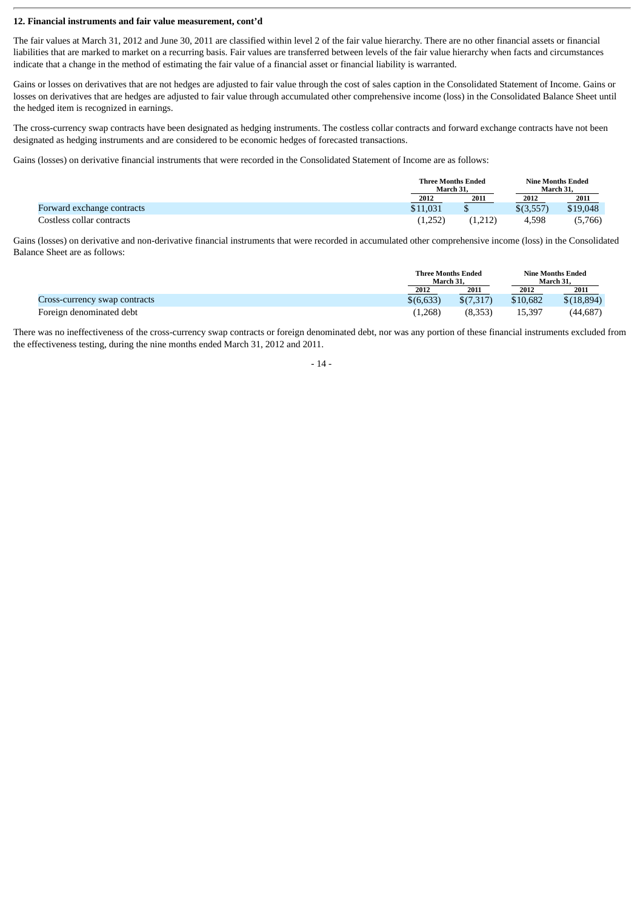**12. Financial instruments and fair value measurement, cont'd**

The fair values at March 31, 2012 and June 30, 2011 are classified within level 2 of the fair value hierarchy. There are no other financial assets or financial liabilities that are marked to market on a recurring basis. Fair values are transferred between levels of the fair value hierarchy when facts and circumstances indicate that a change in the method of estimating the fair value of a financial asset or financial liability is warranted.

Gains or losses on derivatives that are not hedges are adjusted to fair value through the cost of sales caption in the Consolidated Statement of Income. Gains or losses on derivatives that are hedges are adjusted to fair value through accumulated other comprehensive income (loss) in the Consolidated Balance Sheet until the hedged item is recognized in earnings.

The cross-currency swap contracts have been designated as hedging instruments. The costless collar contracts and forward exchange contracts have not been designated as hedging instruments and are considered to be economic hedges of forecasted transactions.

Gains (losses) on derivative financial instruments that were recorded in the Consolidated Statement of Income are as follows:

| | Three Months Ended March 31, | | Nine Months Ended March 31, | |
|---|---|---|---|---|
| | 2012 | 2011 | 2012 | 2011 |
| Forward exchange contracts | $11,031 | $ | $(3,557) | $19,048 |
| Costless collar contracts | (1,252) | (1,212) | 4,598 | (5,766) |

Gains (losses) on derivative and non-derivative financial instruments that were recorded in accumulated other comprehensive income (loss) in the Consolidated Balance Sheet are as follows:

| | Three Months Ended March 31, | | Nine Months Ended March 31, | |
|---|---|---|---|---|
| | 2012 | 2011 | 2012 | 2011 |
| Cross-currency swap contracts | $(6,633) | $(7,317) | $10,682 | $(18,894) |
| Foreign denominated debt | (1,268) | (8,353) | 15,397 | (44,687) |

There was no ineffectiveness of the cross-currency swap contracts or foreign denominated debt, nor was any portion of these financial instruments excluded from the effectiveness testing, during the nine months ended March 31, 2012 and 2011.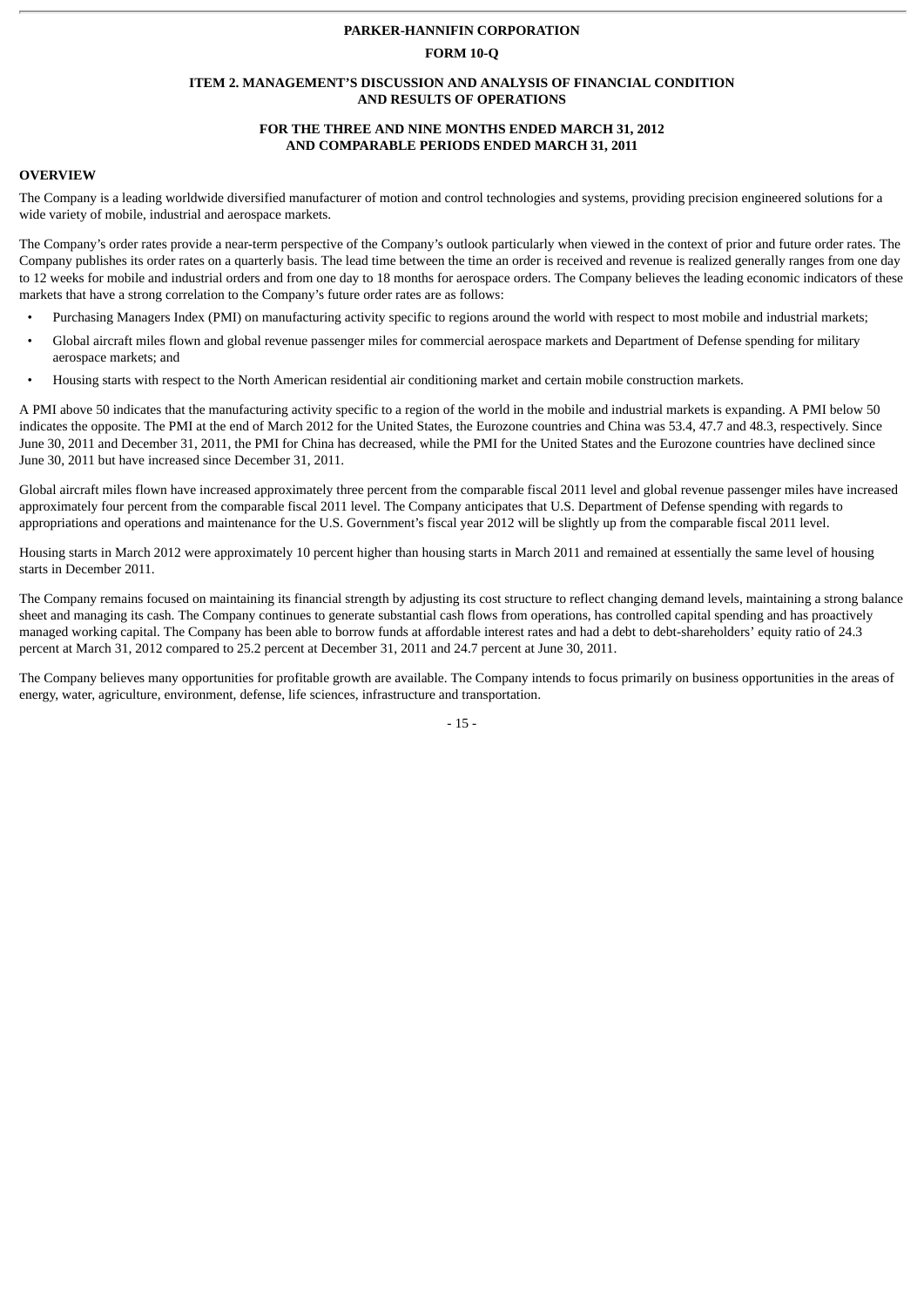**PARKER-HANNIFIN CORPORATION**

**FORM 10-Q**

**ITEM 2. MANAGEMENT'S DISCUSSION AND ANALYSIS OF FINANCIAL CONDITION AND RESULTS OF OPERATIONS**

**FOR THE THREE AND NINE MONTHS ENDED MARCH 31, 2012 AND COMPARABLE PERIODS ENDED MARCH 31, 2011**

## OVERVIEW

The Company is a leading worldwide diversified manufacturer of motion and control technologies and systems, providing precision engineered solutions for a wide variety of mobile, industrial and aerospace markets.

The Company's order rates provide a near-term perspective of the Company's outlook particularly when viewed in the context of prior and future order rates. The Company publishes its order rates on a quarterly basis. The lead time between the time an order is received and revenue is realized generally ranges from one day to 12 weeks for mobile and industrial orders and from one day to 18 months for aerospace orders. The Company believes the leading economic indicators of these markets that have a strong correlation to the Company's future order rates are as follows:

- Purchasing Managers Index (PMI) on manufacturing activity specific to regions around the world with respect to most mobile and industrial markets;
- Global aircraft miles flown and global revenue passenger miles for commercial aerospace markets and Department of Defense spending for military aerospace markets; and
- Housing starts with respect to the North American residential air conditioning market and certain mobile construction markets.

A PMI above 50 indicates that the manufacturing activity specific to a region of the world in the mobile and industrial markets is expanding. A PMI below 50 indicates the opposite. The PMI at the end of March 2012 for the United States, the Eurozone countries and China was 53.4, 47.7 and 48.3, respectively. Since June 30, 2011 and December 31, 2011, the PMI for China has decreased, while the PMI for the United States and the Eurozone countries have declined since June 30, 2011 but have increased since December 31, 2011.

Global aircraft miles flown have increased approximately three percent from the comparable fiscal 2011 level and global revenue passenger miles have increased approximately four percent from the comparable fiscal 2011 level. The Company anticipates that U.S. Department of Defense spending with regards to appropriations and operations and maintenance for the U.S. Government's fiscal year 2012 will be slightly up from the comparable fiscal 2011 level.

Housing starts in March 2012 were approximately 10 percent higher than housing starts in March 2011 and remained at essentially the same level of housing starts in December 2011.

The Company remains focused on maintaining its financial strength by adjusting its cost structure to reflect changing demand levels, maintaining a strong balance sheet and managing its cash. The Company continues to generate substantial cash flows from operations, has controlled capital spending and has proactively managed working capital. The Company has been able to borrow funds at affordable interest rates and had a debt to debt-shareholders' equity ratio of 24.3 percent at March 31, 2012 compared to 25.2 percent at December 31, 2011 and 24.7 percent at June 30, 2011.

The Company believes many opportunities for profitable growth are available. The Company intends to focus primarily on business opportunities in the areas of energy, water, agriculture, environment, defense, life sciences, infrastructure and transportation.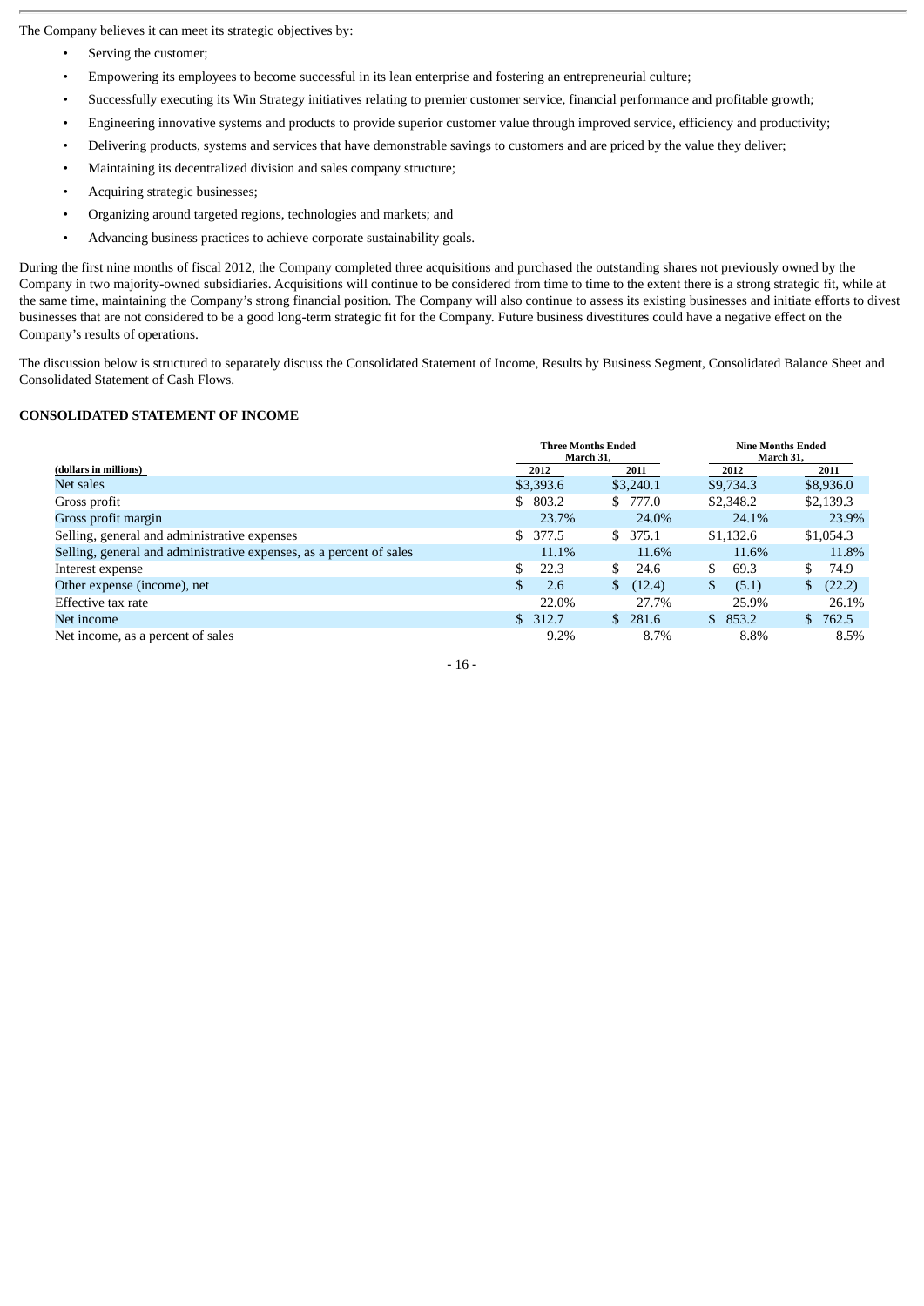The Company believes it can meet its strategic objectives by:

- Serving the customer;
- Empowering its employees to become successful in its lean enterprise and fostering an entrepreneurial culture;
- Successfully executing its Win Strategy initiatives relating to premier customer service, financial performance and profitable growth;
- Engineering innovative systems and products to provide superior customer value through improved service, efficiency and productivity;
- Delivering products, systems and services that have demonstrable savings to customers and are priced by the value they deliver;
- Maintaining its decentralized division and sales company structure;
- Acquiring strategic businesses;
- Organizing around targeted regions, technologies and markets; and
- Advancing business practices to achieve corporate sustainability goals.

During the first nine months of fiscal 2012, the Company completed three acquisitions and purchased the outstanding shares not previously owned by the Company in two majority-owned subsidiaries. Acquisitions will continue to be considered from time to time to the extent there is a strong strategic fit, while at the same time, maintaining the Company's strong financial position. The Company will also continue to assess its existing businesses and initiate efforts to divest businesses that are not considered to be a good long-term strategic fit for the Company. Future business divestitures could have a negative effect on the Company's results of operations.

The discussion below is structured to separately discuss the Consolidated Statement of Income, Results by Business Segment, Consolidated Balance Sheet and Consolidated Statement of Cash Flows.

**CONSOLIDATED STATEMENT OF INCOME**

| | Three Months Ended March 31, | | Nine Months Ended March 31, | |
|---|---|---|---|---|
| (dollars in millions) | 2012 | 2011 | 2012 | 2011 |
| Net sales | $3,393.6 | $3,240.1 | $9,734.3 | $8,936.0 |
| Gross profit | $ 803.2 | $ 777.0 | $2,348.2 | $2,139.3 |
| Gross profit margin | 23.7% | 24.0% | 24.1% | 23.9% |
| Selling, general and administrative expenses | $ 377.5 | $ 375.1 | $1,132.6 | $1,054.3 |
| Selling, general and administrative expenses, as a percent of sales | 11.1% | 11.6% | 11.6% | 11.8% |
| Interest expense | $ 22.3 | $ 24.6 | $ 69.3 | $ 74.9 |
| Other expense (income), net | $ 2.6 | $ (12.4) | $ (5.1) | $ (22.2) |
| Effective tax rate | 22.0% | 27.7% | 25.9% | 26.1% |
| Net income | $ 312.7 | $ 281.6 | $ 853.2 | $ 762.5 |
| Net income, as a percent of sales | 9.2% | 8.7% | 8.8% | 8.5% |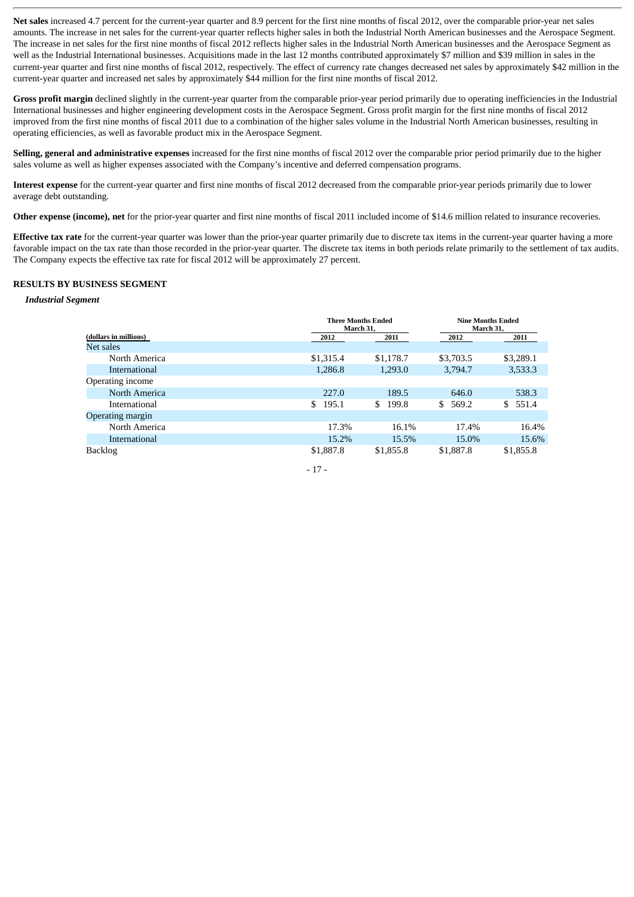**Net sales** increased 4.7 percent for the current-year quarter and 8.9 percent for the first nine months of fiscal 2012, over the comparable prior-year net sales amounts. The increase in net sales for the current-year quarter reflects higher sales in both the Industrial North American businesses and the Aerospace Segment. The increase in net sales for the first nine months of fiscal 2012 reflects higher sales in the Industrial North American businesses and the Aerospace Segment as well as the Industrial International businesses. Acquisitions made in the last 12 months contributed approximately $7 million and $39 million in sales in the current-year quarter and first nine months of fiscal 2012, respectively. The effect of currency rate changes decreased net sales by approximately $42 million in the current-year quarter and increased net sales by approximately $44 million for the first nine months of fiscal 2012.

**Gross profit margin** declined slightly in the current-year quarter from the comparable prior-year period primarily due to operating inefficiencies in the Industrial International businesses and higher engineering development costs in the Aerospace Segment. Gross profit margin for the first nine months of fiscal 2012 improved from the first nine months of fiscal 2011 due to a combination of the higher sales volume in the Industrial North American businesses, resulting in operating efficiencies, as well as favorable product mix in the Aerospace Segment.

**Selling, general and administrative expenses** increased for the first nine months of fiscal 2012 over the comparable prior period primarily due to the higher sales volume as well as higher expenses associated with the Company's incentive and deferred compensation programs.

**Interest expense** for the current-year quarter and first nine months of fiscal 2012 decreased from the comparable prior-year periods primarily due to lower average debt outstanding.

**Other expense (income), net** for the prior-year quarter and first nine months of fiscal 2011 included income of $14.6 million related to insurance recoveries.

**Effective tax rate** for the current-year quarter was lower than the prior-year quarter primarily due to discrete tax items in the current-year quarter having a more favorable impact on the tax rate than those recorded in the prior-year quarter. The discrete tax items in both periods relate primarily to the settlement of tax audits. The Company expects the effective tax rate for fiscal 2012 will be approximately 27 percent.

## RESULTS BY BUSINESS SEGMENT

### *Industrial Segment*

| (dollars in millions) | Three Months Ended March 31, | | Nine Months Ended March 31, | |
|---|---|---|---|---|
| | 2012 | 2011 | 2012 | 2011 |
| Net sales | | | | |
| North America | $1,315.4 | $1,178.7 | $3,703.5 | $3,289.1 |
| International | 1,286.8 | 1,293.0 | 3,794.7 | 3,533.3 |
| Operating income | | | | |
| North America | 227.0 | 189.5 | 646.0 | 538.3 |
| International | $ 195.1 | $ 199.8 | $ 569.2 | $ 551.4 |
| Operating margin | | | | |
| North America | 17.3% | 16.1% | 17.4% | 16.4% |
| International | 15.2% | 15.5% | 15.0% | 15.6% |
| Backlog | $1,887.8 | $1,855.8 | $1,887.8 | $1,855.8 |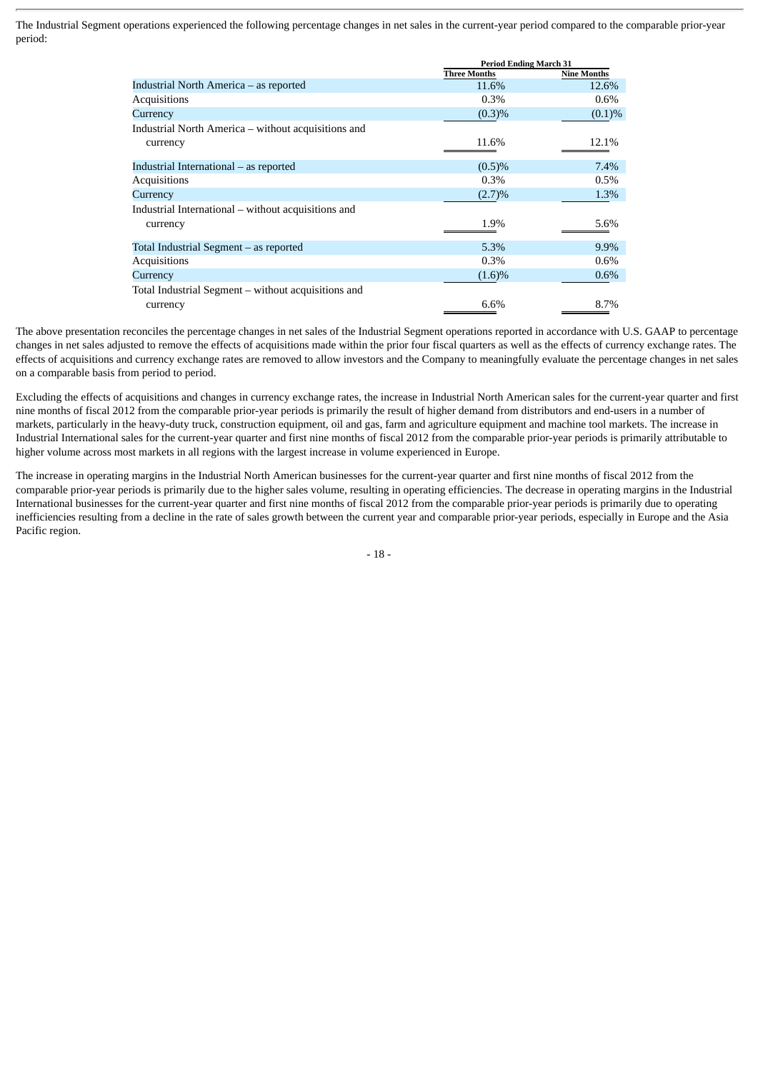The Industrial Segment operations experienced the following percentage changes in net sales in the current-year period compared to the comparable prior-year period:

| | Period Ending March 31 | |
|---|---|---|
| | Three Months | Nine Months |
| Industrial North America – as reported | 11.6% | 12.6% |
| Acquisitions | 0.3% | 0.6% |
| Currency | (0.3)% | (0.1)% |
| Industrial North America – without acquisitions and currency | 11.6% | 12.1% |
| Industrial International – as reported | (0.5)% | 7.4% |
| Acquisitions | 0.3% | 0.5% |
| Currency | (2.7)% | 1.3% |
| Industrial International – without acquisitions and currency | 1.9% | 5.6% |
| Total Industrial Segment – as reported | 5.3% | 9.9% |
| Acquisitions | 0.3% | 0.6% |
| Currency | (1.6)% | 0.6% |
| Total Industrial Segment – without acquisitions and currency | 6.6% | 8.7% |

The above presentation reconciles the percentage changes in net sales of the Industrial Segment operations reported in accordance with U.S. GAAP to percentage changes in net sales adjusted to remove the effects of acquisitions made within the prior four fiscal quarters as well as the effects of currency exchange rates. The effects of acquisitions and currency exchange rates are removed to allow investors and the Company to meaningfully evaluate the percentage changes in net sales on a comparable basis from period to period.

Excluding the effects of acquisitions and changes in currency exchange rates, the increase in Industrial North American sales for the current-year quarter and first nine months of fiscal 2012 from the comparable prior-year periods is primarily the result of higher demand from distributors and end-users in a number of markets, particularly in the heavy-duty truck, construction equipment, oil and gas, farm and agriculture equipment and machine tool markets. The increase in Industrial International sales for the current-year quarter and first nine months of fiscal 2012 from the comparable prior-year periods is primarily attributable to higher volume across most markets in all regions with the largest increase in volume experienced in Europe.

The increase in operating margins in the Industrial North American businesses for the current-year quarter and first nine months of fiscal 2012 from the comparable prior-year periods is primarily due to the higher sales volume, resulting in operating efficiencies. The decrease in operating margins in the Industrial International businesses for the current-year quarter and first nine months of fiscal 2012 from the comparable prior-year periods is primarily due to operating inefficiencies resulting from a decline in the rate of sales growth between the current year and comparable prior-year periods, especially in Europe and the Asia Pacific region.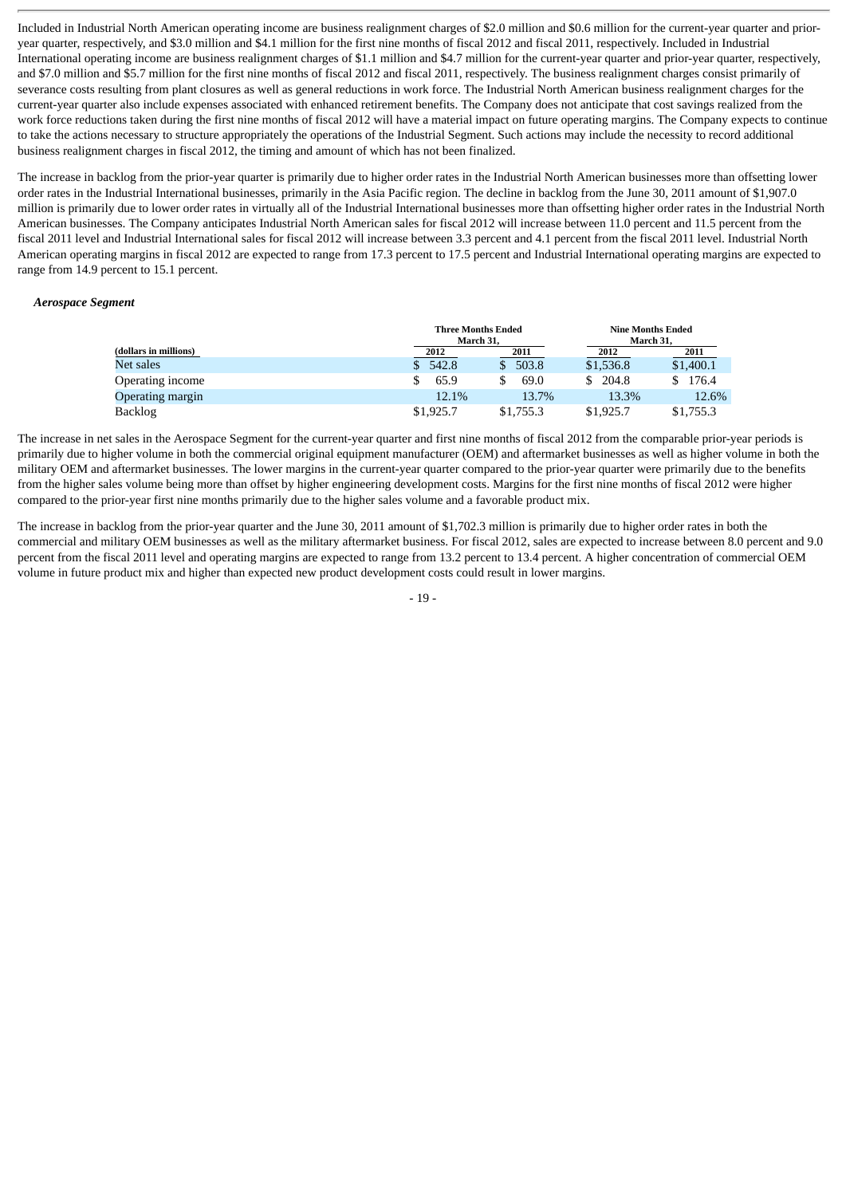Included in Industrial North American operating income are business realignment charges of $2.0 million and $0.6 million for the current-year quarter and prior-year quarter, respectively, and $3.0 million and $4.1 million for the first nine months of fiscal 2012 and fiscal 2011, respectively. Included in Industrial International operating income are business realignment charges of $1.1 million and $4.7 million for the current-year quarter and prior-year quarter, respectively, and $7.0 million and $5.7 million for the first nine months of fiscal 2012 and fiscal 2011, respectively. The business realignment charges consist primarily of severance costs resulting from plant closures as well as general reductions in work force. The Industrial North American business realignment charges for the current-year quarter also include expenses associated with enhanced retirement benefits. The Company does not anticipate that cost savings realized from the work force reductions taken during the first nine months of fiscal 2012 will have a material impact on future operating margins. The Company expects to continue to take the actions necessary to structure appropriately the operations of the Industrial Segment. Such actions may include the necessity to record additional business realignment charges in fiscal 2012, the timing and amount of which has not been finalized.

The increase in backlog from the prior-year quarter is primarily due to higher order rates in the Industrial North American businesses more than offsetting lower order rates in the Industrial International businesses, primarily in the Asia Pacific region. The decline in backlog from the June 30, 2011 amount of $1,907.0 million is primarily due to lower order rates in virtually all of the Industrial International businesses more than offsetting higher order rates in the Industrial North American businesses. The Company anticipates Industrial North American sales for fiscal 2012 will increase between 11.0 percent and 11.5 percent from the fiscal 2011 level and Industrial International sales for fiscal 2012 will increase between 3.3 percent and 4.1 percent from the fiscal 2011 level. Industrial North American operating margins in fiscal 2012 are expected to range from 17.3 percent to 17.5 percent and Industrial International operating margins are expected to range from 14.9 percent to 15.1 percent.

***Aerospace Segment***

| | Three Months Ended March 31, | | Nine Months Ended March 31, | |
|---|---|---|---|---|
| **(dollars in millions)** | **2012** | **2011** | **2012** | **2011** |
| Net sales | $ 542.8 | $ 503.8 | $1,536.8 | $1,400.1 |
| Operating income | $ 65.9 | $ 69.0 | $ 204.8 | $ 176.4 |
| Operating margin | 12.1% | 13.7% | 13.3% | 12.6% |
| Backlog | $1,925.7 | $1,755.3 | $1,925.7 | $1,755.3 |

The increase in net sales in the Aerospace Segment for the current-year quarter and first nine months of fiscal 2012 from the comparable prior-year periods is primarily due to higher volume in both the commercial original equipment manufacturer (OEM) and aftermarket businesses as well as higher volume in both the military OEM and aftermarket businesses. The lower margins in the current-year quarter compared to the prior-year quarter were primarily due to the benefits from the higher sales volume being more than offset by higher engineering development costs. Margins for the first nine months of fiscal 2012 were higher compared to the prior-year first nine months primarily due to the higher sales volume and a favorable product mix.

The increase in backlog from the prior-year quarter and the June 30, 2011 amount of $1,702.3 million is primarily due to higher order rates in both the commercial and military OEM businesses as well as the military aftermarket business. For fiscal 2012, sales are expected to increase between 8.0 percent and 9.0 percent from the fiscal 2011 level and operating margins are expected to range from 13.2 percent to 13.4 percent. A higher concentration of commercial OEM volume in future product mix and higher than expected new product development costs could result in lower margins.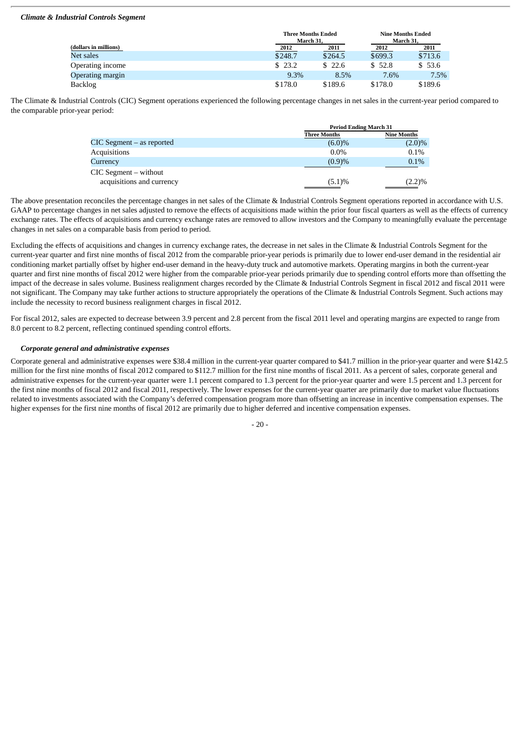***Climate & Industrial Controls Segment***

| (dollars in millions) | Three Months Ended March 31, 2012 | Three Months Ended March 31, 2011 | Nine Months Ended March 31, 2012 | Nine Months Ended March 31, 2011 |
|---|---|---|---|---|
| Net sales | $248.7 | $264.5 | $699.3 | $713.6 |
| Operating income | $ 23.2 | $ 22.6 | $ 52.8 | $ 53.6 |
| Operating margin | 9.3% | 8.5% | 7.6% | 7.5% |
| Backlog | $178.0 | $189.6 | $178.0 | $189.6 |

The Climate & Industrial Controls (CIC) Segment operations experienced the following percentage changes in net sales in the current-year period compared to the comparable prior-year period:

| | Period Ending March 31 Three Months | Period Ending March 31 Nine Months |
|---|---|---|
| CIC Segment – as reported | (6.0)% | (2.0)% |
| Acquisitions | 0.0% | 0.1% |
| Currency | (0.9)% | 0.1% |
| CIC Segment – without acquisitions and currency | (5.1)% | (2.2)% |

The above presentation reconciles the percentage changes in net sales of the Climate & Industrial Controls Segment operations reported in accordance with U.S. GAAP to percentage changes in net sales adjusted to remove the effects of acquisitions made within the prior four fiscal quarters as well as the effects of currency exchange rates. The effects of acquisitions and currency exchange rates are removed to allow investors and the Company to meaningfully evaluate the percentage changes in net sales on a comparable basis from period to period.

Excluding the effects of acquisitions and changes in currency exchange rates, the decrease in net sales in the Climate & Industrial Controls Segment for the current-year quarter and first nine months of fiscal 2012 from the comparable prior-year periods is primarily due to lower end-user demand in the residential air conditioning market partially offset by higher end-user demand in the heavy-duty truck and automotive markets. Operating margins in both the current-year quarter and first nine months of fiscal 2012 were higher from the comparable prior-year periods primarily due to spending control efforts more than offsetting the impact of the decrease in sales volume. Business realignment charges recorded by the Climate & Industrial Controls Segment in fiscal 2012 and fiscal 2011 were not significant. The Company may take further actions to structure appropriately the operations of the Climate & Industrial Controls Segment. Such actions may include the necessity to record business realignment charges in fiscal 2012.

For fiscal 2012, sales are expected to decrease between 3.9 percent and 2.8 percent from the fiscal 2011 level and operating margins are expected to range from 8.0 percent to 8.2 percent, reflecting continued spending control efforts.

***Corporate general and administrative expenses***

Corporate general and administrative expenses were $38.4 million in the current-year quarter compared to $41.7 million in the prior-year quarter and were $142.5 million for the first nine months of fiscal 2012 compared to $112.7 million for the first nine months of fiscal 2011. As a percent of sales, corporate general and administrative expenses for the current-year quarter were 1.1 percent compared to 1.3 percent for the prior-year quarter and were 1.5 percent and 1.3 percent for the first nine months of fiscal 2012 and fiscal 2011, respectively. The lower expenses for the current-year quarter are primarily due to market value fluctuations related to investments associated with the Company's deferred compensation program more than offsetting an increase in incentive compensation expenses. The higher expenses for the first nine months of fiscal 2012 are primarily due to higher deferred and incentive compensation expenses.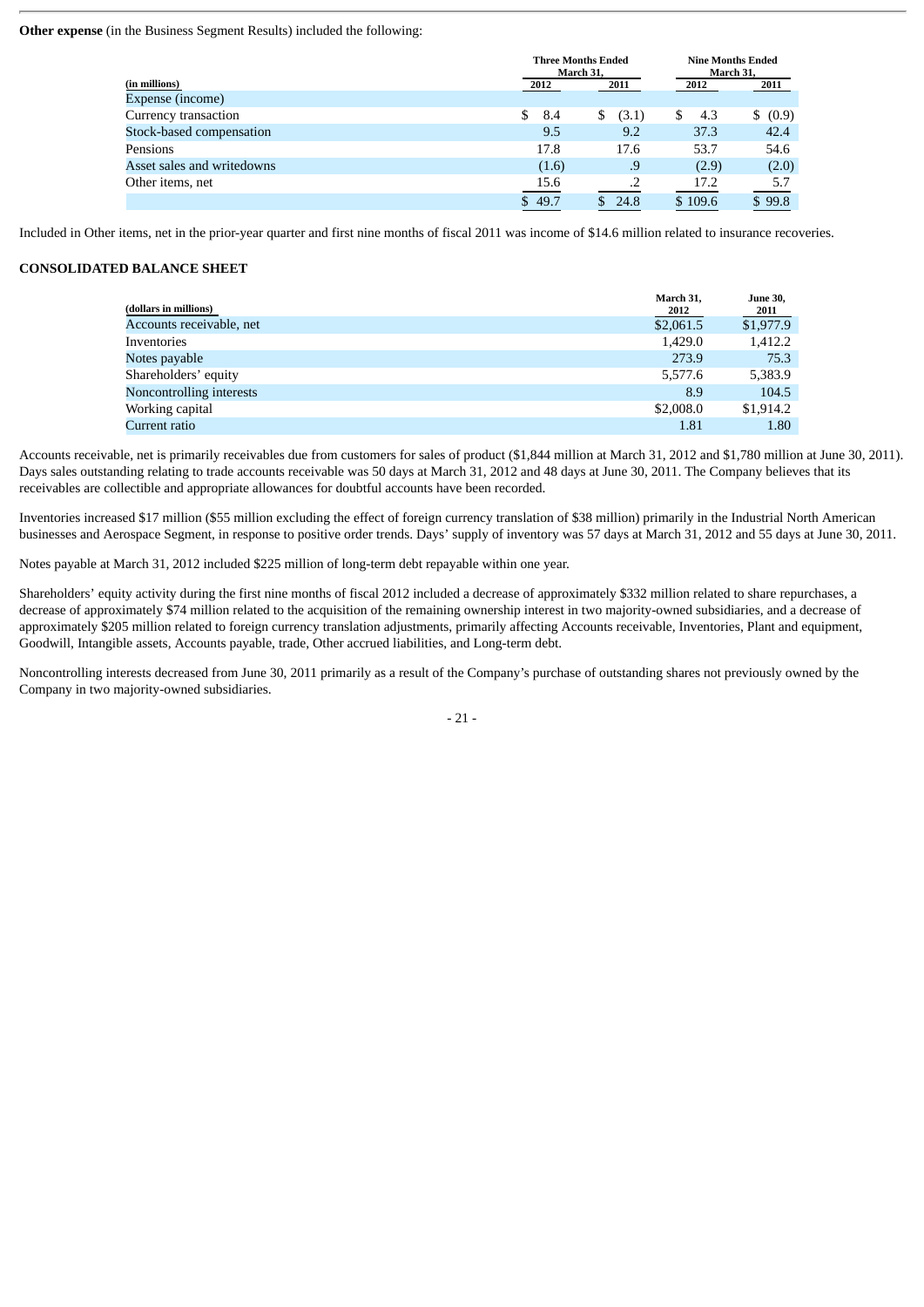**Other expense** (in the Business Segment Results) included the following:

| (in millions) | Three Months Ended March 31, | | Nine Months Ended March 31, | |
|---|---|---|---|---|
| | 2012 | 2011 | 2012 | 2011 |
| Expense (income) | | | | |
| Currency transaction | $ 8.4 | $ (3.1) | $ 4.3 | $ (0.9) |
| Stock-based compensation | 9.5 | 9.2 | 37.3 | 42.4 |
| Pensions | 17.8 | 17.6 | 53.7 | 54.6 |
| Asset sales and writedowns | (1.6) | .9 | (2.9) | (2.0) |
| Other items, net | 15.6 | .2 | 17.2 | 5.7 |
| | $ 49.7 | $ 24.8 | $ 109.6 | $ 99.8 |

Included in Other items, net in the prior-year quarter and first nine months of fiscal 2011 was income of $14.6 million related to insurance recoveries.

**CONSOLIDATED BALANCE SHEET**

| (dollars in millions) | March 31, 2012 | June 30, 2011 |
|---|---|---|
| Accounts receivable, net | $2,061.5 | $1,977.9 |
| Inventories | 1,429.0 | 1,412.2 |
| Notes payable | 273.9 | 75.3 |
| Shareholders' equity | 5,577.6 | 5,383.9 |
| Noncontrolling interests | 8.9 | 104.5 |
| Working capital | $2,008.0 | $1,914.2 |
| Current ratio | 1.81 | 1.80 |

Accounts receivable, net is primarily receivables due from customers for sales of product ($1,844 million at March 31, 2012 and $1,780 million at June 30, 2011). Days sales outstanding relating to trade accounts receivable was 50 days at March 31, 2012 and 48 days at June 30, 2011. The Company believes that its receivables are collectible and appropriate allowances for doubtful accounts have been recorded.

Inventories increased $17 million ($55 million excluding the effect of foreign currency translation of $38 million) primarily in the Industrial North American businesses and Aerospace Segment, in response to positive order trends. Days' supply of inventory was 57 days at March 31, 2012 and 55 days at June 30, 2011.

Notes payable at March 31, 2012 included $225 million of long-term debt repayable within one year.

Shareholders' equity activity during the first nine months of fiscal 2012 included a decrease of approximately $332 million related to share repurchases, a decrease of approximately $74 million related to the acquisition of the remaining ownership interest in two majority-owned subsidiaries, and a decrease of approximately $205 million related to foreign currency translation adjustments, primarily affecting Accounts receivable, Inventories, Plant and equipment, Goodwill, Intangible assets, Accounts payable, trade, Other accrued liabilities, and Long-term debt.

Noncontrolling interests decreased from June 30, 2011 primarily as a result of the Company's purchase of outstanding shares not previously owned by the Company in two majority-owned subsidiaries.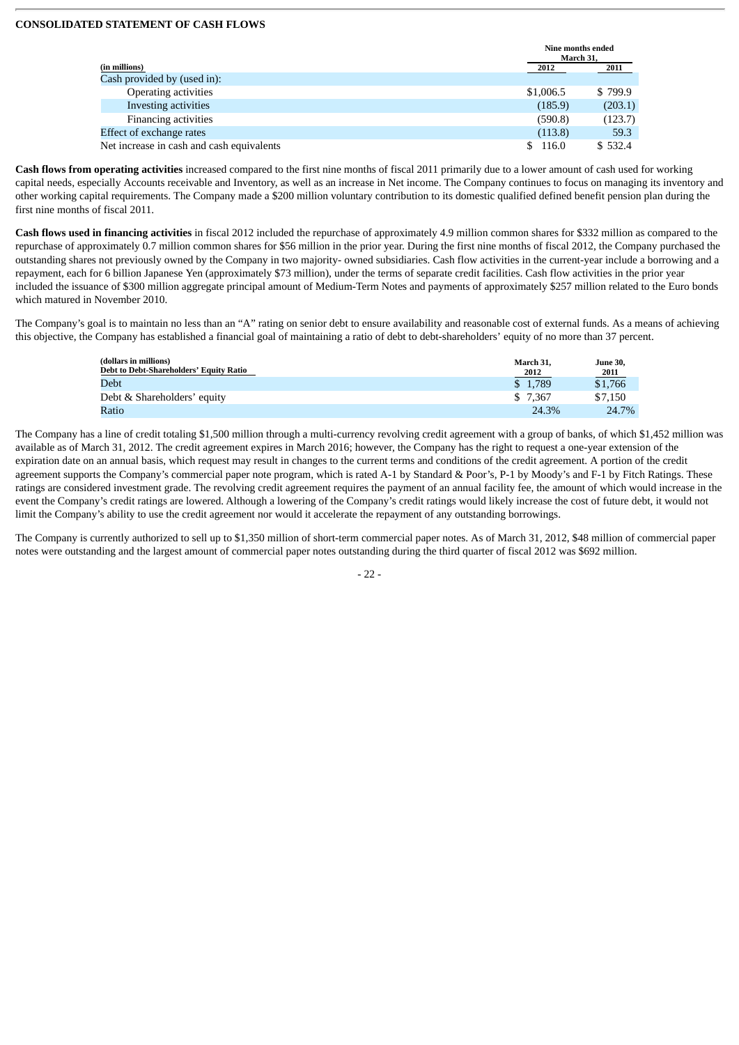**CONSOLIDATED STATEMENT OF CASH FLOWS**

| (in millions) | Nine months ended March 31, 2012 | 2011 |
|---|---|---|
| Cash provided by (used in): | | |
| Operating activities | $1,006.5 | $ 799.9 |
| Investing activities | (185.9) | (203.1) |
| Financing activities | (590.8) | (123.7) |
| Effect of exchange rates | (113.8) | 59.3 |
| Net increase in cash and cash equivalents | $ 116.0 | $ 532.4 |

**Cash flows from operating activities** increased compared to the first nine months of fiscal 2011 primarily due to a lower amount of cash used for working capital needs, especially Accounts receivable and Inventory, as well as an increase in Net income. The Company continues to focus on managing its inventory and other working capital requirements. The Company made a $200 million voluntary contribution to its domestic qualified defined benefit pension plan during the first nine months of fiscal 2011.

**Cash flows used in financing activities** in fiscal 2012 included the repurchase of approximately 4.9 million common shares for $332 million as compared to the repurchase of approximately 0.7 million common shares for $56 million in the prior year. During the first nine months of fiscal 2012, the Company purchased the outstanding shares not previously owned by the Company in two majority- owned subsidiaries. Cash flow activities in the current-year include a borrowing and a repayment, each for 6 billion Japanese Yen (approximately $73 million), under the terms of separate credit facilities. Cash flow activities in the prior year included the issuance of $300 million aggregate principal amount of Medium-Term Notes and payments of approximately $257 million related to the Euro bonds which matured in November 2010.

The Company's goal is to maintain no less than an "A" rating on senior debt to ensure availability and reasonable cost of external funds. As a means of achieving this objective, the Company has established a financial goal of maintaining a ratio of debt to debt-shareholders' equity of no more than 37 percent.

| (dollars in millions) Debt to Debt-Shareholders' Equity Ratio | March 31, 2012 | June 30, 2011 |
|---|---|---|
| Debt | $ 1,789 | $1,766 |
| Debt & Shareholders' equity | $ 7,367 | $7,150 |
| Ratio | 24.3% | 24.7% |

The Company has a line of credit totaling $1,500 million through a multi-currency revolving credit agreement with a group of banks, of which $1,452 million was available as of March 31, 2012. The credit agreement expires in March 2016; however, the Company has the right to request a one-year extension of the expiration date on an annual basis, which request may result in changes to the current terms and conditions of the credit agreement. A portion of the credit agreement supports the Company's commercial paper note program, which is rated A-1 by Standard & Poor's, P-1 by Moody's and F-1 by Fitch Ratings. These ratings are considered investment grade. The revolving credit agreement requires the payment of an annual facility fee, the amount of which would increase in the event the Company's credit ratings are lowered. Although a lowering of the Company's credit ratings would likely increase the cost of future debt, it would not limit the Company's ability to use the credit agreement nor would it accelerate the repayment of any outstanding borrowings.

The Company is currently authorized to sell up to $1,350 million of short-term commercial paper notes. As of March 31, 2012, $48 million of commercial paper notes were outstanding and the largest amount of commercial paper notes outstanding during the third quarter of fiscal 2012 was $692 million.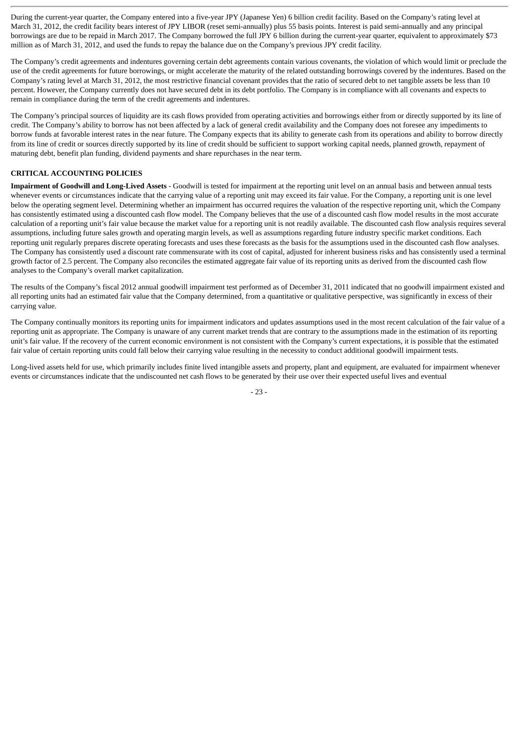During the current-year quarter, the Company entered into a five-year JPY (Japanese Yen) 6 billion credit facility. Based on the Company's rating level at March 31, 2012, the credit facility bears interest of JPY LIBOR (reset semi-annually) plus 55 basis points. Interest is paid semi-annually and any principal borrowings are due to be repaid in March 2017. The Company borrowed the full JPY 6 billion during the current-year quarter, equivalent to approximately $73 million as of March 31, 2012, and used the funds to repay the balance due on the Company's previous JPY credit facility.

The Company's credit agreements and indentures governing certain debt agreements contain various covenants, the violation of which would limit or preclude the use of the credit agreements for future borrowings, or might accelerate the maturity of the related outstanding borrowings covered by the indentures. Based on the Company's rating level at March 31, 2012, the most restrictive financial covenant provides that the ratio of secured debt to net tangible assets be less than 10 percent. However, the Company currently does not have secured debt in its debt portfolio. The Company is in compliance with all covenants and expects to remain in compliance during the term of the credit agreements and indentures.

The Company's principal sources of liquidity are its cash flows provided from operating activities and borrowings either from or directly supported by its line of credit. The Company's ability to borrow has not been affected by a lack of general credit availability and the Company does not foresee any impediments to borrow funds at favorable interest rates in the near future. The Company expects that its ability to generate cash from its operations and ability to borrow directly from its line of credit or sources directly supported by its line of credit should be sufficient to support working capital needs, planned growth, repayment of maturing debt, benefit plan funding, dividend payments and share repurchases in the near term.

## CRITICAL ACCOUNTING POLICIES

**Impairment of Goodwill and Long-Lived Assets** - Goodwill is tested for impairment at the reporting unit level on an annual basis and between annual tests whenever events or circumstances indicate that the carrying value of a reporting unit may exceed its fair value. For the Company, a reporting unit is one level below the operating segment level. Determining whether an impairment has occurred requires the valuation of the respective reporting unit, which the Company has consistently estimated using a discounted cash flow model. The Company believes that the use of a discounted cash flow model results in the most accurate calculation of a reporting unit's fair value because the market value for a reporting unit is not readily available. The discounted cash flow analysis requires several assumptions, including future sales growth and operating margin levels, as well as assumptions regarding future industry specific market conditions. Each reporting unit regularly prepares discrete operating forecasts and uses these forecasts as the basis for the assumptions used in the discounted cash flow analyses. The Company has consistently used a discount rate commensurate with its cost of capital, adjusted for inherent business risks and has consistently used a terminal growth factor of 2.5 percent. The Company also reconciles the estimated aggregate fair value of its reporting units as derived from the discounted cash flow analyses to the Company's overall market capitalization.

The results of the Company's fiscal 2012 annual goodwill impairment test performed as of December 31, 2011 indicated that no goodwill impairment existed and all reporting units had an estimated fair value that the Company determined, from a quantitative or qualitative perspective, was significantly in excess of their carrying value.

The Company continually monitors its reporting units for impairment indicators and updates assumptions used in the most recent calculation of the fair value of a reporting unit as appropriate. The Company is unaware of any current market trends that are contrary to the assumptions made in the estimation of its reporting unit's fair value. If the recovery of the current economic environment is not consistent with the Company's current expectations, it is possible that the estimated fair value of certain reporting units could fall below their carrying value resulting in the necessity to conduct additional goodwill impairment tests.

Long-lived assets held for use, which primarily includes finite lived intangible assets and property, plant and equipment, are evaluated for impairment whenever events or circumstances indicate that the undiscounted net cash flows to be generated by their use over their expected useful lives and eventual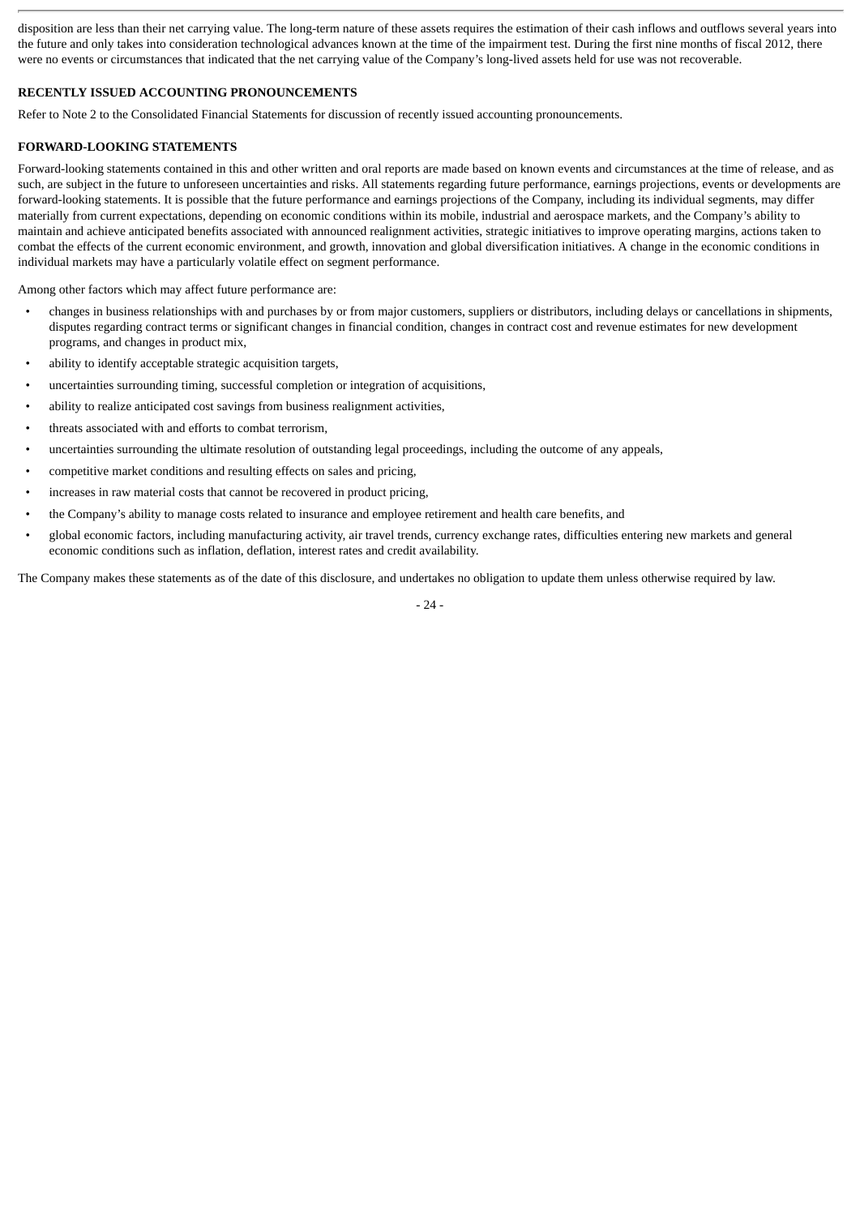disposition are less than their net carrying value. The long-term nature of these assets requires the estimation of their cash inflows and outflows several years into the future and only takes into consideration technological advances known at the time of the impairment test. During the first nine months of fiscal 2012, there were no events or circumstances that indicated that the net carrying value of the Company's long-lived assets held for use was not recoverable.

**RECENTLY ISSUED ACCOUNTING PRONOUNCEMENTS**

Refer to Note 2 to the Consolidated Financial Statements for discussion of recently issued accounting pronouncements.

**FORWARD-LOOKING STATEMENTS**

Forward-looking statements contained in this and other written and oral reports are made based on known events and circumstances at the time of release, and as such, are subject in the future to unforeseen uncertainties and risks. All statements regarding future performance, earnings projections, events or developments are forward-looking statements. It is possible that the future performance and earnings projections of the Company, including its individual segments, may differ materially from current expectations, depending on economic conditions within its mobile, industrial and aerospace markets, and the Company's ability to maintain and achieve anticipated benefits associated with announced realignment activities, strategic initiatives to improve operating margins, actions taken to combat the effects of the current economic environment, and growth, innovation and global diversification initiatives. A change in the economic conditions in individual markets may have a particularly volatile effect on segment performance.

Among other factors which may affect future performance are:

- changes in business relationships with and purchases by or from major customers, suppliers or distributors, including delays or cancellations in shipments, disputes regarding contract terms or significant changes in financial condition, changes in contract cost and revenue estimates for new development programs, and changes in product mix,
- ability to identify acceptable strategic acquisition targets,
- uncertainties surrounding timing, successful completion or integration of acquisitions,
- ability to realize anticipated cost savings from business realignment activities,
- threats associated with and efforts to combat terrorism,
- uncertainties surrounding the ultimate resolution of outstanding legal proceedings, including the outcome of any appeals,
- competitive market conditions and resulting effects on sales and pricing,
- increases in raw material costs that cannot be recovered in product pricing,
- the Company's ability to manage costs related to insurance and employee retirement and health care benefits, and
- global economic factors, including manufacturing activity, air travel trends, currency exchange rates, difficulties entering new markets and general economic conditions such as inflation, deflation, interest rates and credit availability.

The Company makes these statements as of the date of this disclosure, and undertakes no obligation to update them unless otherwise required by law.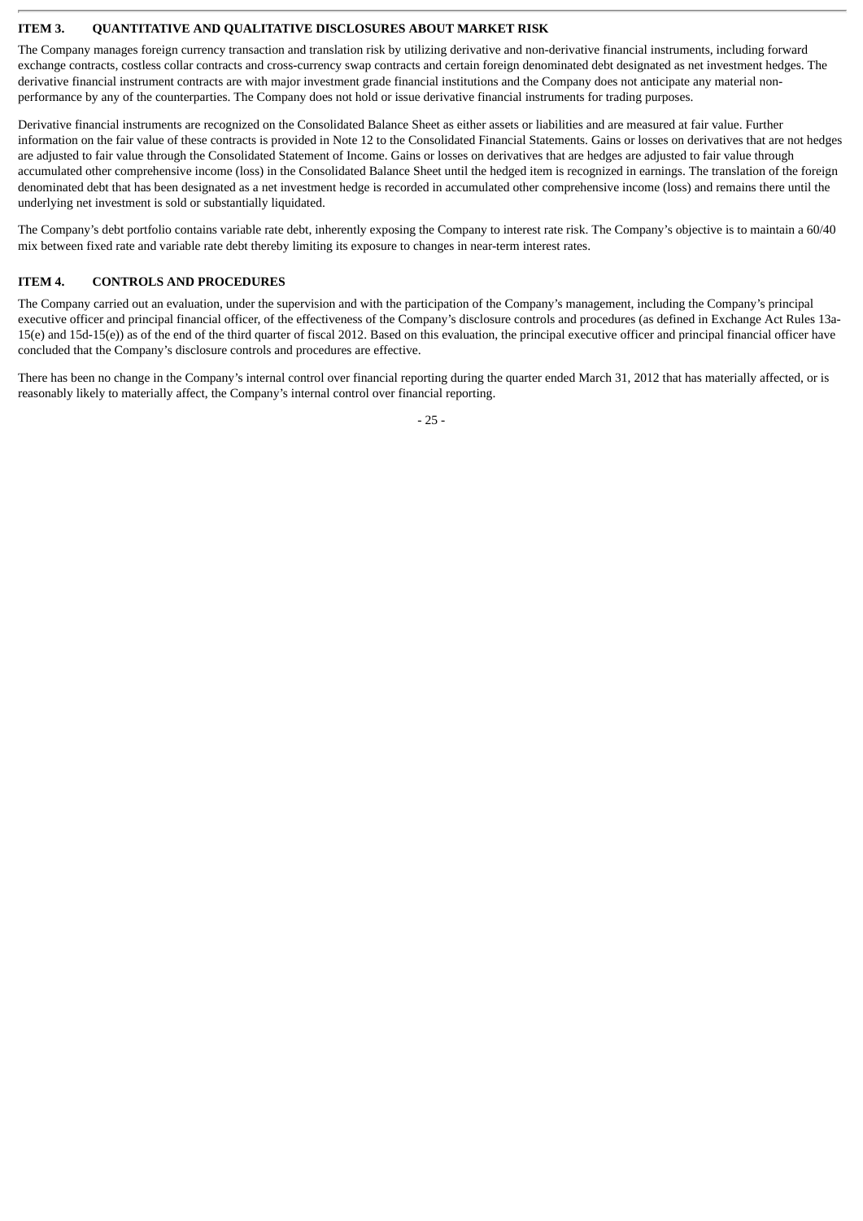## ITEM 3. QUANTITATIVE AND QUALITATIVE DISCLOSURES ABOUT MARKET RISK

The Company manages foreign currency transaction and translation risk by utilizing derivative and non-derivative financial instruments, including forward exchange contracts, costless collar contracts and cross-currency swap contracts and certain foreign denominated debt designated as net investment hedges. The derivative financial instrument contracts are with major investment grade financial institutions and the Company does not anticipate any material non-performance by any of the counterparties. The Company does not hold or issue derivative financial instruments for trading purposes.

Derivative financial instruments are recognized on the Consolidated Balance Sheet as either assets or liabilities and are measured at fair value. Further information on the fair value of these contracts is provided in Note 12 to the Consolidated Financial Statements. Gains or losses on derivatives that are not hedges are adjusted to fair value through the Consolidated Statement of Income. Gains or losses on derivatives that are hedges are adjusted to fair value through accumulated other comprehensive income (loss) in the Consolidated Balance Sheet until the hedged item is recognized in earnings. The translation of the foreign denominated debt that has been designated as a net investment hedge is recorded in accumulated other comprehensive income (loss) and remains there until the underlying net investment is sold or substantially liquidated.

The Company's debt portfolio contains variable rate debt, inherently exposing the Company to interest rate risk. The Company's objective is to maintain a 60/40 mix between fixed rate and variable rate debt thereby limiting its exposure to changes in near-term interest rates.

## ITEM 4. CONTROLS AND PROCEDURES

The Company carried out an evaluation, under the supervision and with the participation of the Company's management, including the Company's principal executive officer and principal financial officer, of the effectiveness of the Company's disclosure controls and procedures (as defined in Exchange Act Rules 13a-15(e) and 15d-15(e)) as of the end of the third quarter of fiscal 2012. Based on this evaluation, the principal executive officer and principal financial officer have concluded that the Company's disclosure controls and procedures are effective.

There has been no change in the Company's internal control over financial reporting during the quarter ended March 31, 2012 that has materially affected, or is reasonably likely to materially affect, the Company's internal control over financial reporting.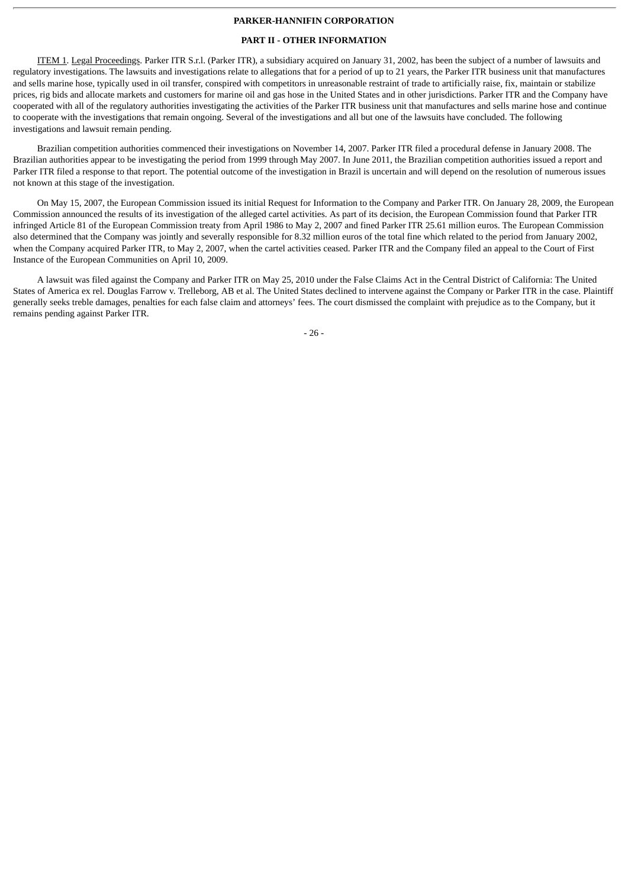**PARKER-HANNIFIN CORPORATION**

**PART II - OTHER INFORMATION**

ITEM 1. Legal Proceedings. Parker ITR S.r.l. (Parker ITR), a subsidiary acquired on January 31, 2002, has been the subject of a number of lawsuits and regulatory investigations. The lawsuits and investigations relate to allegations that for a period of up to 21 years, the Parker ITR business unit that manufactures and sells marine hose, typically used in oil transfer, conspired with competitors in unreasonable restraint of trade to artificially raise, fix, maintain or stabilize prices, rig bids and allocate markets and customers for marine oil and gas hose in the United States and in other jurisdictions. Parker ITR and the Company have cooperated with all of the regulatory authorities investigating the activities of the Parker ITR business unit that manufactures and sells marine hose and continue to cooperate with the investigations that remain ongoing. Several of the investigations and all but one of the lawsuits have concluded. The following investigations and lawsuit remain pending.

Brazilian competition authorities commenced their investigations on November 14, 2007. Parker ITR filed a procedural defense in January 2008. The Brazilian authorities appear to be investigating the period from 1999 through May 2007. In June 2011, the Brazilian competition authorities issued a report and Parker ITR filed a response to that report. The potential outcome of the investigation in Brazil is uncertain and will depend on the resolution of numerous issues not known at this stage of the investigation.

On May 15, 2007, the European Commission issued its initial Request for Information to the Company and Parker ITR. On January 28, 2009, the European Commission announced the results of its investigation of the alleged cartel activities. As part of its decision, the European Commission found that Parker ITR infringed Article 81 of the European Commission treaty from April 1986 to May 2, 2007 and fined Parker ITR 25.61 million euros. The European Commission also determined that the Company was jointly and severally responsible for 8.32 million euros of the total fine which related to the period from January 2002, when the Company acquired Parker ITR, to May 2, 2007, when the cartel activities ceased. Parker ITR and the Company filed an appeal to the Court of First Instance of the European Communities on April 10, 2009.

A lawsuit was filed against the Company and Parker ITR on May 25, 2010 under the False Claims Act in the Central District of California: The United States of America ex rel. Douglas Farrow v. Trelleborg, AB et al. The United States declined to intervene against the Company or Parker ITR in the case. Plaintiff generally seeks treble damages, penalties for each false claim and attorneys' fees. The court dismissed the complaint with prejudice as to the Company, but it remains pending against Parker ITR.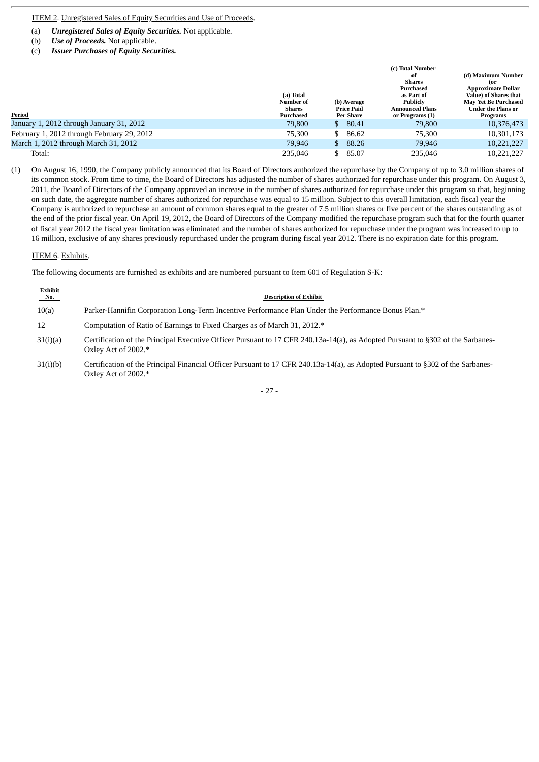ITEM 2. Unregistered Sales of Equity Securities and Use of Proceeds.

(a) ***Unregistered Sales of Equity Securities.*** Not applicable.

(b) ***Use of Proceeds.*** Not applicable.

(c) ***Issuer Purchases of Equity Securities.***

| Period | (a) Total Number of Shares Purchased | (b) Average Price Paid Per Share | (c) Total Number of Shares Purchased as Part of Publicly Announced Plans or Programs (1) | (d) Maximum Number (or Approximate Dollar Value) of Shares that May Yet Be Purchased Under the Plans or Programs |
|---|---|---|---|---|
| January 1, 2012 through January 31, 2012 | 79,800 | $ 80.41 | 79,800 | 10,376,473 |
| February 1, 2012 through February 29, 2012 | 75,300 | $ 86.62 | 75,300 | 10,301,173 |
| March 1, 2012 through March 31, 2012 | 79,946 | $ 88.26 | 79,946 | 10,221,227 |
| Total: | 235,046 | $ 85.07 | 235,046 | 10,221,227 |

(1) On August 16, 1990, the Company publicly announced that its Board of Directors authorized the repurchase by the Company of up to 3.0 million shares of its common stock. From time to time, the Board of Directors has adjusted the number of shares authorized for repurchase under this program. On August 3, 2011, the Board of Directors of the Company approved an increase in the number of shares authorized for repurchase under this program so that, beginning on such date, the aggregate number of shares authorized for repurchase was equal to 15 million. Subject to this overall limitation, each fiscal year the Company is authorized to repurchase an amount of common shares equal to the greater of 7.5 million shares or five percent of the shares outstanding as of the end of the prior fiscal year. On April 19, 2012, the Board of Directors of the Company modified the repurchase program such that for the fourth quarter of fiscal year 2012 the fiscal year limitation was eliminated and the number of shares authorized for repurchase under the program was increased to up to 16 million, exclusive of any shares previously repurchased under the program during fiscal year 2012. There is no expiration date for this program.

ITEM 6. Exhibits.

The following documents are furnished as exhibits and are numbered pursuant to Item 601 of Regulation S-K:

| Exhibit No. | Description of Exhibit |
|---|---|
| 10(a) | Parker-Hannifin Corporation Long-Term Incentive Performance Plan Under the Performance Bonus Plan.* |
| 12 | Computation of Ratio of Earnings to Fixed Charges as of March 31, 2012.* |
| 31(i)(a) | Certification of the Principal Executive Officer Pursuant to 17 CFR 240.13a-14(a), as Adopted Pursuant to §302 of the Sarbanes-Oxley Act of 2002.* |
| 31(i)(b) | Certification of the Principal Financial Officer Pursuant to 17 CFR 240.13a-14(a), as Adopted Pursuant to §302 of the Sarbanes-Oxley Act of 2002.* |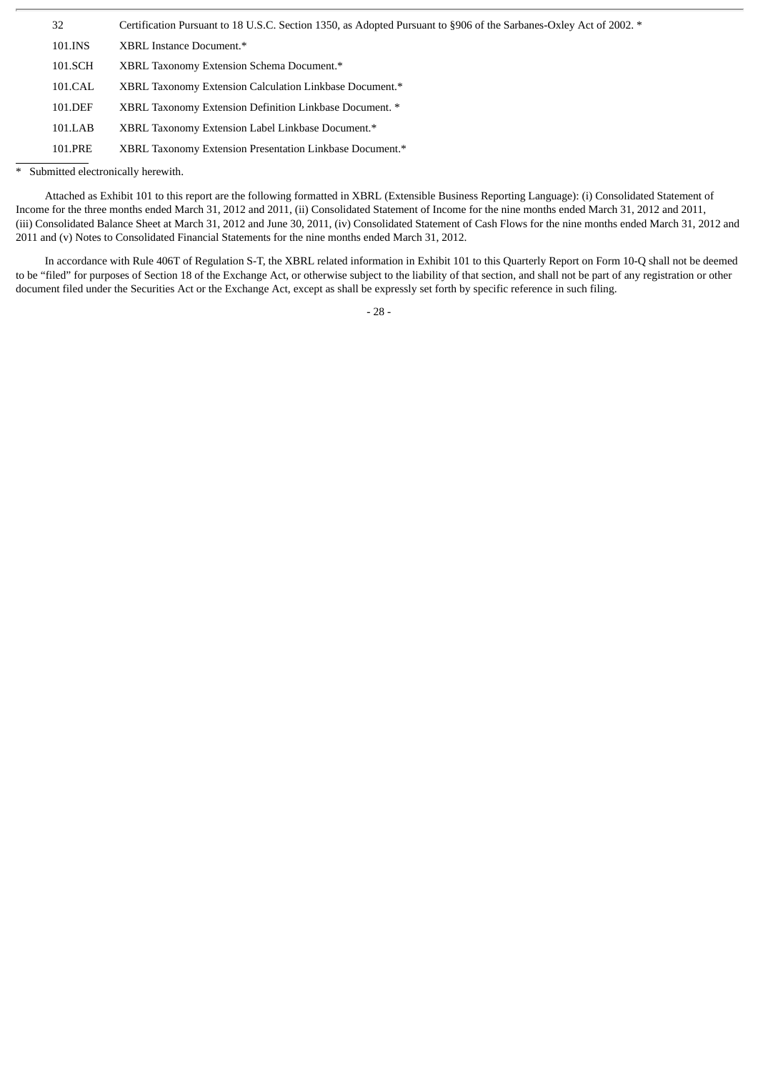| | |
|---|---|
| 32 | Certification Pursuant to 18 U.S.C. Section 1350, as Adopted Pursuant to §906 of the Sarbanes-Oxley Act of 2002. * |
| 101.INS | XBRL Instance Document.* |
| 101.SCH | XBRL Taxonomy Extension Schema Document.* |
| 101.CAL | XBRL Taxonomy Extension Calculation Linkbase Document.* |
| 101.DEF | XBRL Taxonomy Extension Definition Linkbase Document. * |
| 101.LAB | XBRL Taxonomy Extension Label Linkbase Document.* |
| 101.PRE | XBRL Taxonomy Extension Presentation Linkbase Document.* |

\* Submitted electronically herewith.

Attached as Exhibit 101 to this report are the following formatted in XBRL (Extensible Business Reporting Language): (i) Consolidated Statement of Income for the three months ended March 31, 2012 and 2011, (ii) Consolidated Statement of Income for the nine months ended March 31, 2012 and 2011, (iii) Consolidated Balance Sheet at March 31, 2012 and June 30, 2011, (iv) Consolidated Statement of Cash Flows for the nine months ended March 31, 2012 and 2011 and (v) Notes to Consolidated Financial Statements for the nine months ended March 31, 2012.

In accordance with Rule 406T of Regulation S-T, the XBRL related information in Exhibit 101 to this Quarterly Report on Form 10-Q shall not be deemed to be "filed" for purposes of Section 18 of the Exchange Act, or otherwise subject to the liability of that section, and shall not be part of any registration or other document filed under the Securities Act or the Exchange Act, except as shall be expressly set forth by specific reference in such filing.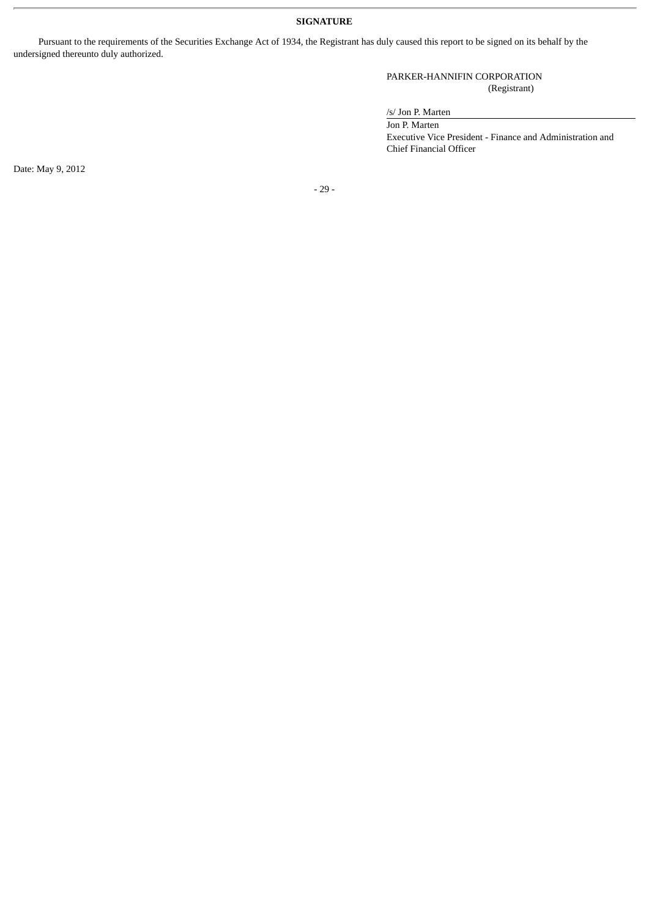**SIGNATURE**

Pursuant to the requirements of the Securities Exchange Act of 1934, the Registrant has duly caused this report to be signed on its behalf by the undersigned thereunto duly authorized.

PARKER-HANNIFIN CORPORATION
(Registrant)

/s/ Jon P. Marten

Jon P. Marten
Executive Vice President - Finance and Administration and Chief Financial Officer

Date: May 9, 2012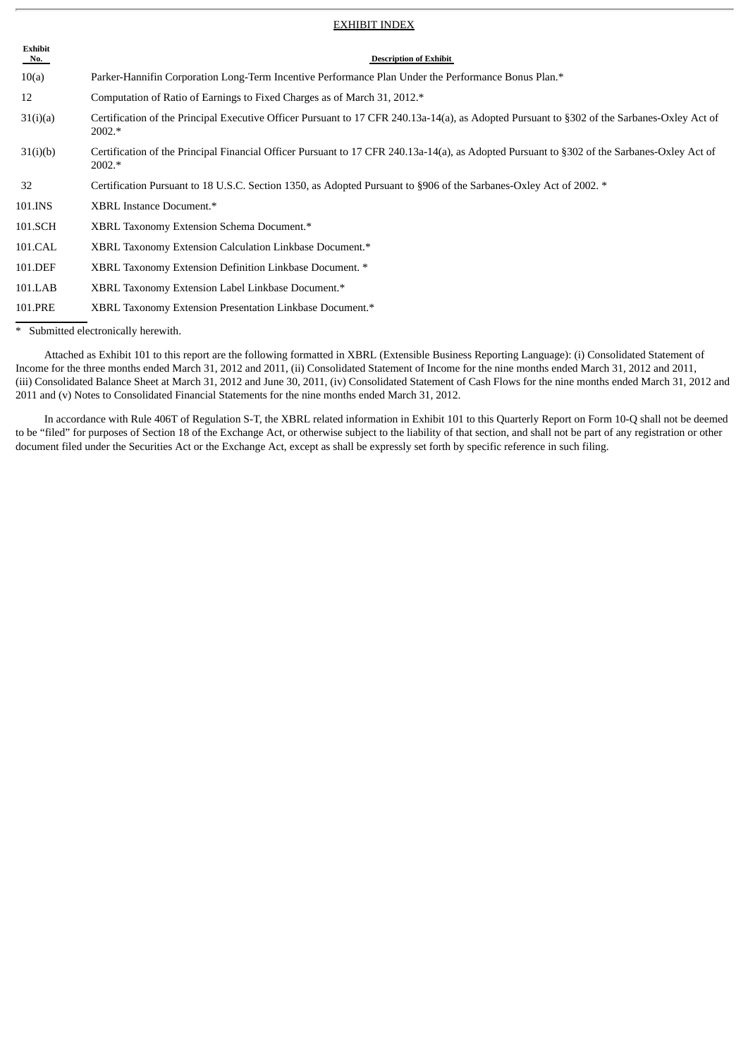## EXHIBIT INDEX

| Exhibit No. | Description of Exhibit |
|---|---|
| 10(a) | Parker-Hannifin Corporation Long-Term Incentive Performance Plan Under the Performance Bonus Plan.* |
| 12 | Computation of Ratio of Earnings to Fixed Charges as of March 31, 2012.* |
| 31(i)(a) | Certification of the Principal Executive Officer Pursuant to 17 CFR 240.13a-14(a), as Adopted Pursuant to §302 of the Sarbanes-Oxley Act of 2002.* |
| 31(i)(b) | Certification of the Principal Financial Officer Pursuant to 17 CFR 240.13a-14(a), as Adopted Pursuant to §302 of the Sarbanes-Oxley Act of 2002.* |
| 32 | Certification Pursuant to 18 U.S.C. Section 1350, as Adopted Pursuant to §906 of the Sarbanes-Oxley Act of 2002. * |
| 101.INS | XBRL Instance Document.* |
| 101.SCH | XBRL Taxonomy Extension Schema Document.* |
| 101.CAL | XBRL Taxonomy Extension Calculation Linkbase Document.* |
| 101.DEF | XBRL Taxonomy Extension Definition Linkbase Document. * |
| 101.LAB | XBRL Taxonomy Extension Label Linkbase Document.* |
| 101.PRE | XBRL Taxonomy Extension Presentation Linkbase Document.* |

\* Submitted electronically herewith.

Attached as Exhibit 101 to this report are the following formatted in XBRL (Extensible Business Reporting Language): (i) Consolidated Statement of Income for the three months ended March 31, 2012 and 2011, (ii) Consolidated Statement of Income for the nine months ended March 31, 2012 and 2011, (iii) Consolidated Balance Sheet at March 31, 2012 and June 30, 2011, (iv) Consolidated Statement of Cash Flows for the nine months ended March 31, 2012 and 2011 and (v) Notes to Consolidated Financial Statements for the nine months ended March 31, 2012.

In accordance with Rule 406T of Regulation S-T, the XBRL related information in Exhibit 101 to this Quarterly Report on Form 10-Q shall not be deemed to be "filed" for purposes of Section 18 of the Exchange Act, or otherwise subject to the liability of that section, and shall not be part of any registration or other document filed under the Securities Act or the Exchange Act, except as shall be expressly set forth by specific reference in such filing.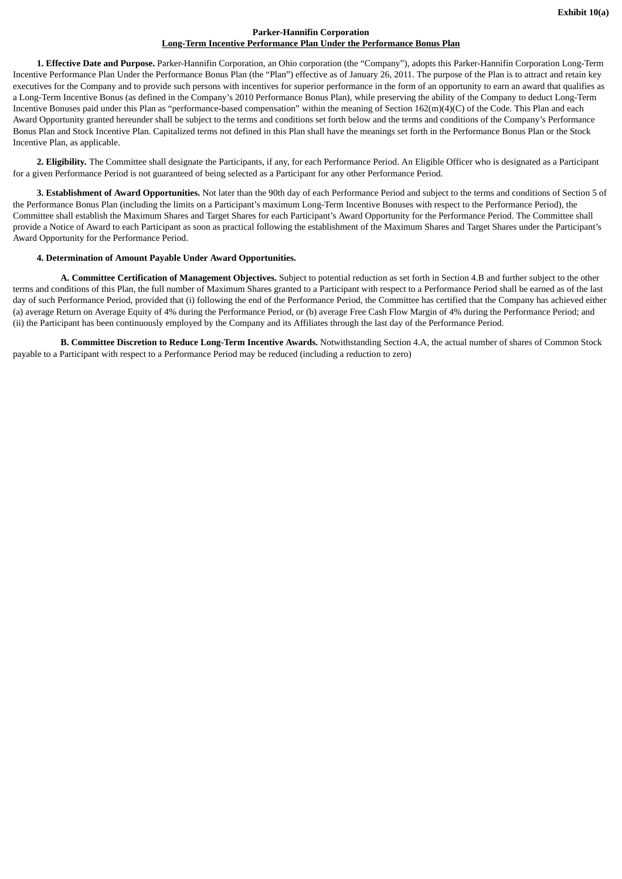**Exhibit 10(a)**

**Parker-Hannifin Corporation**
**Long-Term Incentive Performance Plan Under the Performance Bonus Plan**

**1. Effective Date and Purpose.** Parker-Hannifin Corporation, an Ohio corporation (the "Company"), adopts this Parker-Hannifin Corporation Long-Term Incentive Performance Plan Under the Performance Bonus Plan (the "Plan") effective as of January 26, 2011. The purpose of the Plan is to attract and retain key executives for the Company and to provide such persons with incentives for superior performance in the form of an opportunity to earn an award that qualifies as a Long-Term Incentive Bonus (as defined in the Company's 2010 Performance Bonus Plan), while preserving the ability of the Company to deduct Long-Term Incentive Bonuses paid under this Plan as "performance-based compensation" within the meaning of Section 162(m)(4)(C) of the Code. This Plan and each Award Opportunity granted hereunder shall be subject to the terms and conditions set forth below and the terms and conditions of the Company's Performance Bonus Plan and Stock Incentive Plan. Capitalized terms not defined in this Plan shall have the meanings set forth in the Performance Bonus Plan or the Stock Incentive Plan, as applicable.

**2. Eligibility.** The Committee shall designate the Participants, if any, for each Performance Period. An Eligible Officer who is designated as a Participant for a given Performance Period is not guaranteed of being selected as a Participant for any other Performance Period.

**3. Establishment of Award Opportunities.** Not later than the 90th day of each Performance Period and subject to the terms and conditions of Section 5 of the Performance Bonus Plan (including the limits on a Participant's maximum Long-Term Incentive Bonuses with respect to the Performance Period), the Committee shall establish the Maximum Shares and Target Shares for each Participant's Award Opportunity for the Performance Period. The Committee shall provide a Notice of Award to each Participant as soon as practical following the establishment of the Maximum Shares and Target Shares under the Participant's Award Opportunity for the Performance Period.

**4. Determination of Amount Payable Under Award Opportunities.**

**A. Committee Certification of Management Objectives.** Subject to potential reduction as set forth in Section 4.B and further subject to the other terms and conditions of this Plan, the full number of Maximum Shares granted to a Participant with respect to a Performance Period shall be earned as of the last day of such Performance Period, provided that (i) following the end of the Performance Period, the Committee has certified that the Company has achieved either (a) average Return on Average Equity of 4% during the Performance Period, or (b) average Free Cash Flow Margin of 4% during the Performance Period; and (ii) the Participant has been continuously employed by the Company and its Affiliates through the last day of the Performance Period.

**B. Committee Discretion to Reduce Long-Term Incentive Awards.** Notwithstanding Section 4.A, the actual number of shares of Common Stock payable to a Participant with respect to a Performance Period may be reduced (including a reduction to zero)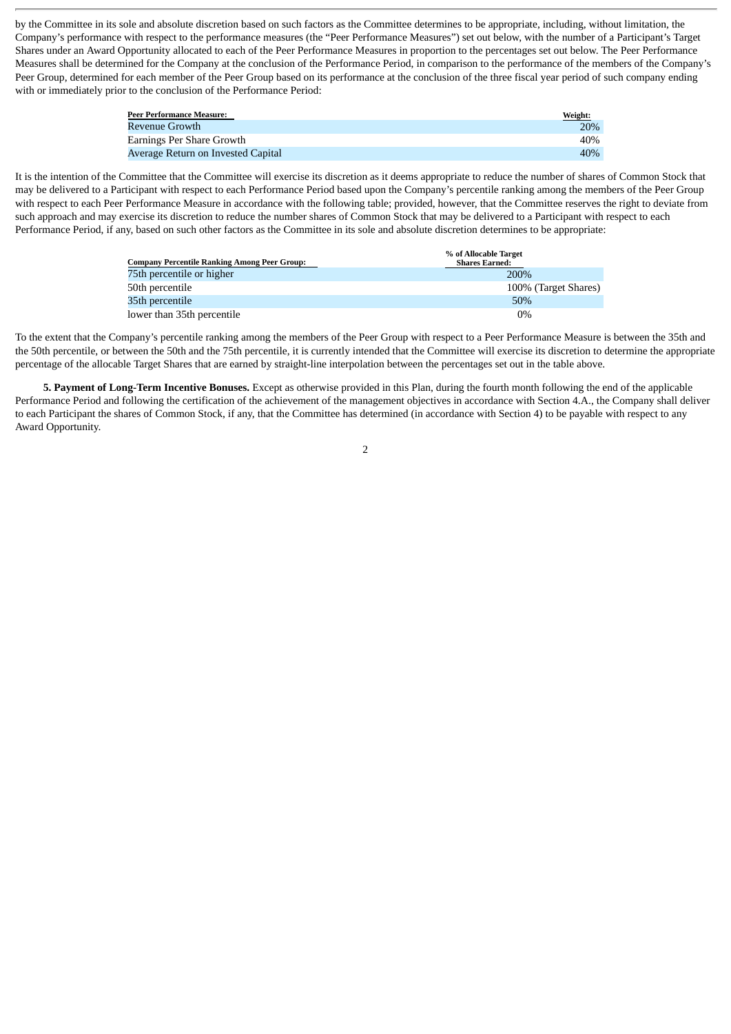by the Committee in its sole and absolute discretion based on such factors as the Committee determines to be appropriate, including, without limitation, the Company's performance with respect to the performance measures (the "Peer Performance Measures") set out below, with the number of a Participant's Target Shares under an Award Opportunity allocated to each of the Peer Performance Measures in proportion to the percentages set out below. The Peer Performance Measures shall be determined for the Company at the conclusion of the Performance Period, in comparison to the performance of the members of the Company's Peer Group, determined for each member of the Peer Group based on its performance at the conclusion of the three fiscal year period of such company ending with or immediately prior to the conclusion of the Performance Period:

| Peer Performance Measure: | Weight: |
| --- | --- |
| Revenue Growth | 20% |
| Earnings Per Share Growth | 40% |
| Average Return on Invested Capital | 40% |

It is the intention of the Committee that the Committee will exercise its discretion as it deems appropriate to reduce the number of shares of Common Stock that may be delivered to a Participant with respect to each Performance Period based upon the Company's percentile ranking among the members of the Peer Group with respect to each Peer Performance Measure in accordance with the following table; provided, however, that the Committee reserves the right to deviate from such approach and may exercise its discretion to reduce the number shares of Common Stock that may be delivered to a Participant with respect to each Performance Period, if any, based on such other factors as the Committee in its sole and absolute discretion determines to be appropriate:

| Company Percentile Ranking Among Peer Group: | % of Allocable Target Shares Earned: |
| --- | --- |
| 75th percentile or higher | 200% |
| 50th percentile | 100% (Target Shares) |
| 35th percentile | 50% |
| lower than 35th percentile | 0% |

To the extent that the Company's percentile ranking among the members of the Peer Group with respect to a Peer Performance Measure is between the 35th and the 50th percentile, or between the 50th and the 75th percentile, it is currently intended that the Committee will exercise its discretion to determine the appropriate percentage of the allocable Target Shares that are earned by straight-line interpolation between the percentages set out in the table above.

**5. Payment of Long-Term Incentive Bonuses.** Except as otherwise provided in this Plan, during the fourth month following the end of the applicable Performance Period and following the certification of the achievement of the management objectives in accordance with Section 4.A., the Company shall deliver to each Participant the shares of Common Stock, if any, that the Committee has determined (in accordance with Section 4) to be payable with respect to any Award Opportunity.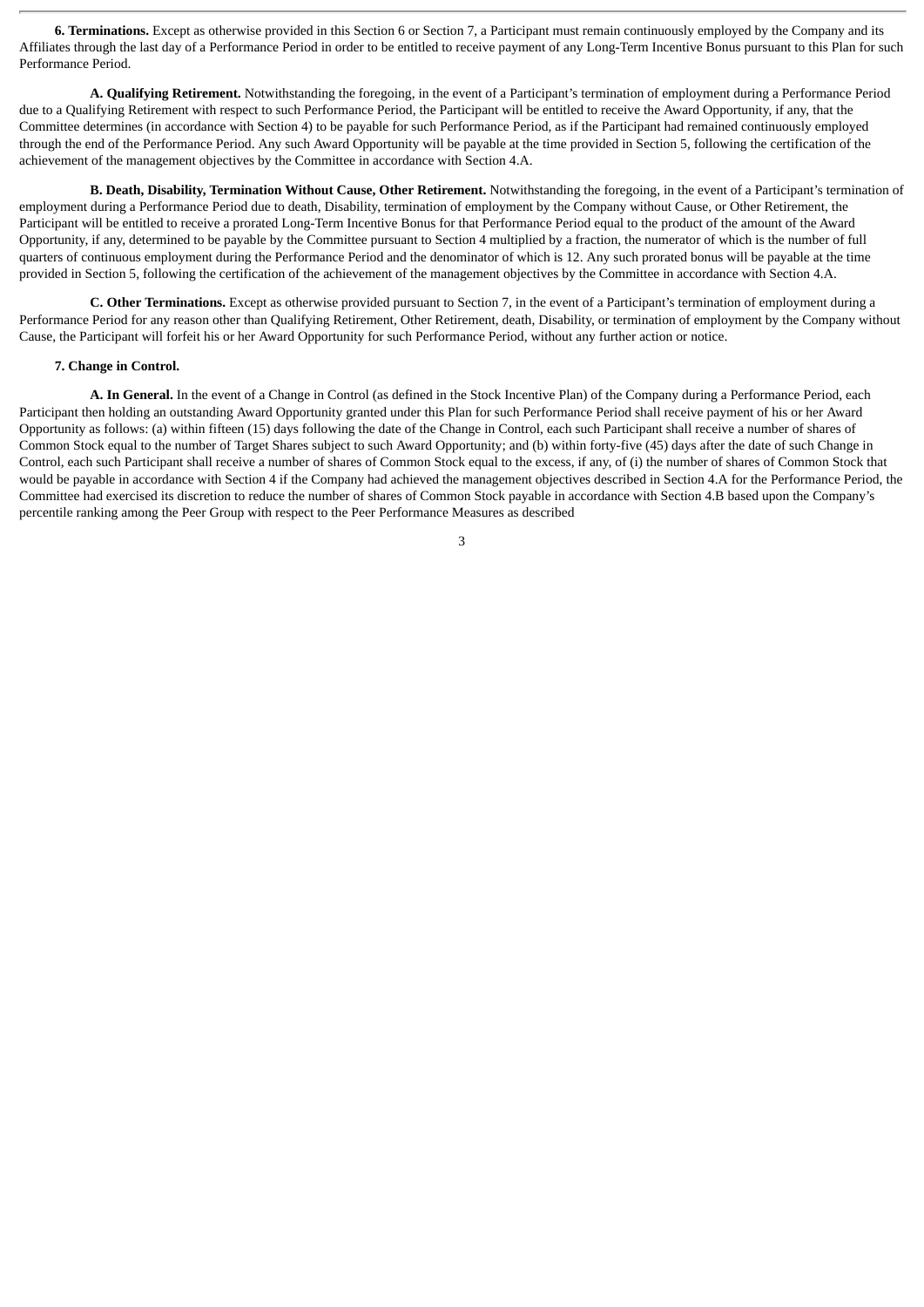**6. Terminations.** Except as otherwise provided in this Section 6 or Section 7, a Participant must remain continuously employed by the Company and its Affiliates through the last day of a Performance Period in order to be entitled to receive payment of any Long-Term Incentive Bonus pursuant to this Plan for such Performance Period.

**A. Qualifying Retirement.** Notwithstanding the foregoing, in the event of a Participant's termination of employment during a Performance Period due to a Qualifying Retirement with respect to such Performance Period, the Participant will be entitled to receive the Award Opportunity, if any, that the Committee determines (in accordance with Section 4) to be payable for such Performance Period, as if the Participant had remained continuously employed through the end of the Performance Period. Any such Award Opportunity will be payable at the time provided in Section 5, following the certification of the achievement of the management objectives by the Committee in accordance with Section 4.A.

**B. Death, Disability, Termination Without Cause, Other Retirement.** Notwithstanding the foregoing, in the event of a Participant's termination of employment during a Performance Period due to death, Disability, termination of employment by the Company without Cause, or Other Retirement, the Participant will be entitled to receive a prorated Long-Term Incentive Bonus for that Performance Period equal to the product of the amount of the Award Opportunity, if any, determined to be payable by the Committee pursuant to Section 4 multiplied by a fraction, the numerator of which is the number of full quarters of continuous employment during the Performance Period and the denominator of which is 12. Any such prorated bonus will be payable at the time provided in Section 5, following the certification of the achievement of the management objectives by the Committee in accordance with Section 4.A.

**C. Other Terminations.** Except as otherwise provided pursuant to Section 7, in the event of a Participant's termination of employment during a Performance Period for any reason other than Qualifying Retirement, Other Retirement, death, Disability, or termination of employment by the Company without Cause, the Participant will forfeit his or her Award Opportunity for such Performance Period, without any further action or notice.

**7. Change in Control.**

**A. In General.** In the event of a Change in Control (as defined in the Stock Incentive Plan) of the Company during a Performance Period, each Participant then holding an outstanding Award Opportunity granted under this Plan for such Performance Period shall receive payment of his or her Award Opportunity as follows: (a) within fifteen (15) days following the date of the Change in Control, each such Participant shall receive a number of shares of Common Stock equal to the number of Target Shares subject to such Award Opportunity; and (b) within forty-five (45) days after the date of such Change in Control, each such Participant shall receive a number of shares of Common Stock equal to the excess, if any, of (i) the number of shares of Common Stock that would be payable in accordance with Section 4 if the Company had achieved the management objectives described in Section 4.A for the Performance Period, the Committee had exercised its discretion to reduce the number of shares of Common Stock payable in accordance with Section 4.B based upon the Company's percentile ranking among the Peer Group with respect to the Peer Performance Measures as described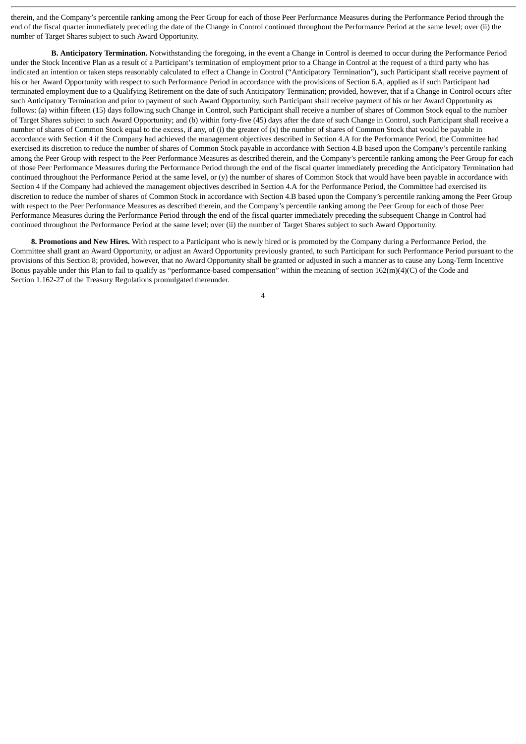therein, and the Company's percentile ranking among the Peer Group for each of those Peer Performance Measures during the Performance Period through the end of the fiscal quarter immediately preceding the date of the Change in Control continued throughout the Performance Period at the same level; over (ii) the number of Target Shares subject to such Award Opportunity.

**B. Anticipatory Termination.** Notwithstanding the foregoing, in the event a Change in Control is deemed to occur during the Performance Period under the Stock Incentive Plan as a result of a Participant's termination of employment prior to a Change in Control at the request of a third party who has indicated an intention or taken steps reasonably calculated to effect a Change in Control ("Anticipatory Termination"), such Participant shall receive payment of his or her Award Opportunity with respect to such Performance Period in accordance with the provisions of Section 6.A, applied as if such Participant had terminated employment due to a Qualifying Retirement on the date of such Anticipatory Termination; provided, however, that if a Change in Control occurs after such Anticipatory Termination and prior to payment of such Award Opportunity, such Participant shall receive payment of his or her Award Opportunity as follows: (a) within fifteen (15) days following such Change in Control, such Participant shall receive a number of shares of Common Stock equal to the number of Target Shares subject to such Award Opportunity; and (b) within forty-five (45) days after the date of such Change in Control, such Participant shall receive a number of shares of Common Stock equal to the excess, if any, of (i) the greater of (x) the number of shares of Common Stock that would be payable in accordance with Section 4 if the Company had achieved the management objectives described in Section 4.A for the Performance Period, the Committee had exercised its discretion to reduce the number of shares of Common Stock payable in accordance with Section 4.B based upon the Company's percentile ranking among the Peer Group with respect to the Peer Performance Measures as described therein, and the Company's percentile ranking among the Peer Group for each of those Peer Performance Measures during the Performance Period through the end of the fiscal quarter immediately preceding the Anticipatory Termination had continued throughout the Performance Period at the same level, or (y) the number of shares of Common Stock that would have been payable in accordance with Section 4 if the Company had achieved the management objectives described in Section 4.A for the Performance Period, the Committee had exercised its discretion to reduce the number of shares of Common Stock in accordance with Section 4.B based upon the Company's percentile ranking among the Peer Group with respect to the Peer Performance Measures as described therein, and the Company's percentile ranking among the Peer Group for each of those Peer Performance Measures during the Performance Period through the end of the fiscal quarter immediately preceding the subsequent Change in Control had continued throughout the Performance Period at the same level; over (ii) the number of Target Shares subject to such Award Opportunity.

**8. Promotions and New Hires.** With respect to a Participant who is newly hired or is promoted by the Company during a Performance Period, the Committee shall grant an Award Opportunity, or adjust an Award Opportunity previously granted, to such Participant for such Performance Period pursuant to the provisions of this Section 8; provided, however, that no Award Opportunity shall be granted or adjusted in such a manner as to cause any Long-Term Incentive Bonus payable under this Plan to fail to qualify as "performance-based compensation" within the meaning of section 162(m)(4)(C) of the Code and Section 1.162-27 of the Treasury Regulations promulgated thereunder.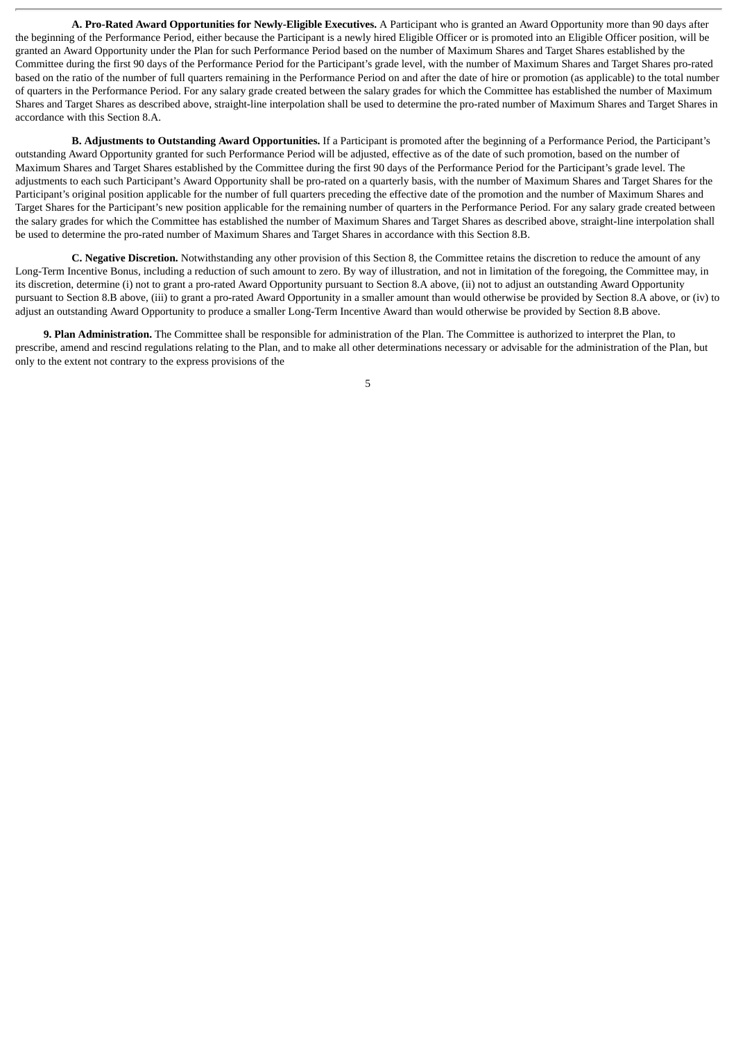**A. Pro-Rated Award Opportunities for Newly-Eligible Executives.** A Participant who is granted an Award Opportunity more than 90 days after the beginning of the Performance Period, either because the Participant is a newly hired Eligible Officer or is promoted into an Eligible Officer position, will be granted an Award Opportunity under the Plan for such Performance Period based on the number of Maximum Shares and Target Shares established by the Committee during the first 90 days of the Performance Period for the Participant's grade level, with the number of Maximum Shares and Target Shares pro-rated based on the ratio of the number of full quarters remaining in the Performance Period on and after the date of hire or promotion (as applicable) to the total number of quarters in the Performance Period. For any salary grade created between the salary grades for which the Committee has established the number of Maximum Shares and Target Shares as described above, straight-line interpolation shall be used to determine the pro-rated number of Maximum Shares and Target Shares in accordance with this Section 8.A.

**B. Adjustments to Outstanding Award Opportunities.** If a Participant is promoted after the beginning of a Performance Period, the Participant's outstanding Award Opportunity granted for such Performance Period will be adjusted, effective as of the date of such promotion, based on the number of Maximum Shares and Target Shares established by the Committee during the first 90 days of the Performance Period for the Participant's grade level. The adjustments to each such Participant's Award Opportunity shall be pro-rated on a quarterly basis, with the number of Maximum Shares and Target Shares for the Participant's original position applicable for the number of full quarters preceding the effective date of the promotion and the number of Maximum Shares and Target Shares for the Participant's new position applicable for the remaining number of quarters in the Performance Period. For any salary grade created between the salary grades for which the Committee has established the number of Maximum Shares and Target Shares as described above, straight-line interpolation shall be used to determine the pro-rated number of Maximum Shares and Target Shares in accordance with this Section 8.B.

**C. Negative Discretion.** Notwithstanding any other provision of this Section 8, the Committee retains the discretion to reduce the amount of any Long-Term Incentive Bonus, including a reduction of such amount to zero. By way of illustration, and not in limitation of the foregoing, the Committee may, in its discretion, determine (i) not to grant a pro-rated Award Opportunity pursuant to Section 8.A above, (ii) not to adjust an outstanding Award Opportunity pursuant to Section 8.B above, (iii) to grant a pro-rated Award Opportunity in a smaller amount than would otherwise be provided by Section 8.A above, or (iv) to adjust an outstanding Award Opportunity to produce a smaller Long-Term Incentive Award than would otherwise be provided by Section 8.B above.

**9. Plan Administration.** The Committee shall be responsible for administration of the Plan. The Committee is authorized to interpret the Plan, to prescribe, amend and rescind regulations relating to the Plan, and to make all other determinations necessary or advisable for the administration of the Plan, but only to the extent not contrary to the express provisions of the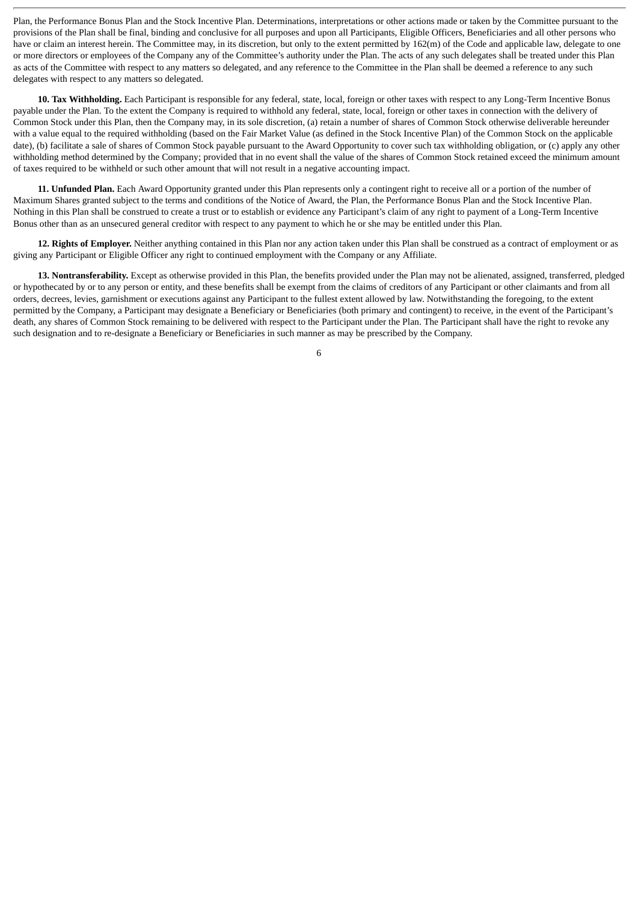Plan, the Performance Bonus Plan and the Stock Incentive Plan. Determinations, interpretations or other actions made or taken by the Committee pursuant to the provisions of the Plan shall be final, binding and conclusive for all purposes and upon all Participants, Eligible Officers, Beneficiaries and all other persons who have or claim an interest herein. The Committee may, in its discretion, but only to the extent permitted by 162(m) of the Code and applicable law, delegate to one or more directors or employees of the Company any of the Committee's authority under the Plan. The acts of any such delegates shall be treated under this Plan as acts of the Committee with respect to any matters so delegated, and any reference to the Committee in the Plan shall be deemed a reference to any such delegates with respect to any matters so delegated.

**10. Tax Withholding.** Each Participant is responsible for any federal, state, local, foreign or other taxes with respect to any Long-Term Incentive Bonus payable under the Plan. To the extent the Company is required to withhold any federal, state, local, foreign or other taxes in connection with the delivery of Common Stock under this Plan, then the Company may, in its sole discretion, (a) retain a number of shares of Common Stock otherwise deliverable hereunder with a value equal to the required withholding (based on the Fair Market Value (as defined in the Stock Incentive Plan) of the Common Stock on the applicable date), (b) facilitate a sale of shares of Common Stock payable pursuant to the Award Opportunity to cover such tax withholding obligation, or (c) apply any other withholding method determined by the Company; provided that in no event shall the value of the shares of Common Stock retained exceed the minimum amount of taxes required to be withheld or such other amount that will not result in a negative accounting impact.

**11. Unfunded Plan.** Each Award Opportunity granted under this Plan represents only a contingent right to receive all or a portion of the number of Maximum Shares granted subject to the terms and conditions of the Notice of Award, the Plan, the Performance Bonus Plan and the Stock Incentive Plan. Nothing in this Plan shall be construed to create a trust or to establish or evidence any Participant's claim of any right to payment of a Long-Term Incentive Bonus other than as an unsecured general creditor with respect to any payment to which he or she may be entitled under this Plan.

**12. Rights of Employer.** Neither anything contained in this Plan nor any action taken under this Plan shall be construed as a contract of employment or as giving any Participant or Eligible Officer any right to continued employment with the Company or any Affiliate.

**13. Nontransferability.** Except as otherwise provided in this Plan, the benefits provided under the Plan may not be alienated, assigned, transferred, pledged or hypothecated by or to any person or entity, and these benefits shall be exempt from the claims of creditors of any Participant or other claimants and from all orders, decrees, levies, garnishment or executions against any Participant to the fullest extent allowed by law. Notwithstanding the foregoing, to the extent permitted by the Company, a Participant may designate a Beneficiary or Beneficiaries (both primary and contingent) to receive, in the event of the Participant's death, any shares of Common Stock remaining to be delivered with respect to the Participant under the Plan. The Participant shall have the right to revoke any such designation and to re-designate a Beneficiary or Beneficiaries in such manner as may be prescribed by the Company.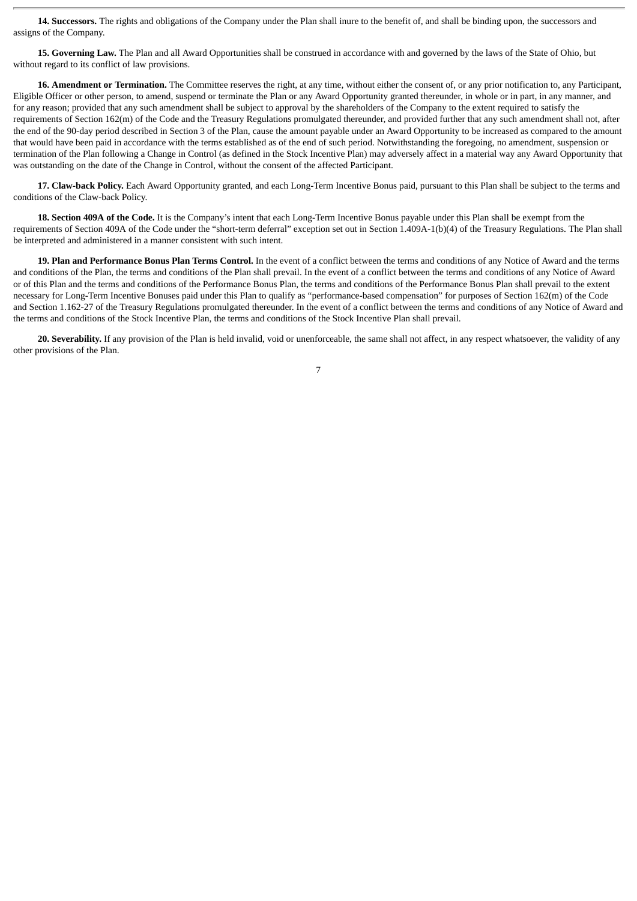**14. Successors.** The rights and obligations of the Company under the Plan shall inure to the benefit of, and shall be binding upon, the successors and assigns of the Company.

**15. Governing Law.** The Plan and all Award Opportunities shall be construed in accordance with and governed by the laws of the State of Ohio, but without regard to its conflict of law provisions.

**16. Amendment or Termination.** The Committee reserves the right, at any time, without either the consent of, or any prior notification to, any Participant, Eligible Officer or other person, to amend, suspend or terminate the Plan or any Award Opportunity granted thereunder, in whole or in part, in any manner, and for any reason; provided that any such amendment shall be subject to approval by the shareholders of the Company to the extent required to satisfy the requirements of Section 162(m) of the Code and the Treasury Regulations promulgated thereunder, and provided further that any such amendment shall not, after the end of the 90-day period described in Section 3 of the Plan, cause the amount payable under an Award Opportunity to be increased as compared to the amount that would have been paid in accordance with the terms established as of the end of such period. Notwithstanding the foregoing, no amendment, suspension or termination of the Plan following a Change in Control (as defined in the Stock Incentive Plan) may adversely affect in a material way any Award Opportunity that was outstanding on the date of the Change in Control, without the consent of the affected Participant.

**17. Claw-back Policy.** Each Award Opportunity granted, and each Long-Term Incentive Bonus paid, pursuant to this Plan shall be subject to the terms and conditions of the Claw-back Policy.

**18. Section 409A of the Code.** It is the Company's intent that each Long-Term Incentive Bonus payable under this Plan shall be exempt from the requirements of Section 409A of the Code under the "short-term deferral" exception set out in Section 1.409A-1(b)(4) of the Treasury Regulations. The Plan shall be interpreted and administered in a manner consistent with such intent.

**19. Plan and Performance Bonus Plan Terms Control.** In the event of a conflict between the terms and conditions of any Notice of Award and the terms and conditions of the Plan, the terms and conditions of the Plan shall prevail. In the event of a conflict between the terms and conditions of any Notice of Award or of this Plan and the terms and conditions of the Performance Bonus Plan, the terms and conditions of the Performance Bonus Plan shall prevail to the extent necessary for Long-Term Incentive Bonuses paid under this Plan to qualify as "performance-based compensation" for purposes of Section 162(m) of the Code and Section 1.162-27 of the Treasury Regulations promulgated thereunder. In the event of a conflict between the terms and conditions of any Notice of Award and the terms and conditions of the Stock Incentive Plan, the terms and conditions of the Stock Incentive Plan shall prevail.

**20. Severability.** If any provision of the Plan is held invalid, void or unenforceable, the same shall not affect, in any respect whatsoever, the validity of any other provisions of the Plan.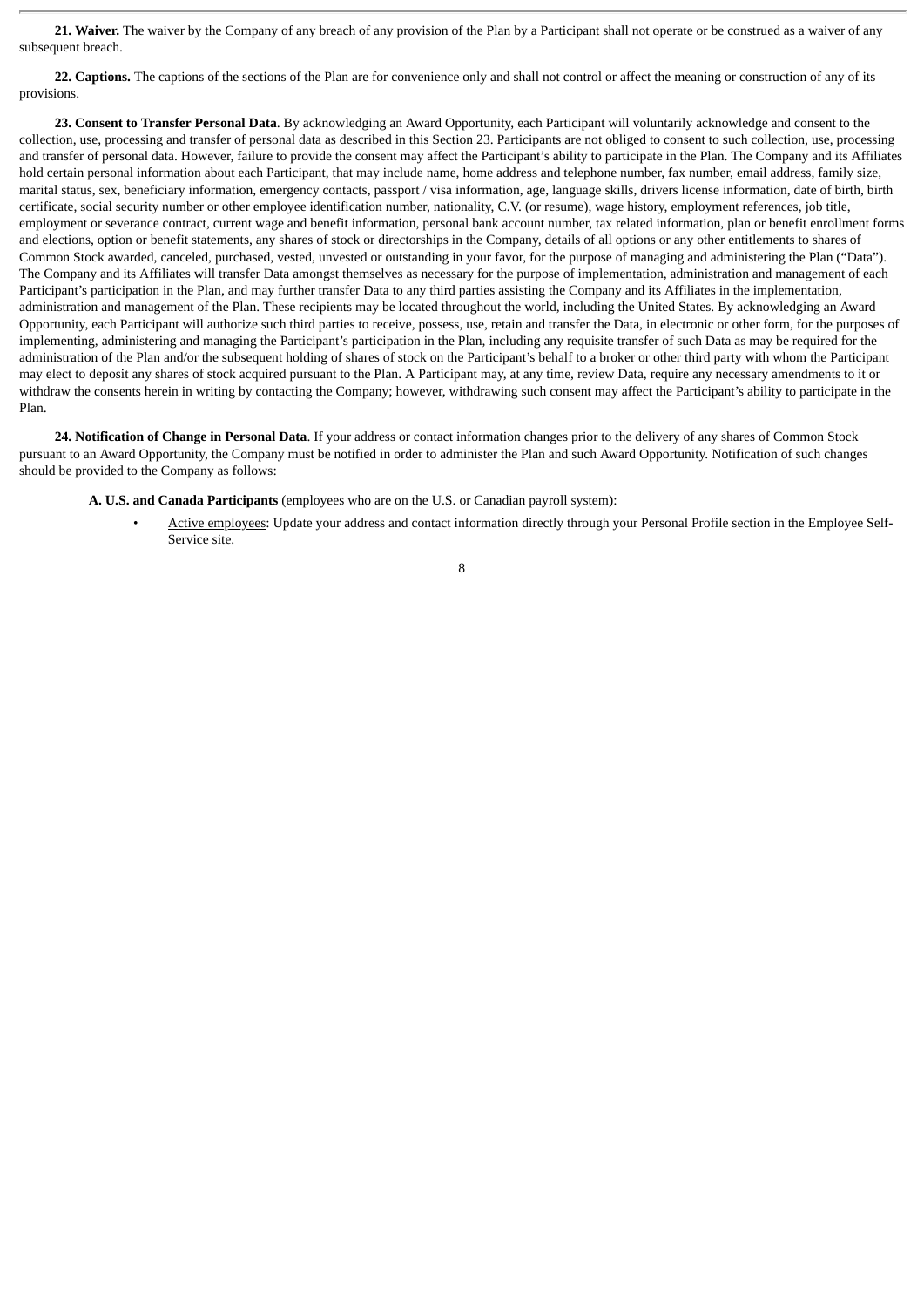**21. Waiver.** The waiver by the Company of any breach of any provision of the Plan by a Participant shall not operate or be construed as a waiver of any subsequent breach.

**22. Captions.** The captions of the sections of the Plan are for convenience only and shall not control or affect the meaning or construction of any of its provisions.

**23. Consent to Transfer Personal Data**. By acknowledging an Award Opportunity, each Participant will voluntarily acknowledge and consent to the collection, use, processing and transfer of personal data as described in this Section 23. Participants are not obliged to consent to such collection, use, processing and transfer of personal data. However, failure to provide the consent may affect the Participant's ability to participate in the Plan. The Company and its Affiliates hold certain personal information about each Participant, that may include name, home address and telephone number, fax number, email address, family size, marital status, sex, beneficiary information, emergency contacts, passport / visa information, age, language skills, drivers license information, date of birth, birth certificate, social security number or other employee identification number, nationality, C.V. (or resume), wage history, employment references, job title, employment or severance contract, current wage and benefit information, personal bank account number, tax related information, plan or benefit enrollment forms and elections, option or benefit statements, any shares of stock or directorships in the Company, details of all options or any other entitlements to shares of Common Stock awarded, canceled, purchased, vested, unvested or outstanding in your favor, for the purpose of managing and administering the Plan ("Data"). The Company and its Affiliates will transfer Data amongst themselves as necessary for the purpose of implementation, administration and management of each Participant's participation in the Plan, and may further transfer Data to any third parties assisting the Company and its Affiliates in the implementation, administration and management of the Plan. These recipients may be located throughout the world, including the United States. By acknowledging an Award Opportunity, each Participant will authorize such third parties to receive, possess, use, retain and transfer the Data, in electronic or other form, for the purposes of implementing, administering and managing the Participant's participation in the Plan, including any requisite transfer of such Data as may be required for the administration of the Plan and/or the subsequent holding of shares of stock on the Participant's behalf to a broker or other third party with whom the Participant may elect to deposit any shares of stock acquired pursuant to the Plan. A Participant may, at any time, review Data, require any necessary amendments to it or withdraw the consents herein in writing by contacting the Company; however, withdrawing such consent may affect the Participant's ability to participate in the Plan.

**24. Notification of Change in Personal Data**. If your address or contact information changes prior to the delivery of any shares of Common Stock pursuant to an Award Opportunity, the Company must be notified in order to administer the Plan and such Award Opportunity. Notification of such changes should be provided to the Company as follows:

**A. U.S. and Canada Participants** (employees who are on the U.S. or Canadian payroll system):

- Active employees: Update your address and contact information directly through your Personal Profile section in the Employee Self-Service site.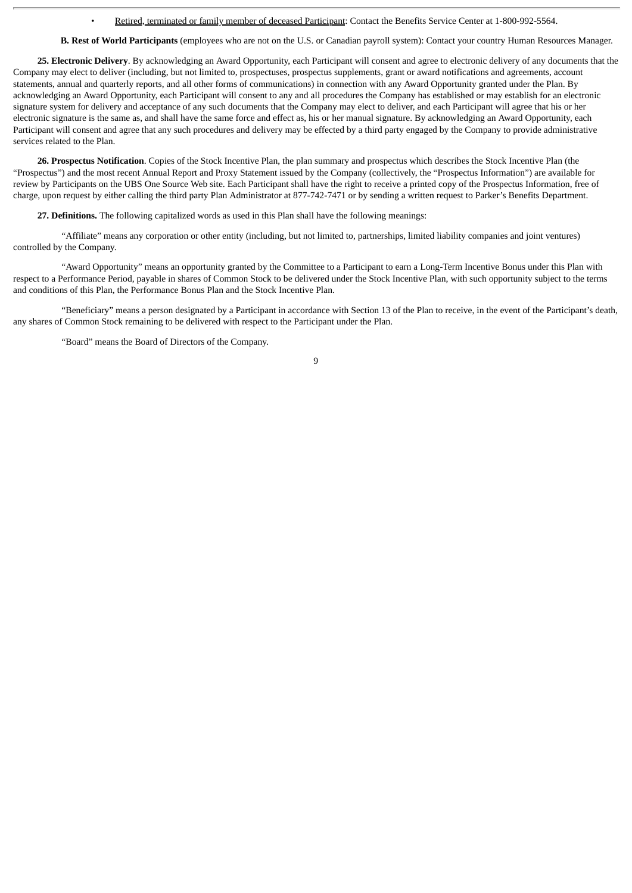- Retired, terminated or family member of deceased Participant: Contact the Benefits Service Center at 1-800-992-5564.

**B. Rest of World Participants** (employees who are not on the U.S. or Canadian payroll system): Contact your country Human Resources Manager.

**25. Electronic Delivery**. By acknowledging an Award Opportunity, each Participant will consent and agree to electronic delivery of any documents that the Company may elect to deliver (including, but not limited to, prospectuses, prospectus supplements, grant or award notifications and agreements, account statements, annual and quarterly reports, and all other forms of communications) in connection with any Award Opportunity granted under the Plan. By acknowledging an Award Opportunity, each Participant will consent to any and all procedures the Company has established or may establish for an electronic signature system for delivery and acceptance of any such documents that the Company may elect to deliver, and each Participant will agree that his or her electronic signature is the same as, and shall have the same force and effect as, his or her manual signature. By acknowledging an Award Opportunity, each Participant will consent and agree that any such procedures and delivery may be effected by a third party engaged by the Company to provide administrative services related to the Plan.

**26. Prospectus Notification**. Copies of the Stock Incentive Plan, the plan summary and prospectus which describes the Stock Incentive Plan (the "Prospectus") and the most recent Annual Report and Proxy Statement issued by the Company (collectively, the "Prospectus Information") are available for review by Participants on the UBS One Source Web site. Each Participant shall have the right to receive a printed copy of the Prospectus Information, free of charge, upon request by either calling the third party Plan Administrator at 877-742-7471 or by sending a written request to Parker's Benefits Department.

**27. Definitions.** The following capitalized words as used in this Plan shall have the following meanings:

"Affiliate" means any corporation or other entity (including, but not limited to, partnerships, limited liability companies and joint ventures) controlled by the Company.

"Award Opportunity" means an opportunity granted by the Committee to a Participant to earn a Long-Term Incentive Bonus under this Plan with respect to a Performance Period, payable in shares of Common Stock to be delivered under the Stock Incentive Plan, with such opportunity subject to the terms and conditions of this Plan, the Performance Bonus Plan and the Stock Incentive Plan.

"Beneficiary" means a person designated by a Participant in accordance with Section 13 of the Plan to receive, in the event of the Participant's death, any shares of Common Stock remaining to be delivered with respect to the Participant under the Plan.

"Board" means the Board of Directors of the Company.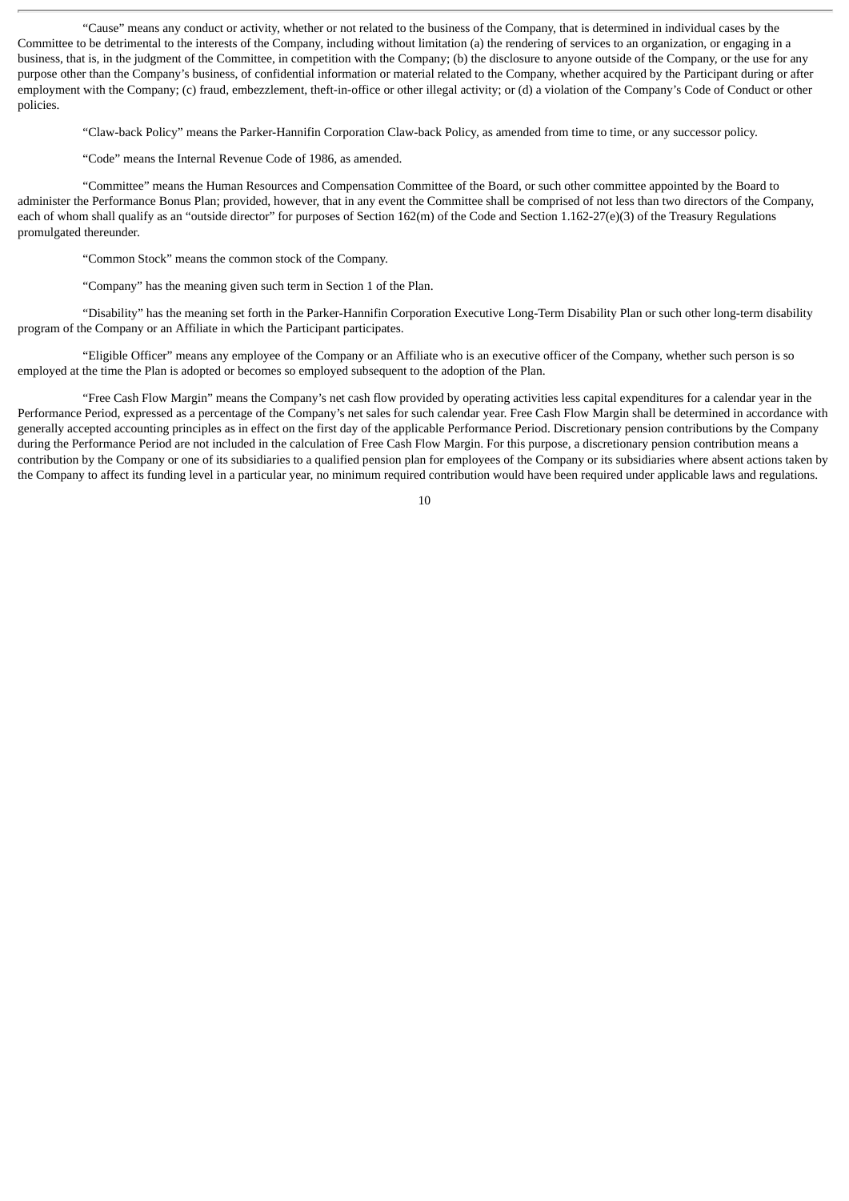"Cause" means any conduct or activity, whether or not related to the business of the Company, that is determined in individual cases by the Committee to be detrimental to the interests of the Company, including without limitation (a) the rendering of services to an organization, or engaging in a business, that is, in the judgment of the Committee, in competition with the Company; (b) the disclosure to anyone outside of the Company, or the use for any purpose other than the Company's business, of confidential information or material related to the Company, whether acquired by the Participant during or after employment with the Company; (c) fraud, embezzlement, theft-in-office or other illegal activity; or (d) a violation of the Company's Code of Conduct or other policies.

"Claw-back Policy" means the Parker-Hannifin Corporation Claw-back Policy, as amended from time to time, or any successor policy.

"Code" means the Internal Revenue Code of 1986, as amended.

"Committee" means the Human Resources and Compensation Committee of the Board, or such other committee appointed by the Board to administer the Performance Bonus Plan; provided, however, that in any event the Committee shall be comprised of not less than two directors of the Company, each of whom shall qualify as an "outside director" for purposes of Section 162(m) of the Code and Section 1.162-27(e)(3) of the Treasury Regulations promulgated thereunder.

"Common Stock" means the common stock of the Company.

"Company" has the meaning given such term in Section 1 of the Plan.

"Disability" has the meaning set forth in the Parker-Hannifin Corporation Executive Long-Term Disability Plan or such other long-term disability program of the Company or an Affiliate in which the Participant participates.

"Eligible Officer" means any employee of the Company or an Affiliate who is an executive officer of the Company, whether such person is so employed at the time the Plan is adopted or becomes so employed subsequent to the adoption of the Plan.

"Free Cash Flow Margin" means the Company's net cash flow provided by operating activities less capital expenditures for a calendar year in the Performance Period, expressed as a percentage of the Company's net sales for such calendar year. Free Cash Flow Margin shall be determined in accordance with generally accepted accounting principles as in effect on the first day of the applicable Performance Period. Discretionary pension contributions by the Company during the Performance Period are not included in the calculation of Free Cash Flow Margin. For this purpose, a discretionary pension contribution means a contribution by the Company or one of its subsidiaries to a qualified pension plan for employees of the Company or its subsidiaries where absent actions taken by the Company to affect its funding level in a particular year, no minimum required contribution would have been required under applicable laws and regulations.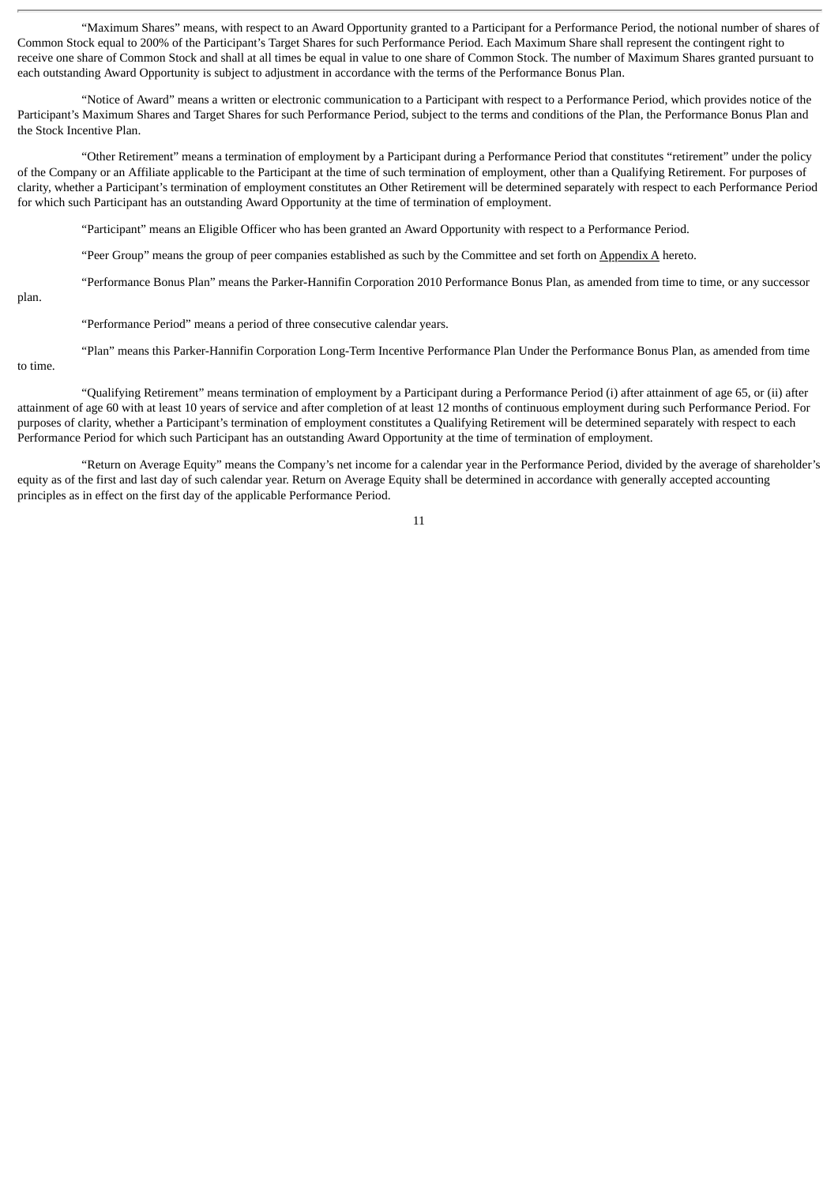"Maximum Shares" means, with respect to an Award Opportunity granted to a Participant for a Performance Period, the notional number of shares of Common Stock equal to 200% of the Participant's Target Shares for such Performance Period. Each Maximum Share shall represent the contingent right to receive one share of Common Stock and shall at all times be equal in value to one share of Common Stock. The number of Maximum Shares granted pursuant to each outstanding Award Opportunity is subject to adjustment in accordance with the terms of the Performance Bonus Plan.

"Notice of Award" means a written or electronic communication to a Participant with respect to a Performance Period, which provides notice of the Participant's Maximum Shares and Target Shares for such Performance Period, subject to the terms and conditions of the Plan, the Performance Bonus Plan and the Stock Incentive Plan.

"Other Retirement" means a termination of employment by a Participant during a Performance Period that constitutes "retirement" under the policy of the Company or an Affiliate applicable to the Participant at the time of such termination of employment, other than a Qualifying Retirement. For purposes of clarity, whether a Participant's termination of employment constitutes an Other Retirement will be determined separately with respect to each Performance Period for which such Participant has an outstanding Award Opportunity at the time of termination of employment.

"Participant" means an Eligible Officer who has been granted an Award Opportunity with respect to a Performance Period.

"Peer Group" means the group of peer companies established as such by the Committee and set forth on Appendix A hereto.

"Performance Bonus Plan" means the Parker-Hannifin Corporation 2010 Performance Bonus Plan, as amended from time to time, or any successor plan.

"Performance Period" means a period of three consecutive calendar years.

"Plan" means this Parker-Hannifin Corporation Long-Term Incentive Performance Plan Under the Performance Bonus Plan, as amended from time to time.

"Qualifying Retirement" means termination of employment by a Participant during a Performance Period (i) after attainment of age 65, or (ii) after attainment of age 60 with at least 10 years of service and after completion of at least 12 months of continuous employment during such Performance Period. For purposes of clarity, whether a Participant's termination of employment constitutes a Qualifying Retirement will be determined separately with respect to each Performance Period for which such Participant has an outstanding Award Opportunity at the time of termination of employment.

"Return on Average Equity" means the Company's net income for a calendar year in the Performance Period, divided by the average of shareholder's equity as of the first and last day of such calendar year. Return on Average Equity shall be determined in accordance with generally accepted accounting principles as in effect on the first day of the applicable Performance Period.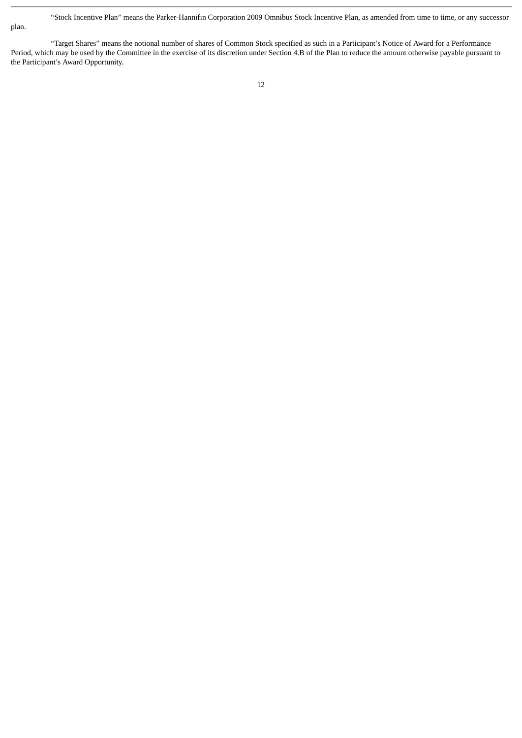"Stock Incentive Plan" means the Parker-Hannifin Corporation 2009 Omnibus Stock Incentive Plan, as amended from time to time, or any successor plan.

"Target Shares" means the notional number of shares of Common Stock specified as such in a Participant's Notice of Award for a Performance Period, which may be used by the Committee in the exercise of its discretion under Section 4.B of the Plan to reduce the amount otherwise payable pursuant to the Participant's Award Opportunity.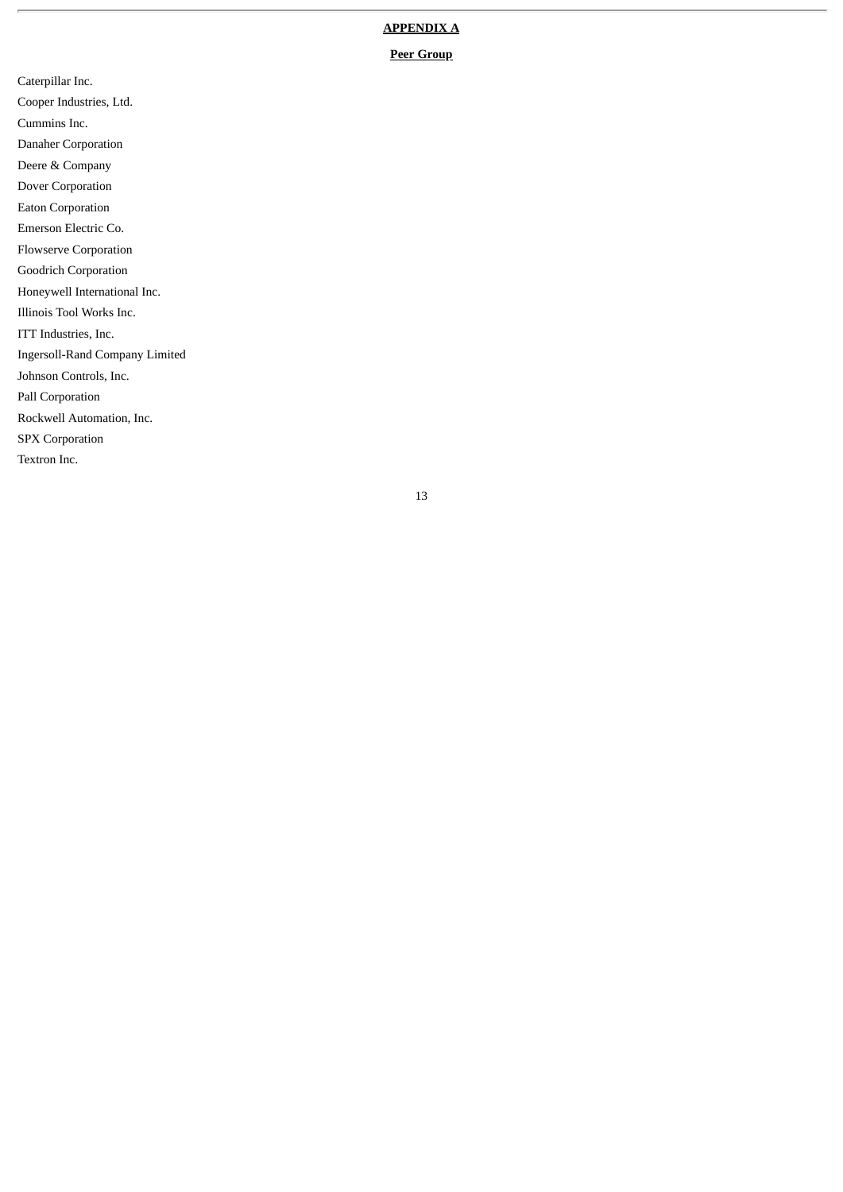## APPENDIX A

### Peer Group

Caterpillar Inc.

Cooper Industries, Ltd.

Cummins Inc.

Danaher Corporation

Deere & Company

Dover Corporation

Eaton Corporation

Emerson Electric Co.

Flowserve Corporation

Goodrich Corporation

Honeywell International Inc.

Illinois Tool Works Inc.

ITT Industries, Inc.

Ingersoll-Rand Company Limited

Johnson Controls, Inc.

Pall Corporation

Rockwell Automation, Inc.

SPX Corporation

Textron Inc.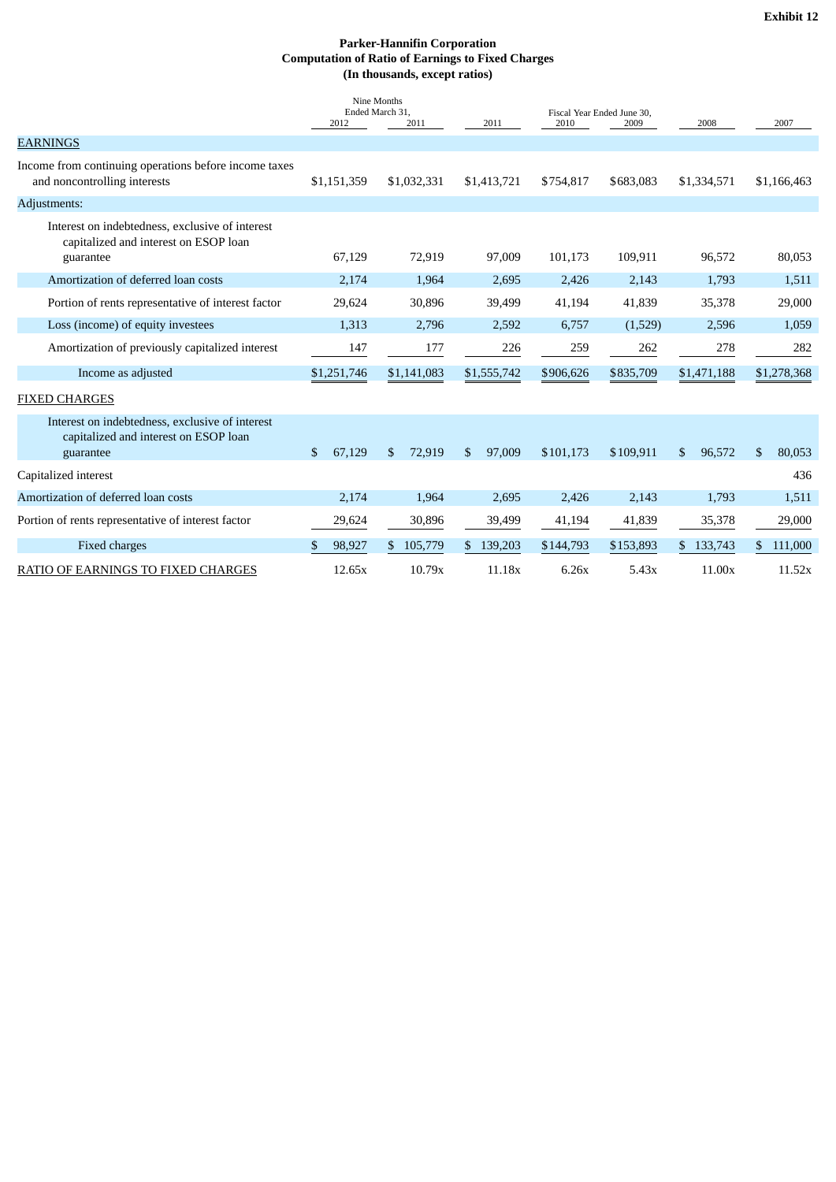**Exhibit 12**

**Parker-Hannifin Corporation**
**Computation of Ratio of Earnings to Fixed Charges**
**(In thousands, except ratios)**

| | Nine Months Ended March 31, | | Fiscal Year Ended June 30, | | | | |
|---|---|---|---|---|---|---|---|
| | 2012 | 2011 | 2011 | 2010 | 2009 | 2008 | 2007 |
| EARNINGS | | | | | | | |
| Income from continuing operations before income taxes and noncontrolling interests | $1,151,359 | $1,032,331 | $1,413,721 | $754,817 | $683,083 | $1,334,571 | $1,166,463 |
| Adjustments: | | | | | | | |
| Interest on indebtedness, exclusive of interest capitalized and interest on ESOP loan guarantee | 67,129 | 72,919 | 97,009 | 101,173 | 109,911 | 96,572 | 80,053 |
| Amortization of deferred loan costs | 2,174 | 1,964 | 2,695 | 2,426 | 2,143 | 1,793 | 1,511 |
| Portion of rents representative of interest factor | 29,624 | 30,896 | 39,499 | 41,194 | 41,839 | 35,378 | 29,000 |
| Loss (income) of equity investees | 1,313 | 2,796 | 2,592 | 6,757 | (1,529) | 2,596 | 1,059 |
| Amortization of previously capitalized interest | 147 | 177 | 226 | 259 | 262 | 278 | 282 |
| Income as adjusted | $1,251,746 | $1,141,083 | $1,555,742 | $906,626 | $835,709 | $1,471,188 | $1,278,368 |
| FIXED CHARGES | | | | | | | |
| Interest on indebtedness, exclusive of interest capitalized and interest on ESOP loan guarantee | $ 67,129 | $ 72,919 | $ 97,009 | $101,173 | $109,911 | $ 96,572 | $ 80,053 |
| Capitalized interest | | | | | | | 436 |
| Amortization of deferred loan costs | 2,174 | 1,964 | 2,695 | 2,426 | 2,143 | 1,793 | 1,511 |
| Portion of rents representative of interest factor | 29,624 | 30,896 | 39,499 | 41,194 | 41,839 | 35,378 | 29,000 |
| Fixed charges | $ 98,927 | $ 105,779 | $ 139,203 | $144,793 | $153,893 | $ 133,743 | $ 111,000 |
| RATIO OF EARNINGS TO FIXED CHARGES | 12.65x | 10.79x | 11.18x | 6.26x | 5.43x | 11.00x | 11.52x |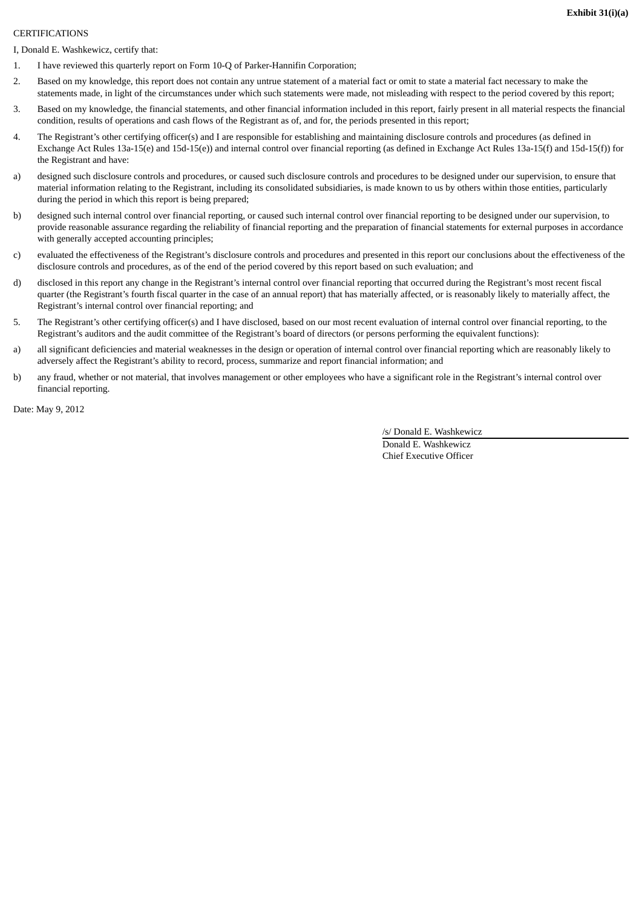**Exhibit 31(i)(a)**

CERTIFICATIONS

I, Donald E. Washkewicz, certify that:

1. I have reviewed this quarterly report on Form 10-Q of Parker-Hannifin Corporation;
2. Based on my knowledge, this report does not contain any untrue statement of a material fact or omit to state a material fact necessary to make the statements made, in light of the circumstances under which such statements were made, not misleading with respect to the period covered by this report;
3. Based on my knowledge, the financial statements, and other financial information included in this report, fairly present in all material respects the financial condition, results of operations and cash flows of the Registrant as of, and for, the periods presented in this report;
4. The Registrant's other certifying officer(s) and I are responsible for establishing and maintaining disclosure controls and procedures (as defined in Exchange Act Rules 13a-15(e) and 15d-15(e)) and internal control over financial reporting (as defined in Exchange Act Rules 13a-15(f) and 15d-15(f)) for the Registrant and have:

a) designed such disclosure controls and procedures, or caused such disclosure controls and procedures to be designed under our supervision, to ensure that material information relating to the Registrant, including its consolidated subsidiaries, is made known to us by others within those entities, particularly during the period in which this report is being prepared;

b) designed such internal control over financial reporting, or caused such internal control over financial reporting to be designed under our supervision, to provide reasonable assurance regarding the reliability of financial reporting and the preparation of financial statements for external purposes in accordance with generally accepted accounting principles;

c) evaluated the effectiveness of the Registrant's disclosure controls and procedures and presented in this report our conclusions about the effectiveness of the disclosure controls and procedures, as of the end of the period covered by this report based on such evaluation; and

d) disclosed in this report any change in the Registrant's internal control over financial reporting that occurred during the Registrant's most recent fiscal quarter (the Registrant's fourth fiscal quarter in the case of an annual report) that has materially affected, or is reasonably likely to materially affect, the Registrant's internal control over financial reporting; and

5. The Registrant's other certifying officer(s) and I have disclosed, based on our most recent evaluation of internal control over financial reporting, to the Registrant's auditors and the audit committee of the Registrant's board of directors (or persons performing the equivalent functions):

a) all significant deficiencies and material weaknesses in the design or operation of internal control over financial reporting which are reasonably likely to adversely affect the Registrant's ability to record, process, summarize and report financial information; and

b) any fraud, whether or not material, that involves management or other employees who have a significant role in the Registrant's internal control over financial reporting.

Date: May 9, 2012

/s/ Donald E. Washkewicz

Donald E. Washkewicz
Chief Executive Officer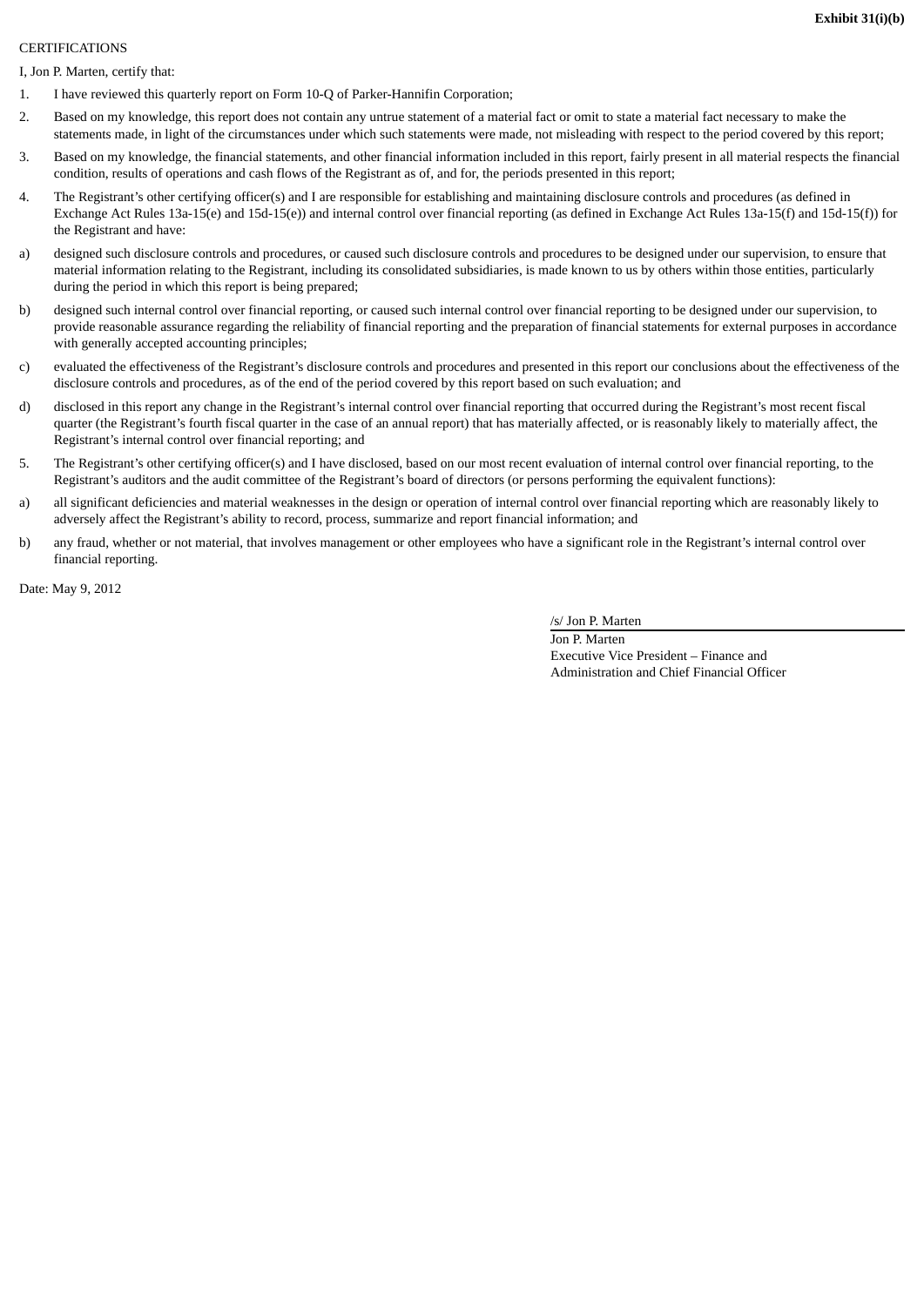**Exhibit 31(i)(b)**

CERTIFICATIONS

I, Jon P. Marten, certify that:

1. I have reviewed this quarterly report on Form 10-Q of Parker-Hannifin Corporation;
2. Based on my knowledge, this report does not contain any untrue statement of a material fact or omit to state a material fact necessary to make the statements made, in light of the circumstances under which such statements were made, not misleading with respect to the period covered by this report;
3. Based on my knowledge, the financial statements, and other financial information included in this report, fairly present in all material respects the financial condition, results of operations and cash flows of the Registrant as of, and for, the periods presented in this report;
4. The Registrant's other certifying officer(s) and I are responsible for establishing and maintaining disclosure controls and procedures (as defined in Exchange Act Rules 13a-15(e) and 15d-15(e)) and internal control over financial reporting (as defined in Exchange Act Rules 13a-15(f) and 15d-15(f)) for the Registrant and have:

a) designed such disclosure controls and procedures, or caused such disclosure controls and procedures to be designed under our supervision, to ensure that material information relating to the Registrant, including its consolidated subsidiaries, is made known to us by others within those entities, particularly during the period in which this report is being prepared;

b) designed such internal control over financial reporting, or caused such internal control over financial reporting to be designed under our supervision, to provide reasonable assurance regarding the reliability of financial reporting and the preparation of financial statements for external purposes in accordance with generally accepted accounting principles;

c) evaluated the effectiveness of the Registrant's disclosure controls and procedures and presented in this report our conclusions about the effectiveness of the disclosure controls and procedures, as of the end of the period covered by this report based on such evaluation; and

d) disclosed in this report any change in the Registrant's internal control over financial reporting that occurred during the Registrant's most recent fiscal quarter (the Registrant's fourth fiscal quarter in the case of an annual report) that has materially affected, or is reasonably likely to materially affect, the Registrant's internal control over financial reporting; and

5. The Registrant's other certifying officer(s) and I have disclosed, based on our most recent evaluation of internal control over financial reporting, to the Registrant's auditors and the audit committee of the Registrant's board of directors (or persons performing the equivalent functions):

a) all significant deficiencies and material weaknesses in the design or operation of internal control over financial reporting which are reasonably likely to adversely affect the Registrant's ability to record, process, summarize and report financial information; and

b) any fraud, whether or not material, that involves management or other employees who have a significant role in the Registrant's internal control over financial reporting.

Date: May 9, 2012

/s/ Jon P. Marten

Jon P. Marten
Executive Vice President – Finance and
Administration and Chief Financial Officer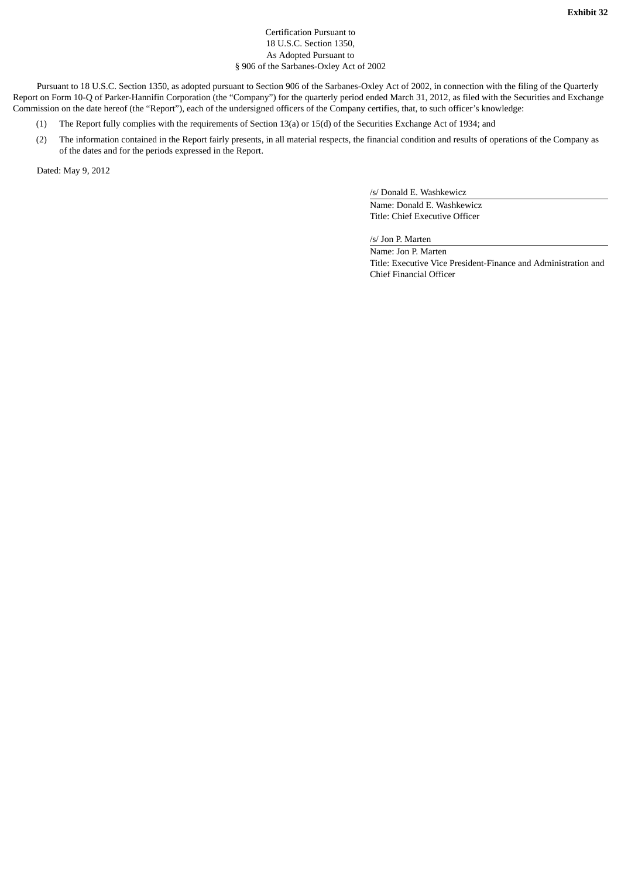**Exhibit 32**

Certification Pursuant to
18 U.S.C. Section 1350,
As Adopted Pursuant to
§ 906 of the Sarbanes-Oxley Act of 2002

Pursuant to 18 U.S.C. Section 1350, as adopted pursuant to Section 906 of the Sarbanes-Oxley Act of 2002, in connection with the filing of the Quarterly Report on Form 10-Q of Parker-Hannifin Corporation (the "Company") for the quarterly period ended March 31, 2012, as filed with the Securities and Exchange Commission on the date hereof (the "Report"), each of the undersigned officers of the Company certifies, that, to such officer's knowledge:

(1) The Report fully complies with the requirements of Section 13(a) or 15(d) of the Securities Exchange Act of 1934; and

(2) The information contained in the Report fairly presents, in all material respects, the financial condition and results of operations of the Company as of the dates and for the periods expressed in the Report.

Dated: May 9, 2012

/s/ Donald E. Washkewicz
Name: Donald E. Washkewicz
Title: Chief Executive Officer

/s/ Jon P. Marten
Name: Jon P. Marten
Title: Executive Vice President-Finance and Administration and Chief Financial Officer